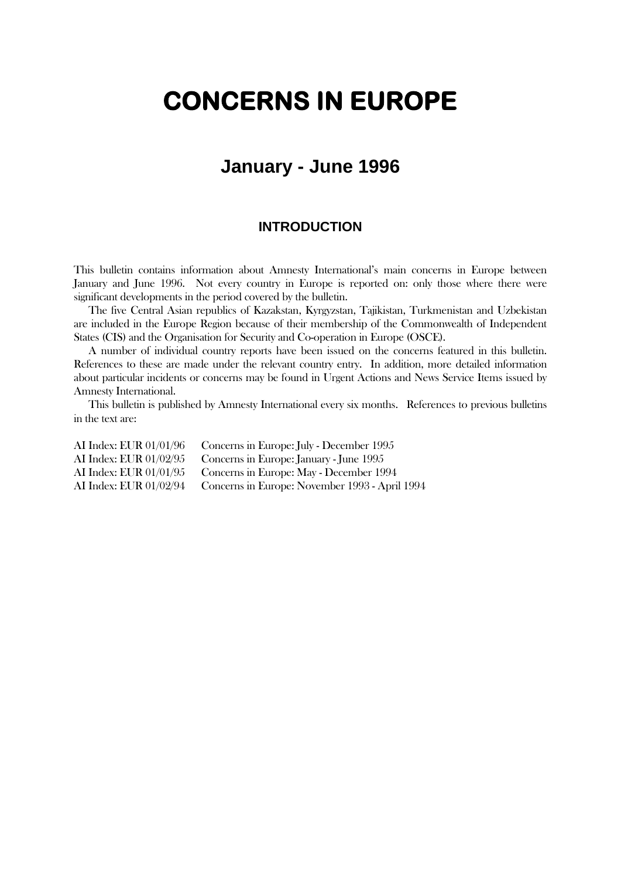# CONCERNS IN EUROPE

## January - June 1996

### INTRODUCTION

This bulletin contains information about Amnesty International's main concerns in Europe between January and June 1996. Not every country in Europe is reported on: only those where there were significant developments in the period covered by the bulletin.

The five Central Asian republics of Kazakstan, Kyrgyzstan, Tajikistan, Turkmenistan and Uzbekistan are included in the Europe Region because of their membership of the Commonwealth of Independent States (CIS) and the Organisation for Security and Co-operation in Europe (OSCE).

A number of individual country reports have been issued on the concerns featured in this bulletin. References to these are made under the relevant country entry. In addition, more detailed information about particular incidents or concerns may be found in Urgent Actions and News Service Items issued by Amnesty International.

This bulletin is published by Amnesty International every six months. References to previous bulletins in the text are:

AI Index: EUR 01/01/96 Concerns in Europe: July - December 1995
AI Index: EUR 01/02/95 Concerns in Europe: January - June 1995
AI Index: EUR 01/01/95 Concerns in Europe: May - December 1994
AI Index: EUR 01/02/94 Concerns in Europe: November 1993 - April 1994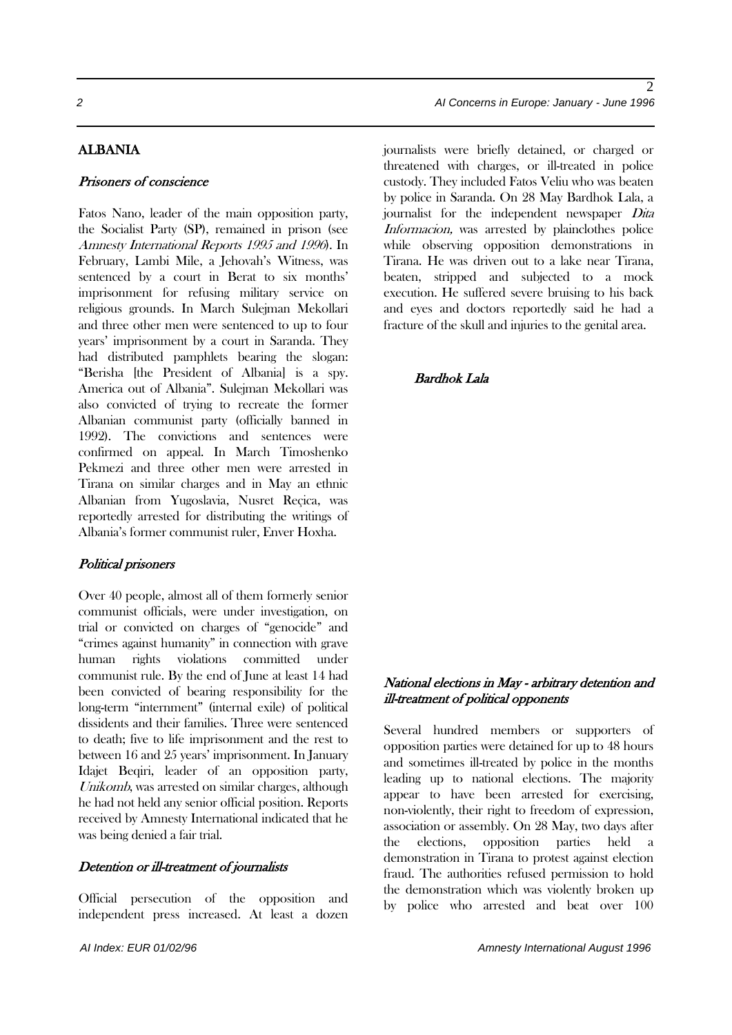## ALBANIA

### *Prisoners of conscience*

Fatos Nano, leader of the main opposition party, the Socialist Party (SP), remained in prison (see *Amnesty International Reports 1995 and 1996*). In February, Lambi Mile, a Jehovah's Witness, was sentenced by a court in Berat to six months' imprisonment for refusing military service on religious grounds. In March Sulejman Mekollari and three other men were sentenced to up to four years' imprisonment by a court in Saranda. They had distributed pamphlets bearing the slogan: "Berisha [the President of Albania] is a spy. America out of Albania". Sulejman Mekollari was also convicted of trying to recreate the former Albanian communist party (officially banned in 1992). The convictions and sentences were confirmed on appeal. In March Timoshenko Pekmezi and three other men were arrested in Tirana on similar charges and in May an ethnic Albanian from Yugoslavia, Nusret Reçica, was reportedly arrested for distributing the writings of Albania's former communist ruler, Enver Hoxha.

### *Political prisoners*

Over 40 people, almost all of them formerly senior communist officials, were under investigation, on trial or convicted on charges of "genocide" and "crimes against humanity" in connection with grave human rights violations committed under communist rule. By the end of June at least 14 had been convicted of bearing responsibility for the long-term "internment" (internal exile) of political dissidents and their families. Three were sentenced to death; five to life imprisonment and the rest to between 16 and 25 years' imprisonment. In January Idajet Beqiri, leader of an opposition party, *Unikomb*, was arrested on similar charges, although he had not held any senior official position. Reports received by Amnesty International indicated that he was being denied a fair trial.

### *Detention or ill-treatment of journalists*

Official persecution of the opposition and independent press increased. At least a dozen journalists were briefly detained, or charged or threatened with charges, or ill-treated in police custody. They included Fatos Veliu who was beaten by police in Saranda. On 28 May Bardhok Lala, a journalist for the independent newspaper *Dita Informacion,* was arrested by plainclothes police while observing opposition demonstrations in Tirana. He was driven out to a lake near Tirana, beaten, stripped and subjected to a mock execution. He suffered severe bruising to his back and eyes and doctors reportedly said he had a fracture of the skull and injuries to the genital area.

*Bardhok Lala*

### *National elections in May - arbitrary detention and ill-treatment of political opponents*

Several hundred members or supporters of opposition parties were detained for up to 48 hours and sometimes ill-treated by police in the months leading up to national elections. The majority appear to have been arrested for exercising, non-violently, their right to freedom of expression, association or assembly. On 28 May, two days after the elections, opposition parties held a demonstration in Tirana to protest against election fraud. The authorities refused permission to hold the demonstration which was violently broken up by police who arrested and beat over 100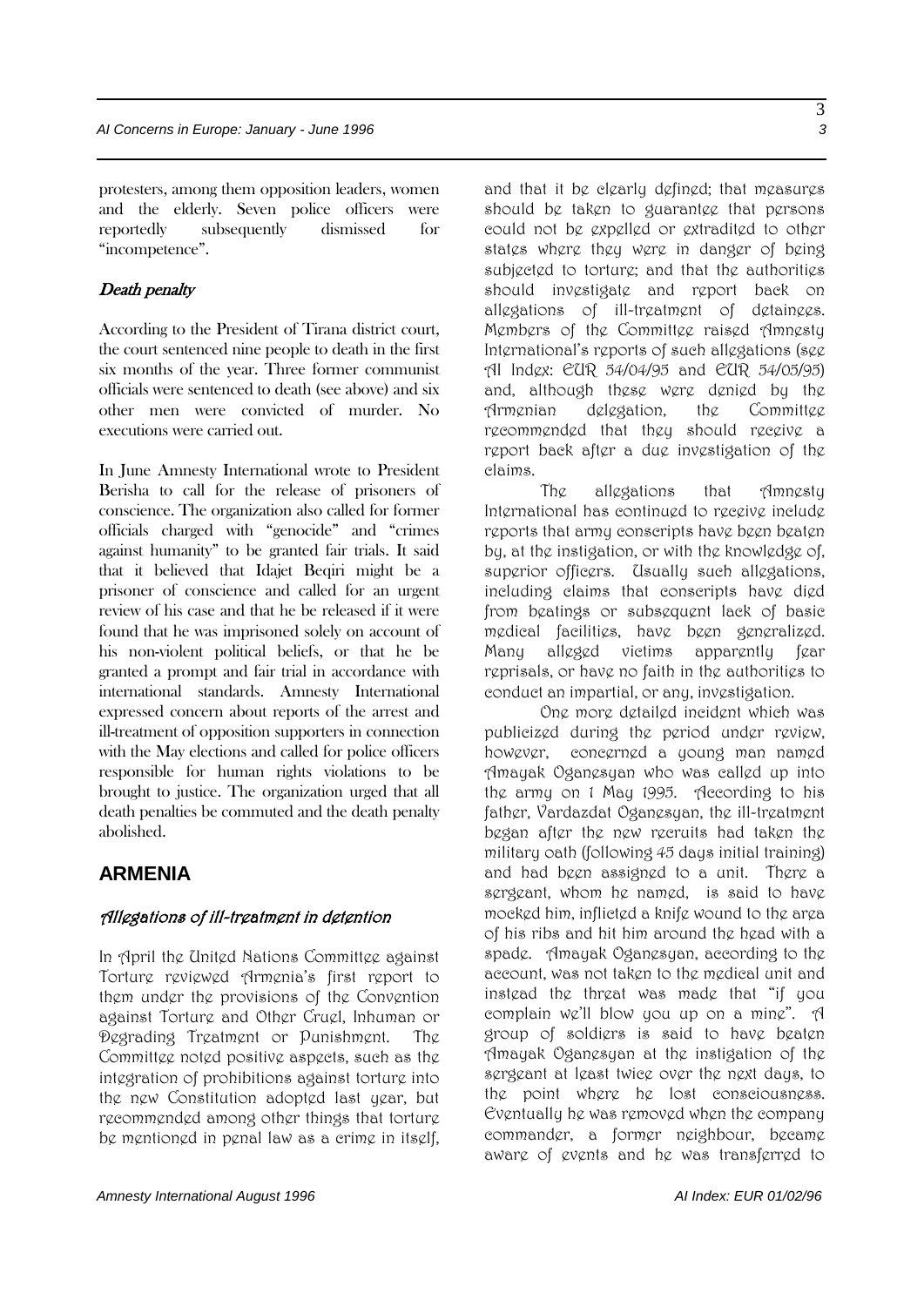protesters, among them opposition leaders, women and the elderly. Seven police officers were reportedly subsequently dismissed for "incompetence".

### *Death penalty*

According to the President of Tirana district court, the court sentenced nine people to death in the first six months of the year. Three former communist officials were sentenced to death (see above) and six other men were convicted of murder. No executions were carried out.

In June Amnesty International wrote to President Berisha to call for the release of prisoners of conscience. The organization also called for former officials charged with "genocide" and "crimes against humanity" to be granted fair trials. It said that it believed that Idajet Beqiri might be a prisoner of conscience and called for an urgent review of his case and that he be released if it were found that he was imprisoned solely on account of his non-violent political beliefs, or that he be granted a prompt and fair trial in accordance with international standards. Amnesty International expressed concern about reports of the arrest and ill-treatment of opposition supporters in connection with the May elections and called for police officers responsible for human rights violations to be brought to justice. The organization urged that all death penalties be commuted and the death penalty abolished.

## ARMENIA

### *Allegations of ill-treatment in detention*

In April the United Nations Committee against Torture reviewed Armenia's first report to them under the provisions of the Convention against Torture and Other Cruel, Inhuman or Degrading Treatment or Punishment. The Committee noted positive aspects, such as the integration of prohibitions against torture into the new Constitution adopted last year, but recommended among other things that torture be mentioned in penal law as a crime in itself, and that it be clearly defined; that measures should be taken to guarantee that persons could not be expelled or extradited to other states where they were in danger of being subjected to torture; and that the authorities should investigate and report back on allegations of ill-treatment of detainees. Members of the Committee raised Amnesty International's reports of such allegations (see AI Index: EUR 54/04/95 and EUR 54/05/95) and, although these were denied by the Armenian delegation, the Committee recommended that they should receive a report back after a due investigation of the claims.

The allegations that Amnesty International has continued to receive include reports that army conscripts have been beaten by, at the instigation, or with the knowledge of, superior officers. Usually such allegations, including claims that conscripts have died from beatings or subsequent lack of basic medical facilities, have been generalized. Many alleged victims apparently fear reprisals, or have no faith in the authorities to conduct an impartial, or any, investigation.

One more detailed incident which was publicized during the period under review, however, concerned a young man named Amayak Oganesyan who was called up into the army on 1 May 1995. According to his father, Vardazdat Oganesyan, the ill-treatment began after the new recruits had taken the military oath (following 45 days initial training) and had been assigned to a unit. There a sergeant, whom he named, is said to have mocked him, inflicted a knife wound to the area of his ribs and hit him around the head with a spade. Amayak Oganesyan, according to the account, was not taken to the medical unit and instead the threat was made that "if you complain we'll blow you up on a mine". A group of soldiers is said to have beaten Amayak Oganesyan at the instigation of the sergeant at least twice over the next days, to the point where he lost consciousness. Eventually he was removed when the company commander, a former neighbour, became aware of events and he was transferred to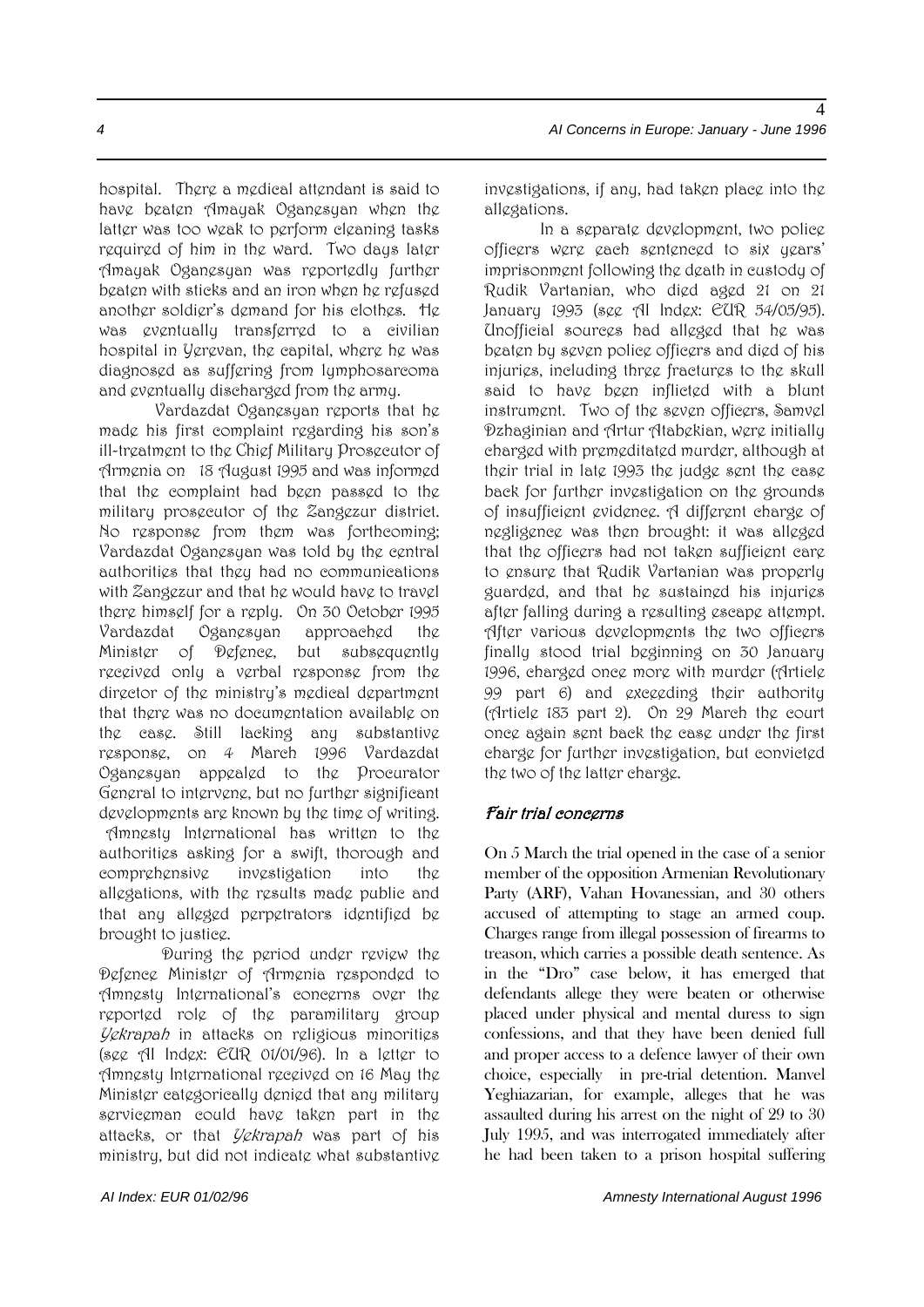hospital. There a medical attendant is said to have beaten Amayak Oganesyan when the latter was too weak to perform cleaning tasks required of him in the ward. Two days later Amayak Oganesyan was reportedly further beaten with sticks and an iron when he refused another soldier's demand for his clothes. He was eventually transferred to a civilian hospital in Yerevan, the capital, where he was diagnosed as suffering from lymphosarcoma and eventually discharged from the army.

Vardazdat Oganesyan reports that he made his first complaint regarding his son's ill-treatment to the Chief Military Prosecutor of Armenia on 18 August 1995 and was informed that the complaint had been passed to the military prosecutor of the Zangezur district. No response from them was forthcoming; Vardazdat Oganesyan was told by the central authorities that they had no communications with Zangezur and that he would have to travel there himself for a reply. On 30 October 1995 Vardazdat Oganesyan approached the Minister of Defence, but subsequently received only a verbal response from the director of the ministry's medical department that there was no documentation available on the case. Still lacking any substantive response, on 4 March 1996 Vardazdat Oganesyan appealed to the Procurator General to intervene, but no further significant developments are known by the time of writing. Amnesty International has written to the authorities asking for a swift, thorough and comprehensive investigation into the allegations, with the results made public and that any alleged perpetrators identified be brought to justice.

During the period under review the Defence Minister of Armenia responded to Amnesty International's concerns over the reported role of the paramilitary group *Yekrapah* in attacks on religious minorities (see AI Index: EUR 01/01/96). In a letter to Amnesty International received on 16 May the Minister categorically denied that any military serviceman could have taken part in the attacks, or that *Yekrapah* was part of his ministry, but did not indicate what substantive investigations, if any, had taken place into the allegations.

In a separate development, two police officers were each sentenced to six years' imprisonment following the death in custody of Rudik Vartanian, who died aged 21 on 21 January 1993 (see AI Index: EUR 54/03/95). Unofficial sources had alleged that he was beaten by seven police officers and died of his injuries, including three fractures to the skull said to have been inflicted with a blunt instrument. Two of the seven officers, Samvel Dzhaginian and Artur Atabekian, were initially charged with premeditated murder, although at their trial in late 1993 the judge sent the case back for further investigation on the grounds of insufficient evidence. A different charge of negligence was then brought: it was alleged that the officers had not taken sufficient care to ensure that Rudik Vartanian was properly guarded, and that he sustained his injuries after falling during a resulting escape attempt. After various developments the two officers finally stood trial beginning on 30 January 1996, charged once more with murder (Article 99 part 6) and exceeding their authority (Article 183 part 2). On 29 March the court once again sent back the case under the first charge for further investigation, but convicted the two of the latter charge.

### *Fair trial concerns*

On 5 March the trial opened in the case of a senior member of the opposition Armenian Revolutionary Party (ARF), Vahan Hovanessian, and 30 others accused of attempting to stage an armed coup. Charges range from illegal possession of firearms to treason, which carries a possible death sentence. As in the "Dro" case below, it has emerged that defendants allege they were beaten or otherwise placed under physical and mental duress to sign confessions, and that they have been denied full and proper access to a defence lawyer of their own choice, especially in pre-trial detention. Manvel Yeghiazarian, for example, alleges that he was assaulted during his arrest on the night of 29 to 30 July 1995, and was interrogated immediately after he had been taken to a prison hospital suffering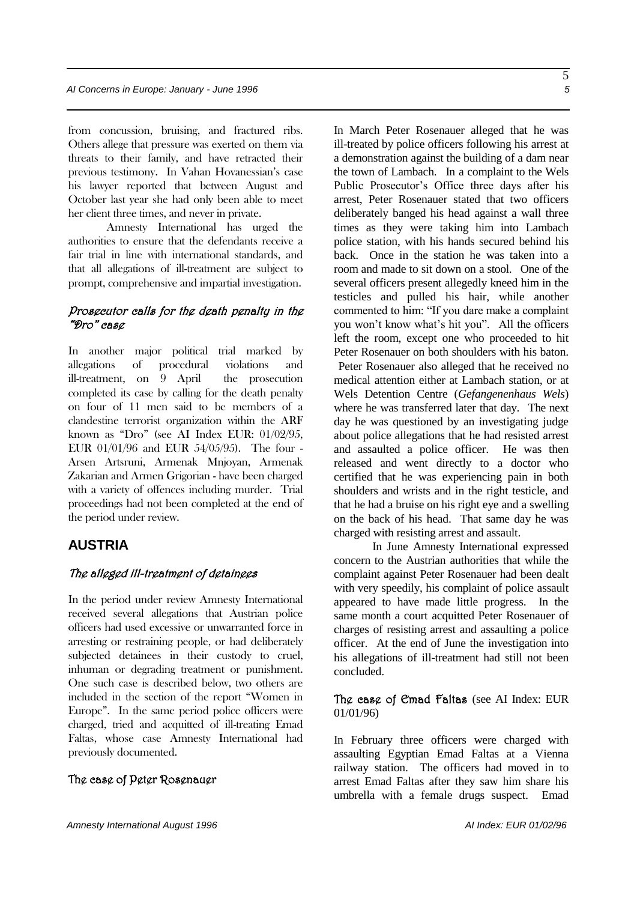from concussion, bruising, and fractured ribs. Others allege that pressure was exerted on them via threats to their family, and have retracted their previous testimony. In Vahan Hovanessian's case his lawyer reported that between August and October last year she had only been able to meet her client three times, and never in private.

Amnesty International has urged the authorities to ensure that the defendants receive a fair trial in line with international standards, and that all allegations of ill-treatment are subject to prompt, comprehensive and impartial investigation.

### *Prosecutor calls for the death penalty in the "Dro" case*

In another major political trial marked by allegations of procedural violations and ill-treatment, on 9 April the prosecution completed its case by calling for the death penalty on four of 11 men said to be members of a clandestine terrorist organization within the ARF known as "Dro" (see AI Index EUR: 01/02/95, EUR 01/01/96 and EUR 54/05/95). The four - Arsen Artsruni, Armenak Mnjoyan, Armenak Zakarian and Armen Grigorian - have been charged with a variety of offences including murder. Trial proceedings had not been completed at the end of the period under review.

## AUSTRIA

### *The alleged ill-treatment of detainees*

In the period under review Amnesty International received several allegations that Austrian police officers had used excessive or unwarranted force in arresting or restraining people, or had deliberately subjected detainees in their custody to cruel, inhuman or degrading treatment or punishment. One such case is described below, two others are included in the section of the report "Women in Europe". In the same period police officers were charged, tried and acquitted of ill-treating Emad Faltas, whose case Amnesty International had previously documented.

#### The case of Peter Rosenauer

In March Peter Rosenauer alleged that he was ill-treated by police officers following his arrest at a demonstration against the building of a dam near the town of Lambach. In a complaint to the Wels Public Prosecutor's Office three days after his arrest, Peter Rosenauer stated that two officers deliberately banged his head against a wall three times as they were taking him into Lambach police station, with his hands secured behind his back. Once in the station he was taken into a room and made to sit down on a stool. One of the several officers present allegedly kneed him in the testicles and pulled his hair, while another commented to him: "If you dare make a complaint you won't know what's hit you". All the officers left the room, except one who proceeded to hit Peter Rosenauer on both shoulders with his baton.

Peter Rosenauer also alleged that he received no medical attention either at Lambach station, or at Wels Detention Centre (*Gefangenenhaus Wels*) where he was transferred later that day. The next day he was questioned by an investigating judge about police allegations that he had resisted arrest and assaulted a police officer. He was then released and went directly to a doctor who certified that he was experiencing pain in both shoulders and wrists and in the right testicle, and that he had a bruise on his right eye and a swelling on the back of his head. That same day he was charged with resisting arrest and assault.

In June Amnesty International expressed concern to the Austrian authorities that while the complaint against Peter Rosenauer had been dealt with very speedily, his complaint of police assault appeared to have made little progress. In the same month a court acquitted Peter Rosenauer of charges of resisting arrest and assaulting a police officer. At the end of June the investigation into his allegations of ill-treatment had still not been concluded.

#### The case of Emad Faltas (see AI Index: EUR 01/01/96)

In February three officers were charged with assaulting Egyptian Emad Faltas at a Vienna railway station. The officers had moved in to arrest Emad Faltas after they saw him share his umbrella with a female drugs suspect. Emad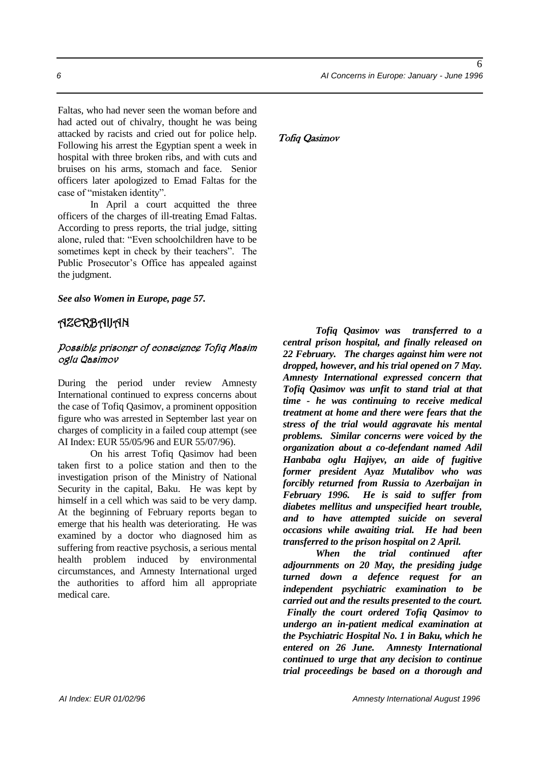Faltas, who had never seen the woman before and had acted out of chivalry, thought he was being attacked by racists and cried out for police help. Following his arrest the Egyptian spent a week in hospital with three broken ribs, and with cuts and bruises on his arms, stomach and face. Senior officers later apologized to Emad Faltas for the case of "mistaken identity".

In April a court acquitted the three officers of the charges of ill-treating Emad Faltas. According to press reports, the trial judge, sitting alone, ruled that: "Even schoolchildren have to be sometimes kept in check by their teachers". The Public Prosecutor's Office has appealed against the judgment.

***See also Women in Europe, page 57.***

## AZERBAIJAN

### *Possible prisoner of conscience Tofiq Masim oglu Qasimov*

During the period under review Amnesty International continued to express concerns about the case of Tofiq Qasimov, a prominent opposition figure who was arrested in September last year on charges of complicity in a failed coup attempt (see AI Index: EUR 55/05/96 and EUR 55/07/96).

On his arrest Tofiq Qasimov had been taken first to a police station and then to the investigation prison of the Ministry of National Security in the capital, Baku. He was kept by himself in a cell which was said to be very damp. At the beginning of February reports began to emerge that his health was deteriorating. He was examined by a doctor who diagnosed him as suffering from reactive psychosis, a serious mental health problem induced by environmental circumstances, and Amnesty International urged the authorities to afford him all appropriate medical care.

*Tofiq Qasimov*

***Tofiq Qasimov was transferred to a central prison hospital, and finally released on 22 February. The charges against him were not dropped, however, and his trial opened on 7 May. Amnesty International expressed concern that Tofiq Qasimov was unfit to stand trial at that time - he was continuing to receive medical treatment at home and there were fears that the stress of the trial would aggravate his mental problems. Similar concerns were voiced by the organization about a co-defendant named Adil Hanbaba oglu Hajiyev, an aide of fugitive former president Ayaz Mutalibov who was forcibly returned from Russia to Azerbaijan in February 1996. He is said to suffer from diabetes mellitus and unspecified heart trouble, and to have attempted suicide on several occasions while awaiting trial. He had been transferred to the prison hospital on 2 April.***

***When the trial continued after adjournments on 20 May, the presiding judge turned down a defence request for an independent psychiatric examination to be carried out and the results presented to the court. Finally the court ordered Tofiq Qasimov to undergo an in-patient medical examination at the Psychiatric Hospital No. 1 in Baku, which he entered on 26 June. Amnesty International continued to urge that any decision to continue trial proceedings be based on a thorough and***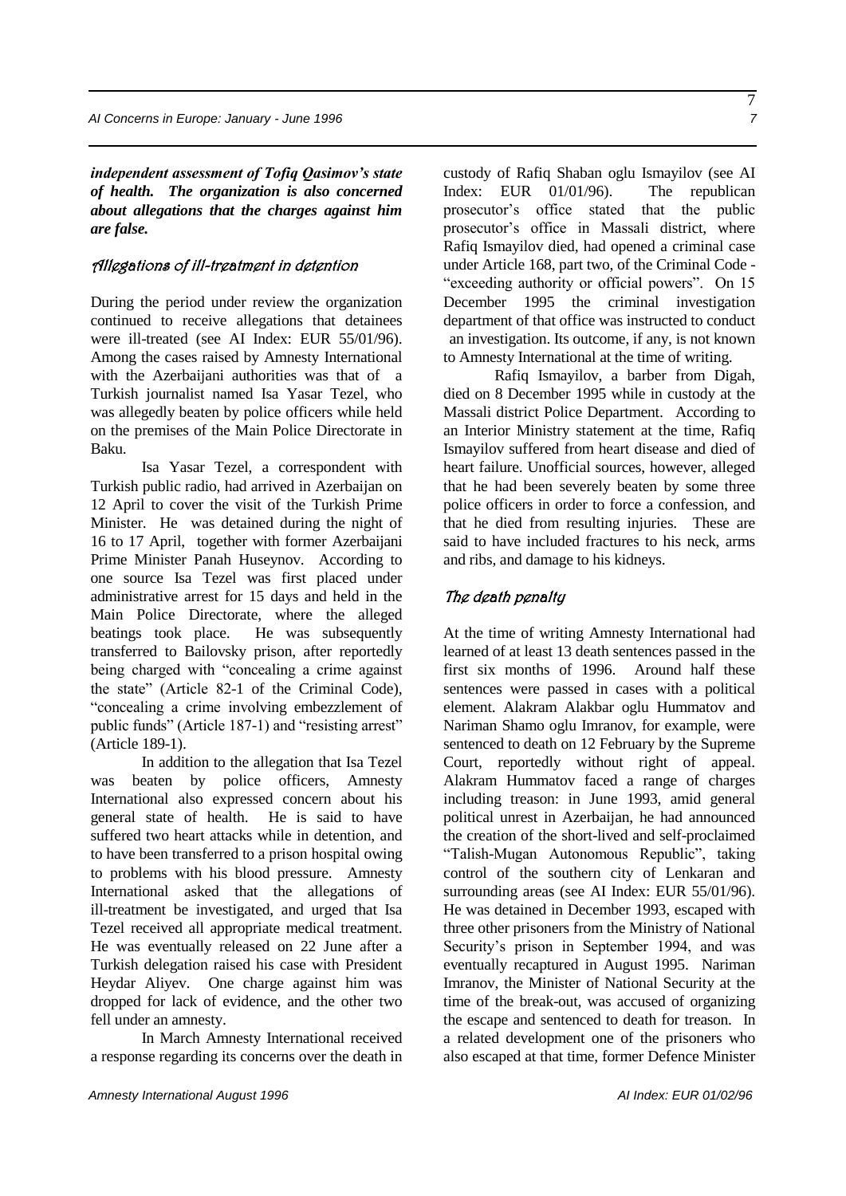***independent assessment of Tofiq Qasimov's state of health. The organization is also concerned about allegations that the charges against him are false.***

## *Allegations of ill-treatment in detention*

During the period under review the organization continued to receive allegations that detainees were ill-treated (see AI Index: EUR 55/01/96). Among the cases raised by Amnesty International with the Azerbaijani authorities was that of a Turkish journalist named Isa Yasar Tezel, who was allegedly beaten by police officers while held on the premises of the Main Police Directorate in Baku.

Isa Yasar Tezel, a correspondent with Turkish public radio, had arrived in Azerbaijan on 12 April to cover the visit of the Turkish Prime Minister. He was detained during the night of 16 to 17 April, together with former Azerbaijani Prime Minister Panah Huseynov. According to one source Isa Tezel was first placed under administrative arrest for 15 days and held in the Main Police Directorate, where the alleged beatings took place. He was subsequently transferred to Bailovsky prison, after reportedly being charged with "concealing a crime against the state" (Article 82-1 of the Criminal Code), "concealing a crime involving embezzlement of public funds" (Article 187-1) and "resisting arrest" (Article 189-1).

In addition to the allegation that Isa Tezel was beaten by police officers, Amnesty International also expressed concern about his general state of health. He is said to have suffered two heart attacks while in detention, and to have been transferred to a prison hospital owing to problems with his blood pressure. Amnesty International asked that the allegations of ill-treatment be investigated, and urged that Isa Tezel received all appropriate medical treatment. He was eventually released on 22 June after a Turkish delegation raised his case with President Heydar Aliyev. One charge against him was dropped for lack of evidence, and the other two fell under an amnesty.

In March Amnesty International received a response regarding its concerns over the death in custody of Rafiq Shaban oglu Ismayilov (see AI Index: EUR 01/01/96). The republican prosecutor's office stated that the public prosecutor's office in Massali district, where Rafiq Ismayilov died, had opened a criminal case under Article 168, part two, of the Criminal Code - "exceeding authority or official powers". On 15 December 1995 the criminal investigation department of that office was instructed to conduct an investigation. Its outcome, if any, is not known to Amnesty International at the time of writing.

Rafiq Ismayilov, a barber from Digah, died on 8 December 1995 while in custody at the Massali district Police Department. According to an Interior Ministry statement at the time, Rafiq Ismayilov suffered from heart disease and died of heart failure. Unofficial sources, however, alleged that he had been severely beaten by some three police officers in order to force a confession, and that he died from resulting injuries. These are said to have included fractures to his neck, arms and ribs, and damage to his kidneys.

## *The death penalty*

At the time of writing Amnesty International had learned of at least 13 death sentences passed in the first six months of 1996. Around half these sentences were passed in cases with a political element. Alakram Alakbar oglu Hummatov and Nariman Shamo oglu Imranov, for example, were sentenced to death on 12 February by the Supreme Court, reportedly without right of appeal. Alakram Hummatov faced a range of charges including treason: in June 1993, amid general political unrest in Azerbaijan, he had announced the creation of the short-lived and self-proclaimed "Talish-Mugan Autonomous Republic", taking control of the southern city of Lenkaran and surrounding areas (see AI Index: EUR 55/01/96). He was detained in December 1993, escaped with three other prisoners from the Ministry of National Security's prison in September 1994, and was eventually recaptured in August 1995. Nariman Imranov, the Minister of National Security at the time of the break-out, was accused of organizing the escape and sentenced to death for treason. In a related development one of the prisoners who also escaped at that time, former Defence Minister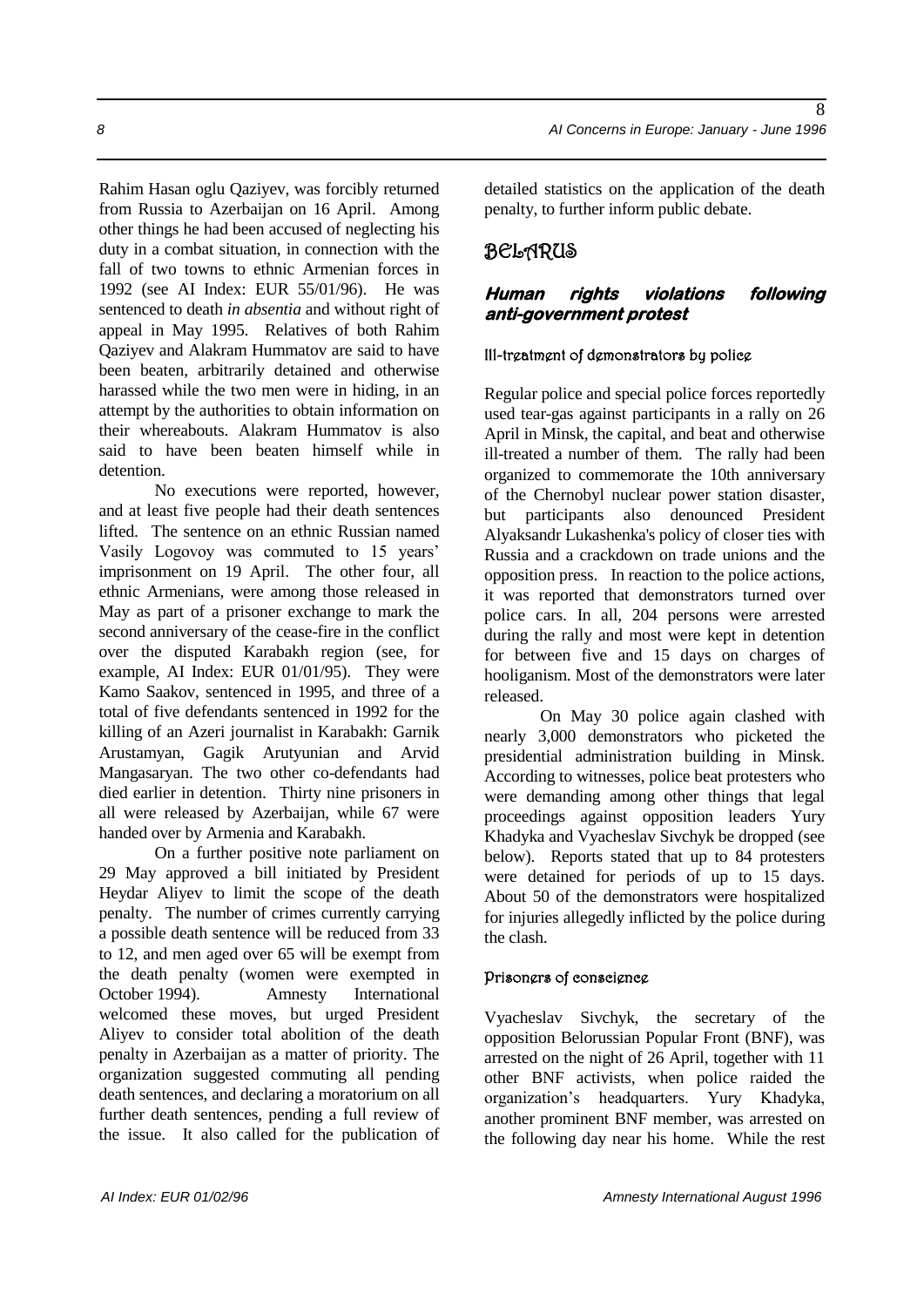Rahim Hasan oglu Qaziyev, was forcibly returned from Russia to Azerbaijan on 16 April. Among other things he had been accused of neglecting his duty in a combat situation, in connection with the fall of two towns to ethnic Armenian forces in 1992 (see AI Index: EUR 55/01/96). He was sentenced to death *in absentia* and without right of appeal in May 1995. Relatives of both Rahim Qaziyev and Alakram Hummatov are said to have been beaten, arbitrarily detained and otherwise harassed while the two men were in hiding, in an attempt by the authorities to obtain information on their whereabouts. Alakram Hummatov is also said to have been beaten himself while in detention.

No executions were reported, however, and at least five people had their death sentences lifted. The sentence on an ethnic Russian named Vasily Logovoy was commuted to 15 years' imprisonment on 19 April. The other four, all ethnic Armenians, were among those released in May as part of a prisoner exchange to mark the second anniversary of the cease-fire in the conflict over the disputed Karabakh region (see, for example, AI Index: EUR 01/01/95). They were Kamo Saakov, sentenced in 1995, and three of a total of five defendants sentenced in 1992 for the killing of an Azeri journalist in Karabakh: Garnik Arustamyan, Gagik Arutyunian and Arvid Mangasaryan. The two other co-defendants had died earlier in detention. Thirty nine prisoners in all were released by Azerbaijan, while 67 were handed over by Armenia and Karabakh.

On a further positive note parliament on 29 May approved a bill initiated by President Heydar Aliyev to limit the scope of the death penalty. The number of crimes currently carrying a possible death sentence will be reduced from 33 to 12, and men aged over 65 will be exempt from the death penalty (women were exempted in October 1994). Amnesty International welcomed these moves, but urged President Aliyev to consider total abolition of the death penalty in Azerbaijan as a matter of priority. The organization suggested commuting all pending death sentences, and declaring a moratorium on all further death sentences, pending a full review of the issue. It also called for the publication of detailed statistics on the application of the death penalty, to further inform public debate.

## BELARUS

### *Human rights violations following anti-government protest*

#### Ill-treatment of demonstrators by police

Regular police and special police forces reportedly used tear-gas against participants in a rally on 26 April in Minsk, the capital, and beat and otherwise ill-treated a number of them. The rally had been organized to commemorate the 10th anniversary of the Chernobyl nuclear power station disaster, but participants also denounced President Alyaksandr Lukashenka's policy of closer ties with Russia and a crackdown on trade unions and the opposition press. In reaction to the police actions, it was reported that demonstrators turned over police cars. In all, 204 persons were arrested during the rally and most were kept in detention for between five and 15 days on charges of hooliganism. Most of the demonstrators were later released.

On May 30 police again clashed with nearly 3,000 demonstrators who picketed the presidential administration building in Minsk. According to witnesses, police beat protesters who were demanding among other things that legal proceedings against opposition leaders Yury Khadyka and Vyacheslav Sivchyk be dropped (see below). Reports stated that up to 84 protesters were detained for periods of up to 15 days. About 50 of the demonstrators were hospitalized for injuries allegedly inflicted by the police during the clash.

#### Prisoners of conscience

Vyacheslav Sivchyk, the secretary of the opposition Belorussian Popular Front (BNF), was arrested on the night of 26 April, together with 11 other BNF activists, when police raided the organization's headquarters. Yury Khadyka, another prominent BNF member, was arrested on the following day near his home. While the rest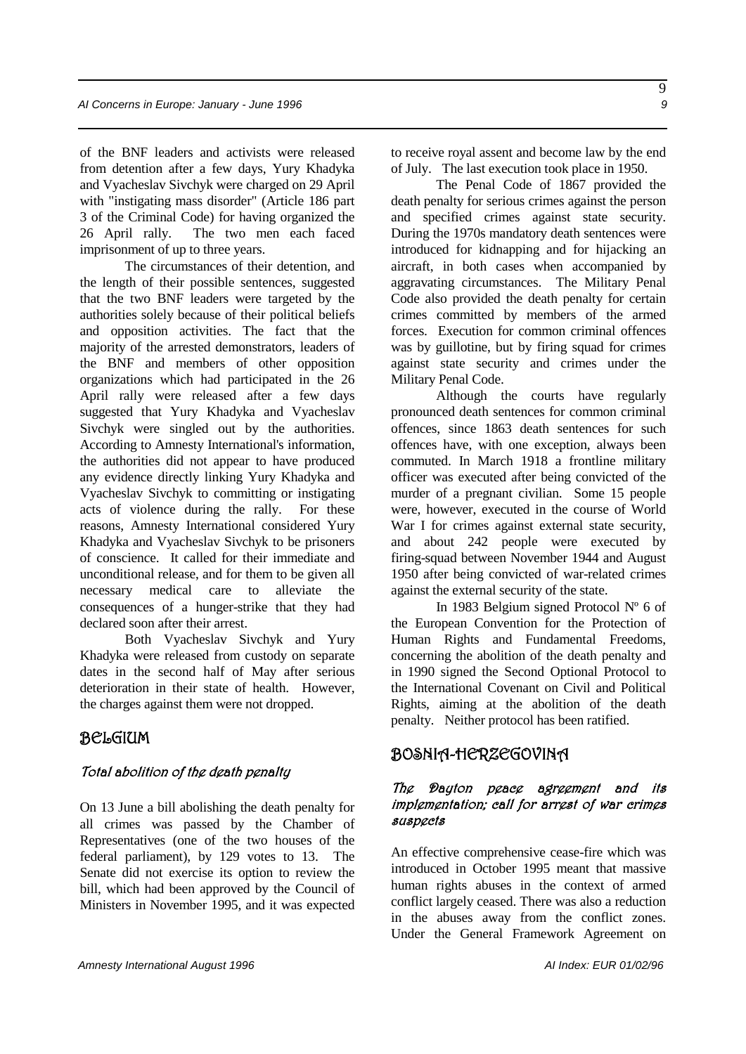of the BNF leaders and activists were released from detention after a few days, Yury Khadyka and Vyacheslav Sivchyk were charged on 29 April with "instigating mass disorder" (Article 186 part 3 of the Criminal Code) for having organized the 26 April rally. The two men each faced imprisonment of up to three years.

The circumstances of their detention, and the length of their possible sentences, suggested that the two BNF leaders were targeted by the authorities solely because of their political beliefs and opposition activities. The fact that the majority of the arrested demonstrators, leaders of the BNF and members of other opposition organizations which had participated in the 26 April rally were released after a few days suggested that Yury Khadyka and Vyacheslav Sivchyk were singled out by the authorities. According to Amnesty International's information, the authorities did not appear to have produced any evidence directly linking Yury Khadyka and Vyacheslav Sivchyk to committing or instigating acts of violence during the rally. For these reasons, Amnesty International considered Yury Khadyka and Vyacheslav Sivchyk to be prisoners of conscience. It called for their immediate and unconditional release, and for them to be given all necessary medical care to alleviate the consequences of a hunger-strike that they had declared soon after their arrest.

Both Vyacheslav Sivchyk and Yury Khadyka were released from custody on separate dates in the second half of May after serious deterioration in their state of health. However, the charges against them were not dropped.

## BELGIUM

### *Total abolition of the death penalty*

On 13 June a bill abolishing the death penalty for all crimes was passed by the Chamber of Representatives (one of the two houses of the federal parliament), by 129 votes to 13. The Senate did not exercise its option to review the bill, which had been approved by the Council of Ministers in November 1995, and it was expected to receive royal assent and become law by the end of July. The last execution took place in 1950.

The Penal Code of 1867 provided the death penalty for serious crimes against the person and specified crimes against state security. During the 1970s mandatory death sentences were introduced for kidnapping and for hijacking an aircraft, in both cases when accompanied by aggravating circumstances. The Military Penal Code also provided the death penalty for certain crimes committed by members of the armed forces. Execution for common criminal offences was by guillotine, but by firing squad for crimes against state security and crimes under the Military Penal Code.

Although the courts have regularly pronounced death sentences for common criminal offences, since 1863 death sentences for such offences have, with one exception, always been commuted. In March 1918 a frontline military officer was executed after being convicted of the murder of a pregnant civilian. Some 15 people were, however, executed in the course of World War I for crimes against external state security, and about 242 people were executed by firing-squad between November 1944 and August 1950 after being convicted of war-related crimes against the external security of the state.

In 1983 Belgium signed Protocol Nº 6 of the European Convention for the Protection of Human Rights and Fundamental Freedoms, concerning the abolition of the death penalty and in 1990 signed the Second Optional Protocol to the International Covenant on Civil and Political Rights, aiming at the abolition of the death penalty. Neither protocol has been ratified.

## BOSNIA-HERZEGOVINA

### *The Dayton peace agreement and its implementation; call for arrest of war crimes suspects*

An effective comprehensive cease-fire which was introduced in October 1995 meant that massive human rights abuses in the context of armed conflict largely ceased. There was also a reduction in the abuses away from the conflict zones. Under the General Framework Agreement on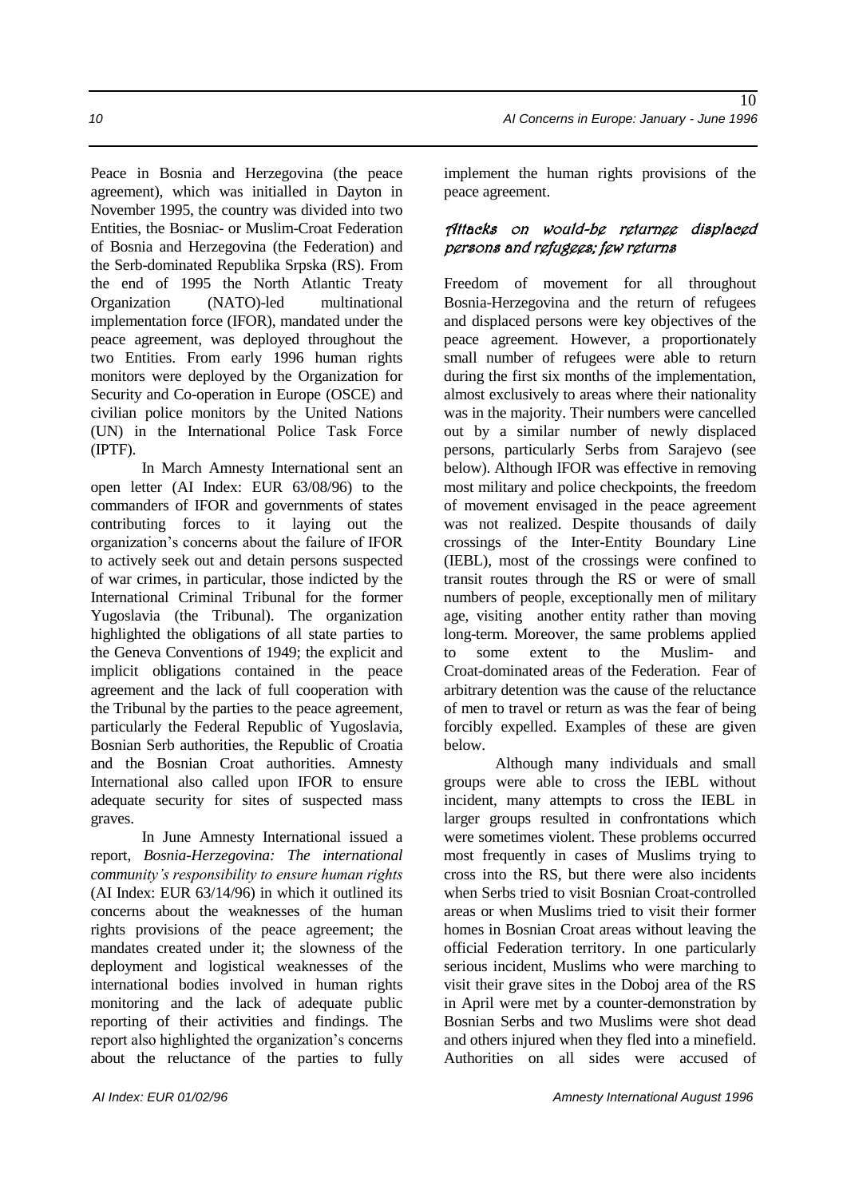Peace in Bosnia and Herzegovina (the peace agreement), which was initialled in Dayton in November 1995, the country was divided into two Entities, the Bosniac- or Muslim-Croat Federation of Bosnia and Herzegovina (the Federation) and the Serb-dominated Republika Srpska (RS). From the end of 1995 the North Atlantic Treaty Organization (NATO)-led multinational implementation force (IFOR), mandated under the peace agreement, was deployed throughout the two Entities. From early 1996 human rights monitors were deployed by the Organization for Security and Co-operation in Europe (OSCE) and civilian police monitors by the United Nations (UN) in the International Police Task Force (IPTF).

In March Amnesty International sent an open letter (AI Index: EUR 63/08/96) to the commanders of IFOR and governments of states contributing forces to it laying out the organization's concerns about the failure of IFOR to actively seek out and detain persons suspected of war crimes, in particular, those indicted by the International Criminal Tribunal for the former Yugoslavia (the Tribunal). The organization highlighted the obligations of all state parties to the Geneva Conventions of 1949; the explicit and implicit obligations contained in the peace agreement and the lack of full cooperation with the Tribunal by the parties to the peace agreement, particularly the Federal Republic of Yugoslavia, Bosnian Serb authorities, the Republic of Croatia and the Bosnian Croat authorities. Amnesty International also called upon IFOR to ensure adequate security for sites of suspected mass graves.

In June Amnesty International issued a report, *Bosnia-Herzegovina: The international community's responsibility to ensure human rights* (AI Index: EUR 63/14/96) in which it outlined its concerns about the weaknesses of the human rights provisions of the peace agreement; the mandates created under it; the slowness of the deployment and logistical weaknesses of the international bodies involved in human rights monitoring and the lack of adequate public reporting of their activities and findings. The report also highlighted the organization's concerns about the reluctance of the parties to fully implement the human rights provisions of the peace agreement.

### Attacks on would-be returnee displaced persons and refugees; few returns

Freedom of movement for all throughout Bosnia-Herzegovina and the return of refugees and displaced persons were key objectives of the peace agreement. However, a proportionately small number of refugees were able to return during the first six months of the implementation, almost exclusively to areas where their nationality was in the majority. Their numbers were cancelled out by a similar number of newly displaced persons, particularly Serbs from Sarajevo (see below). Although IFOR was effective in removing most military and police checkpoints, the freedom of movement envisaged in the peace agreement was not realized. Despite thousands of daily crossings of the Inter-Entity Boundary Line (IEBL), most of the crossings were confined to transit routes through the RS or were of small numbers of people, exceptionally men of military age, visiting another entity rather than moving long-term. Moreover, the same problems applied to some extent to the Muslim- and Croat-dominated areas of the Federation. Fear of arbitrary detention was the cause of the reluctance of men to travel or return as was the fear of being forcibly expelled. Examples of these are given below.

Although many individuals and small groups were able to cross the IEBL without incident, many attempts to cross the IEBL in larger groups resulted in confrontations which were sometimes violent. These problems occurred most frequently in cases of Muslims trying to cross into the RS, but there were also incidents when Serbs tried to visit Bosnian Croat-controlled areas or when Muslims tried to visit their former homes in Bosnian Croat areas without leaving the official Federation territory. In one particularly serious incident, Muslims who were marching to visit their grave sites in the Doboj area of the RS in April were met by a counter-demonstration by Bosnian Serbs and two Muslims were shot dead and others injured when they fled into a minefield. Authorities on all sides were accused of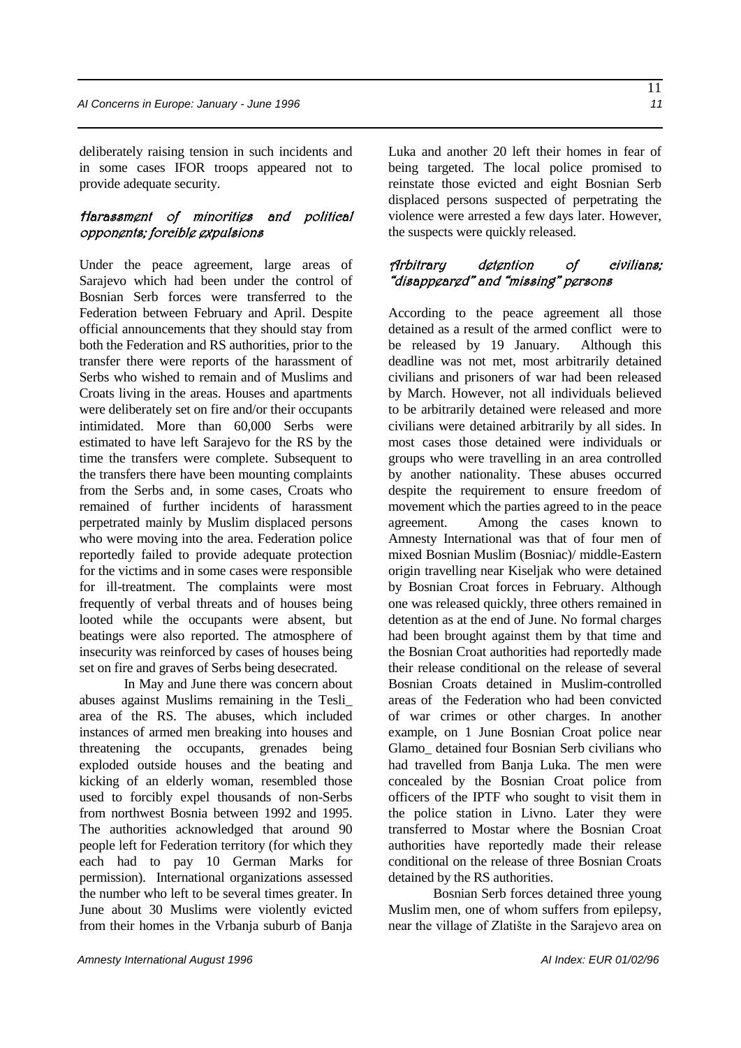deliberately raising tension in such incidents and in some cases IFOR troops appeared not to provide adequate security.

### *Harassment of minorities and political opponents; forcible expulsions*

Under the peace agreement, large areas of Sarajevo which had been under the control of Bosnian Serb forces were transferred to the Federation between February and April. Despite official announcements that they should stay from both the Federation and RS authorities, prior to the transfer there were reports of the harassment of Serbs who wished to remain and of Muslims and Croats living in the areas. Houses and apartments were deliberately set on fire and/or their occupants intimidated. More than 60,000 Serbs were estimated to have left Sarajevo for the RS by the time the transfers were complete. Subsequent to the transfers there have been mounting complaints from the Serbs and, in some cases, Croats who remained of further incidents of harassment perpetrated mainly by Muslim displaced persons who were moving into the area. Federation police reportedly failed to provide adequate protection for the victims and in some cases were responsible for ill-treatment. The complaints were most frequently of verbal threats and of houses being looted while the occupants were absent, but beatings were also reported. The atmosphere of insecurity was reinforced by cases of houses being set on fire and graves of Serbs being desecrated.

In May and June there was concern about abuses against Muslims remaining in the Tesli_ area of the RS. The abuses, which included instances of armed men breaking into houses and threatening the occupants, grenades being exploded outside houses and the beating and kicking of an elderly woman, resembled those used to forcibly expel thousands of non-Serbs from northwest Bosnia between 1992 and 1995. The authorities acknowledged that around 90 people left for Federation territory (for which they each had to pay 10 German Marks for permission). International organizations assessed the number who left to be several times greater. In June about 30 Muslims were violently evicted from their homes in the Vrbanja suburb of Banja Luka and another 20 left their homes in fear of being targeted. The local police promised to reinstate those evicted and eight Bosnian Serb displaced persons suspected of perpetrating the violence were arrested a few days later. However, the suspects were quickly released.

### *Arbitrary detention of civilians; "disappeared" and "missing" persons*

According to the peace agreement all those detained as a result of the armed conflict were to be released by 19 January. Although this deadline was not met, most arbitrarily detained civilians and prisoners of war had been released by March. However, not all individuals believed to be arbitrarily detained were released and more civilians were detained arbitrarily by all sides. In most cases those detained were individuals or groups who were travelling in an area controlled by another nationality. These abuses occurred despite the requirement to ensure freedom of movement which the parties agreed to in the peace agreement. Among the cases known to Amnesty International was that of four men of mixed Bosnian Muslim (Bosniac)/ middle-Eastern origin travelling near Kiseljak who were detained by Bosnian Croat forces in February. Although one was released quickly, three others remained in detention as at the end of June. No formal charges had been brought against them by that time and the Bosnian Croat authorities had reportedly made their release conditional on the release of several Bosnian Croats detained in Muslim-controlled areas of the Federation who had been convicted of war crimes or other charges. In another example, on 1 June Bosnian Croat police near Glamo_ detained four Bosnian Serb civilians who had travelled from Banja Luka. The men were concealed by the Bosnian Croat police from officers of the IPTF who sought to visit them in the police station in Livno. Later they were transferred to Mostar where the Bosnian Croat authorities have reportedly made their release conditional on the release of three Bosnian Croats detained by the RS authorities.

Bosnian Serb forces detained three young Muslim men, one of whom suffers from epilepsy, near the village of Zlatište in the Sarajevo area on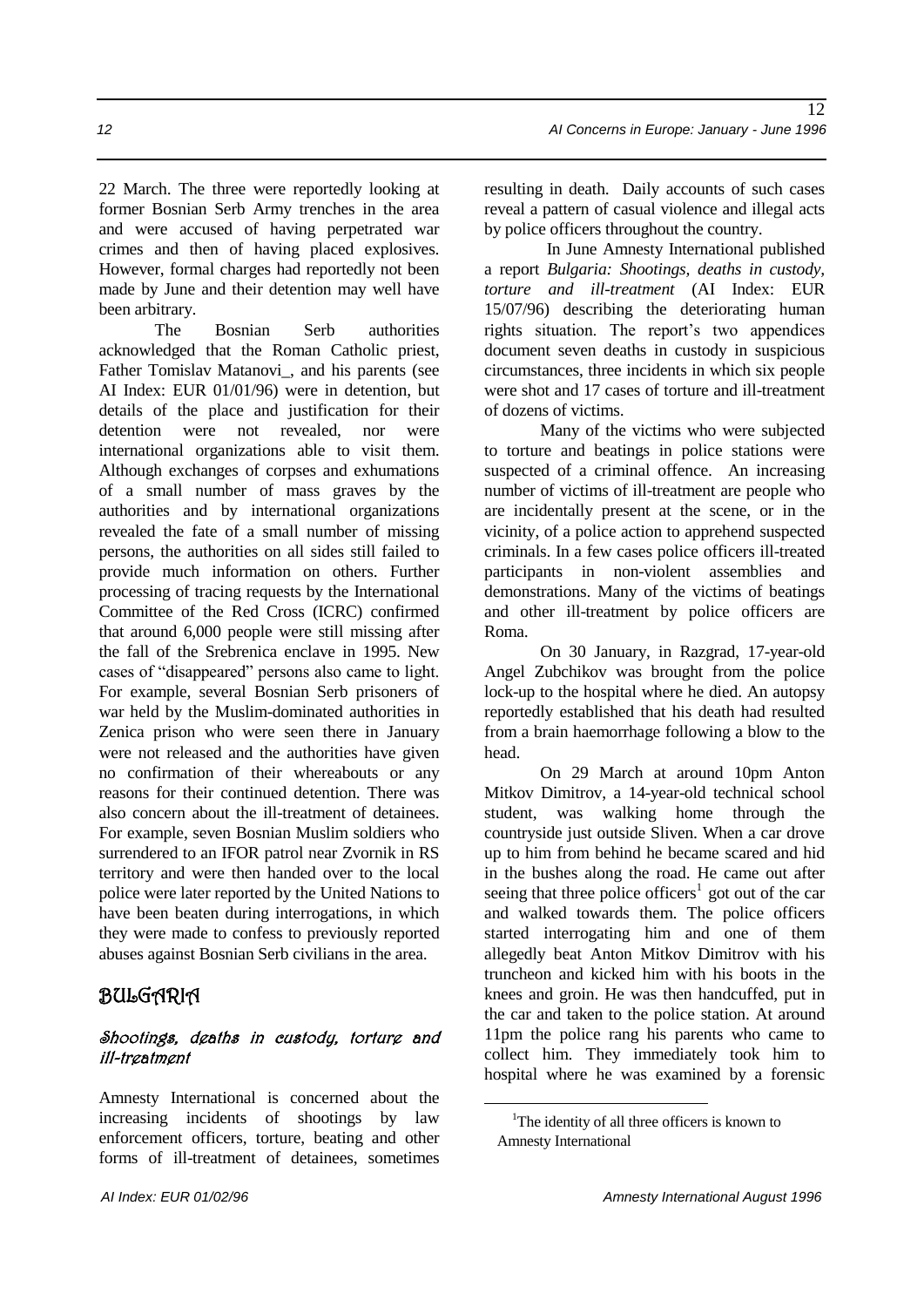22 March. The three were reportedly looking at former Bosnian Serb Army trenches in the area and were accused of having perpetrated war crimes and then of having placed explosives. However, formal charges had reportedly not been made by June and their detention may well have been arbitrary.

The Bosnian Serb authorities acknowledged that the Roman Catholic priest, Father Tomislav Matanovi_, and his parents (see AI Index: EUR 01/01/96) were in detention, but details of the place and justification for their detention were not revealed, nor were international organizations able to visit them. Although exchanges of corpses and exhumations of a small number of mass graves by the authorities and by international organizations revealed the fate of a small number of missing persons, the authorities on all sides still failed to provide much information on others. Further processing of tracing requests by the International Committee of the Red Cross (ICRC) confirmed that around 6,000 people were still missing after the fall of the Srebrenica enclave in 1995. New cases of "disappeared" persons also came to light. For example, several Bosnian Serb prisoners of war held by the Muslim-dominated authorities in Zenica prison who were seen there in January were not released and the authorities have given no confirmation of their whereabouts or any reasons for their continued detention. There was also concern about the ill-treatment of detainees. For example, seven Bosnian Muslim soldiers who surrendered to an IFOR patrol near Zvornik in RS territory and were then handed over to the local police were later reported by the United Nations to have been beaten during interrogations, in which they were made to confess to previously reported abuses against Bosnian Serb civilians in the area.

## BULGARIA

### *Shootings, deaths in custody, torture and ill-treatment*

Amnesty International is concerned about the increasing incidents of shootings by law enforcement officers, torture, beating and other forms of ill-treatment of detainees, sometimes resulting in death. Daily accounts of such cases reveal a pattern of casual violence and illegal acts by police officers throughout the country.

In June Amnesty International published a report *Bulgaria: Shootings, deaths in custody, torture and ill-treatment* (AI Index: EUR 15/07/96) describing the deteriorating human rights situation. The report's two appendices document seven deaths in custody in suspicious circumstances, three incidents in which six people were shot and 17 cases of torture and ill-treatment of dozens of victims.

Many of the victims who were subjected to torture and beatings in police stations were suspected of a criminal offence. An increasing number of victims of ill-treatment are people who are incidentally present at the scene, or in the vicinity, of a police action to apprehend suspected criminals. In a few cases police officers ill-treated participants in non-violent assemblies and demonstrations. Many of the victims of beatings and other ill-treatment by police officers are Roma.

On 30 January, in Razgrad, 17-year-old Angel Zubchikov was brought from the police lock-up to the hospital where he died. An autopsy reportedly established that his death had resulted from a brain haemorrhage following a blow to the head.

On 29 March at around 10pm Anton Mitkov Dimitrov, a 14-year-old technical school student, was walking home through the countryside just outside Sliven. When a car drove up to him from behind he became scared and hid in the bushes along the road. He came out after seeing that three police officers[1] got out of the car and walked towards them. The police officers started interrogating him and one of them allegedly beat Anton Mitkov Dimitrov with his truncheon and kicked him with his boots in the knees and groin. He was then handcuffed, put in the car and taken to the police station. At around 11pm the police rang his parents who came to collect him. They immediately took him to hospital where he was examined by a forensic

[1] The identity of all three officers is known to Amnesty International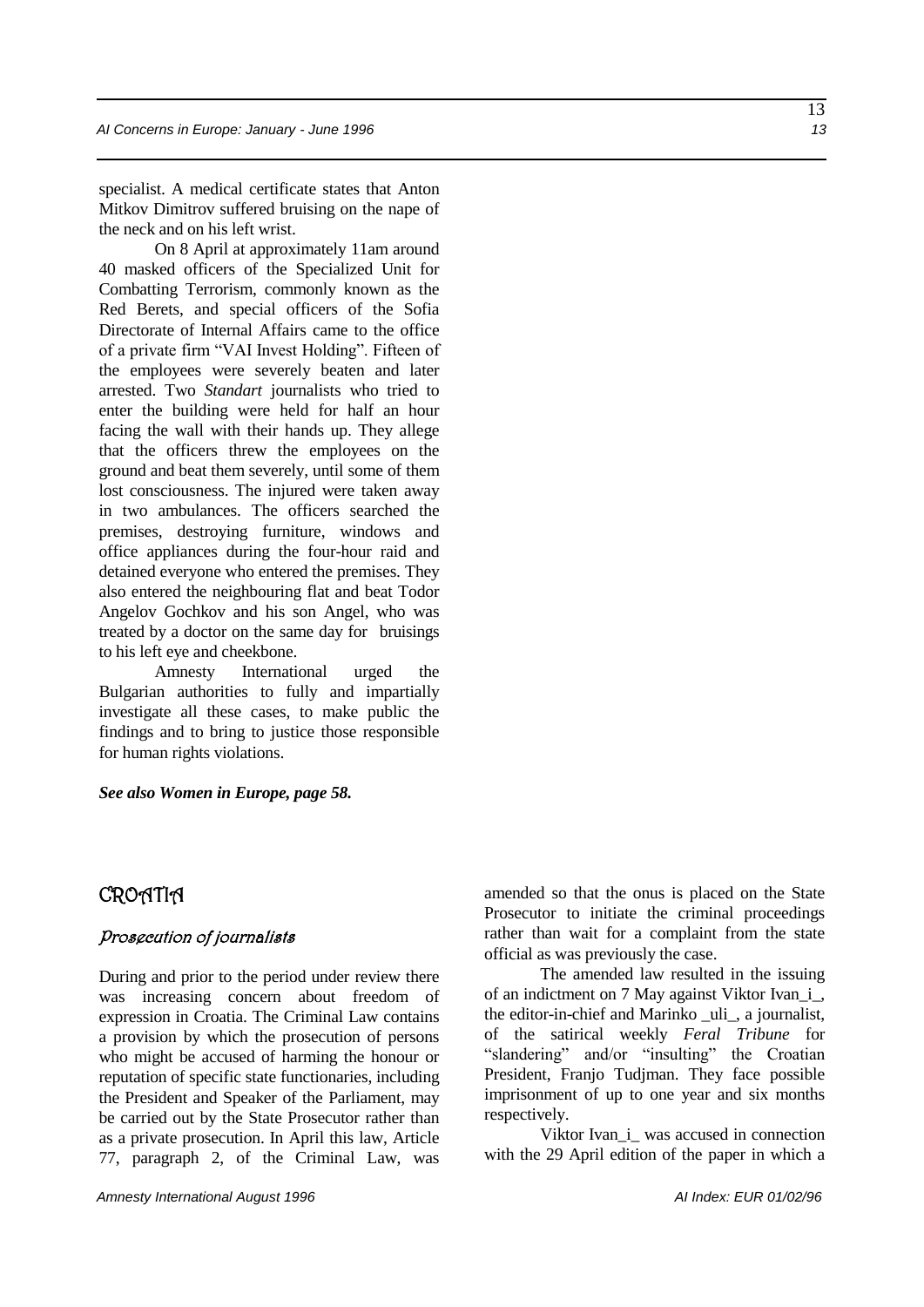specialist. A medical certificate states that Anton Mitkov Dimitrov suffered bruising on the nape of the neck and on his left wrist.

On 8 April at approximately 11am around 40 masked officers of the Specialized Unit for Combatting Terrorism, commonly known as the Red Berets, and special officers of the Sofia Directorate of Internal Affairs came to the office of a private firm "VAI Invest Holding". Fifteen of the employees were severely beaten and later arrested. Two *Standart* journalists who tried to enter the building were held for half an hour facing the wall with their hands up. They allege that the officers threw the employees on the ground and beat them severely, until some of them lost consciousness. The injured were taken away in two ambulances. The officers searched the premises, destroying furniture, windows and office appliances during the four-hour raid and detained everyone who entered the premises. They also entered the neighbouring flat and beat Todor Angelov Gochkov and his son Angel, who was treated by a doctor on the same day for bruisings to his left eye and cheekbone.

Amnesty International urged the Bulgarian authorities to fully and impartially investigate all these cases, to make public the findings and to bring to justice those responsible for human rights violations.

***See also Women in Europe, page 58.***

## CROATIA

### *Prosecution of journalists*

During and prior to the period under review there was increasing concern about freedom of expression in Croatia. The Criminal Law contains a provision by which the prosecution of persons who might be accused of harming the honour or reputation of specific state functionaries, including the President and Speaker of the Parliament, may be carried out by the State Prosecutor rather than as a private prosecution. In April this law, Article 77, paragraph 2, of the Criminal Law, was amended so that the onus is placed on the State Prosecutor to initiate the criminal proceedings rather than wait for a complaint from the state official as was previously the case.

The amended law resulted in the issuing of an indictment on 7 May against Viktor Ivan_i_, the editor-in-chief and Marinko _uli_, a journalist, of the satirical weekly *Feral Tribune* for "slandering" and/or "insulting" the Croatian President, Franjo Tudjman. They face possible imprisonment of up to one year and six months respectively.

Viktor Ivan_i_ was accused in connection with the 29 April edition of the paper in which a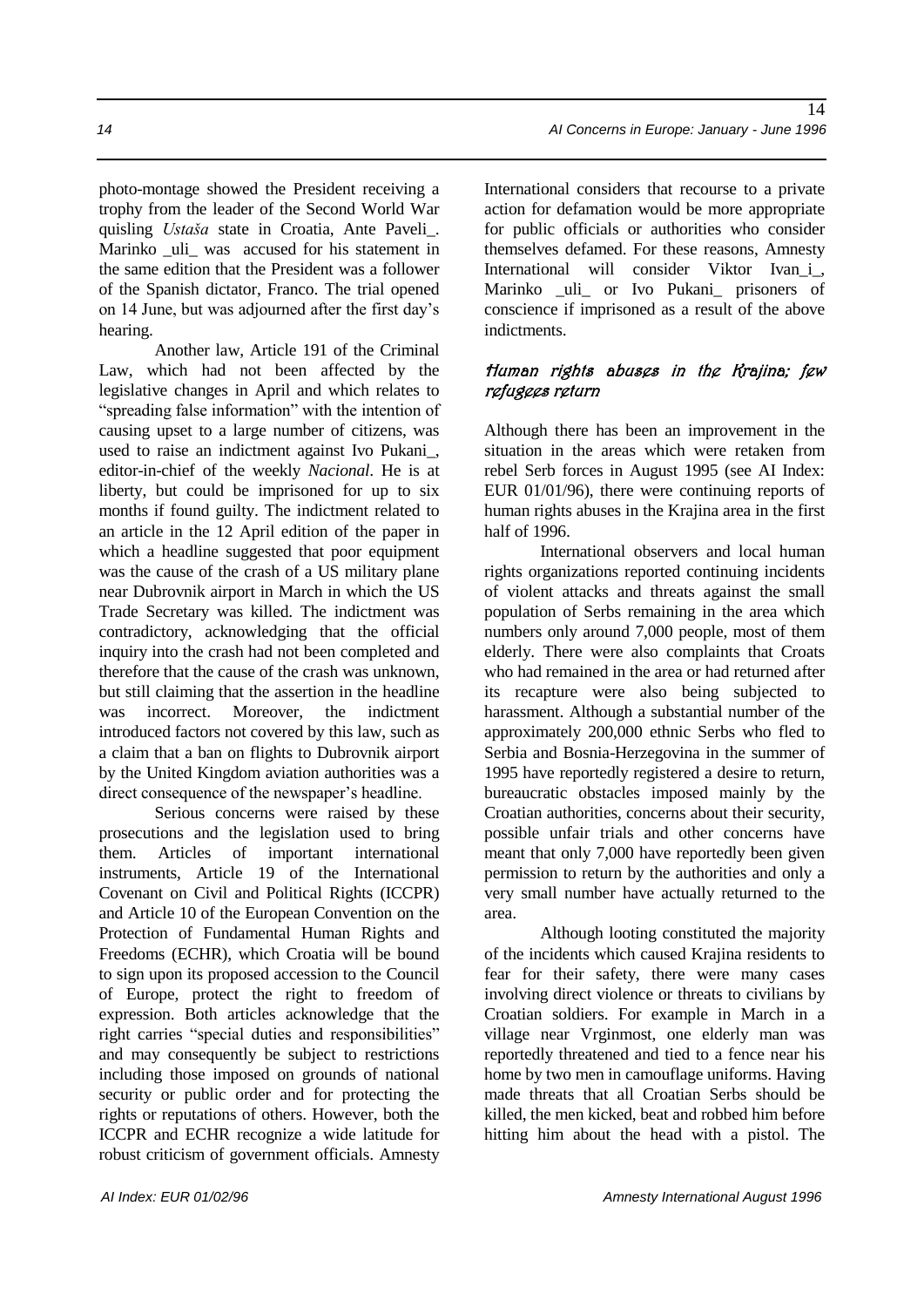photo-montage showed the President receiving a trophy from the leader of the Second World War quisling *Ustaša* state in Croatia, Ante Paveli_. Marinko _uli_ was accused for his statement in the same edition that the President was a follower of the Spanish dictator, Franco. The trial opened on 14 June, but was adjourned after the first day's hearing.

Another law, Article 191 of the Criminal Law, which had not been affected by the legislative changes in April and which relates to "spreading false information" with the intention of causing upset to a large number of citizens, was used to raise an indictment against Ivo Pukani_, editor-in-chief of the weekly *Nacional*. He is at liberty, but could be imprisoned for up to six months if found guilty. The indictment related to an article in the 12 April edition of the paper in which a headline suggested that poor equipment was the cause of the crash of a US military plane near Dubrovnik airport in March in which the US Trade Secretary was killed. The indictment was contradictory, acknowledging that the official inquiry into the crash had not been completed and therefore that the cause of the crash was unknown, but still claiming that the assertion in the headline was incorrect. Moreover, the indictment introduced factors not covered by this law, such as a claim that a ban on flights to Dubrovnik airport by the United Kingdom aviation authorities was a direct consequence of the newspaper's headline.

Serious concerns were raised by these prosecutions and the legislation used to bring them. Articles of important international instruments, Article 19 of the International Covenant on Civil and Political Rights (ICCPR) and Article 10 of the European Convention on the Protection of Fundamental Human Rights and Freedoms (ECHR), which Croatia will be bound to sign upon its proposed accession to the Council of Europe, protect the right to freedom of expression. Both articles acknowledge that the right carries "special duties and responsibilities" and may consequently be subject to restrictions including those imposed on grounds of national security or public order and for protecting the rights or reputations of others. However, both the ICCPR and ECHR recognize a wide latitude for robust criticism of government officials. Amnesty International considers that recourse to a private action for defamation would be more appropriate for public officials or authorities who consider themselves defamed. For these reasons, Amnesty International will consider Viktor Ivan_i_, Marinko _uli_ or Ivo Pukani_ prisoners of conscience if imprisoned as a result of the above indictments.

### *Human rights abuses in the Krajina; few refugees return*

Although there has been an improvement in the situation in the areas which were retaken from rebel Serb forces in August 1995 (see AI Index: EUR 01/01/96), there were continuing reports of human rights abuses in the Krajina area in the first half of 1996.

International observers and local human rights organizations reported continuing incidents of violent attacks and threats against the small population of Serbs remaining in the area which numbers only around 7,000 people, most of them elderly. There were also complaints that Croats who had remained in the area or had returned after its recapture were also being subjected to harassment. Although a substantial number of the approximately 200,000 ethnic Serbs who fled to Serbia and Bosnia-Herzegovina in the summer of 1995 have reportedly registered a desire to return, bureaucratic obstacles imposed mainly by the Croatian authorities, concerns about their security, possible unfair trials and other concerns have meant that only 7,000 have reportedly been given permission to return by the authorities and only a very small number have actually returned to the area.

Although looting constituted the majority of the incidents which caused Krajina residents to fear for their safety, there were many cases involving direct violence or threats to civilians by Croatian soldiers. For example in March in a village near Vrginmost, one elderly man was reportedly threatened and tied to a fence near his home by two men in camouflage uniforms. Having made threats that all Croatian Serbs should be killed, the men kicked, beat and robbed him before hitting him about the head with a pistol. The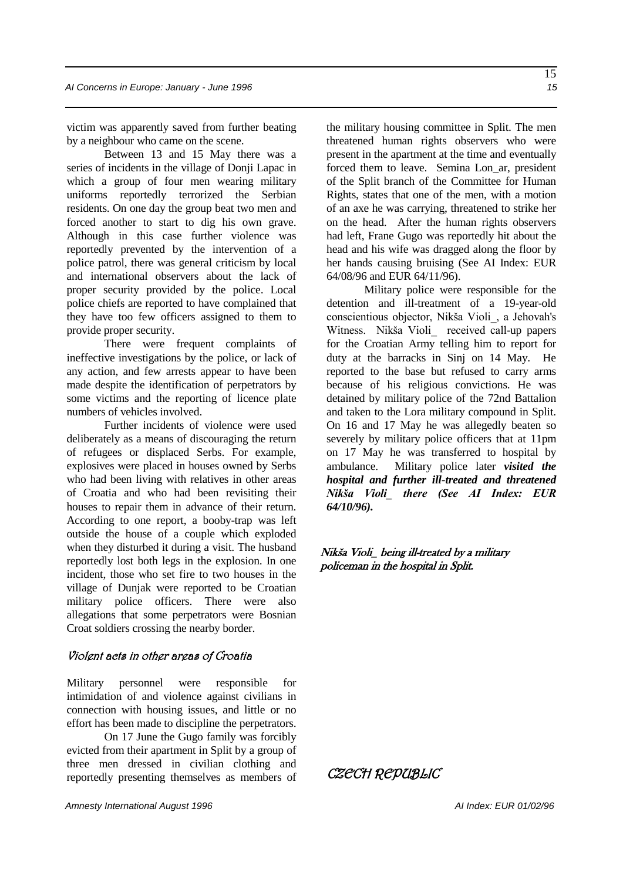victim was apparently saved from further beating by a neighbour who came on the scene.

Between 13 and 15 May there was a series of incidents in the village of Donji Lapac in which a group of four men wearing military uniforms reportedly terrorized the Serbian residents. On one day the group beat two men and forced another to start to dig his own grave. Although in this case further violence was reportedly prevented by the intervention of a police patrol, there was general criticism by local and international observers about the lack of proper security provided by the police. Local police chiefs are reported to have complained that they have too few officers assigned to them to provide proper security.

There were frequent complaints of ineffective investigations by the police, or lack of any action, and few arrests appear to have been made despite the identification of perpetrators by some victims and the reporting of licence plate numbers of vehicles involved.

Further incidents of violence were used deliberately as a means of discouraging the return of refugees or displaced Serbs. For example, explosives were placed in houses owned by Serbs who had been living with relatives in other areas of Croatia and who had been revisiting their houses to repair them in advance of their return. According to one report, a booby-trap was left outside the house of a couple which exploded when they disturbed it during a visit. The husband reportedly lost both legs in the explosion. In one incident, those who set fire to two houses in the village of Dunjak were reported to be Croatian military police officers. There were also allegations that some perpetrators were Bosnian Croat soldiers crossing the nearby border.

### Violent acts in other areas of Croatia

Military personnel were responsible for intimidation of and violence against civilians in connection with housing issues, and little or no effort has been made to discipline the perpetrators.

On 17 June the Gugo family was forcibly evicted from their apartment in Split by a group of three men dressed in civilian clothing and reportedly presenting themselves as members of the military housing committee in Split. The men threatened human rights observers who were present in the apartment at the time and eventually forced them to leave. Semina Lon_ar, president of the Split branch of the Committee for Human Rights, states that one of the men, with a motion of an axe he was carrying, threatened to strike her on the head. After the human rights observers had left, Frane Gugo was reportedly hit about the head and his wife was dragged along the floor by her hands causing bruising (See AI Index: EUR 64/08/96 and EUR 64/11/96).

Military police were responsible for the detention and ill-treatment of a 19-year-old conscientious objector, Nikša Violi_, a Jehovah's Witness. Nikša Violi_ received call-up papers for the Croatian Army telling him to report for duty at the barracks in Sinj on 14 May. He reported to the base but refused to carry arms because of his religious convictions. He was detained by military police of the 72nd Battalion and taken to the Lora military compound in Split. On 16 and 17 May he was allegedly beaten so severely by military police officers that at 11pm on 17 May he was transferred to hospital by ambulance. Military police later ***visited the hospital and further ill-treated and threatened Nikša Violi_ there (See AI Index: EUR 64/10/96).***

*Nikša Violi_ being ill-treated by a military policeman in the hospital in Split.*

## CZECH REPUBLIC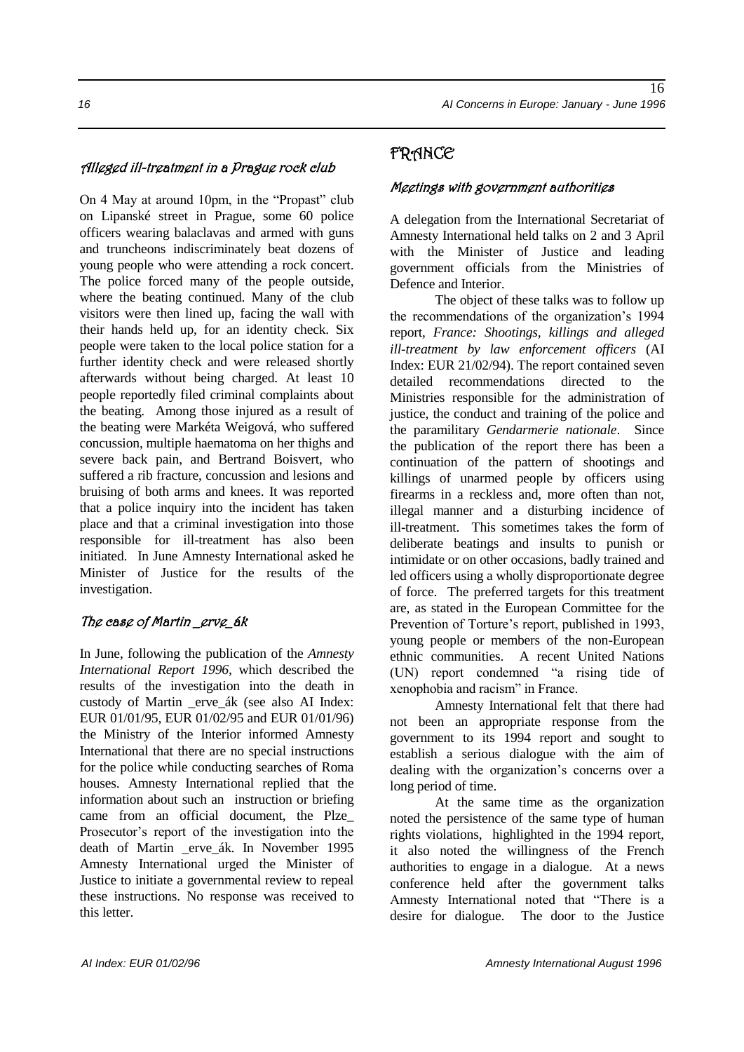### Alleged ill-treatment in a Prague rock club

On 4 May at around 10pm, in the "Propast" club on Lipanské street in Prague, some 60 police officers wearing balaclavas and armed with guns and truncheons indiscriminately beat dozens of young people who were attending a rock concert. The police forced many of the people outside, where the beating continued. Many of the club visitors were then lined up, facing the wall with their hands held up, for an identity check. Six people were taken to the local police station for a further identity check and were released shortly afterwards without being charged. At least 10 people reportedly filed criminal complaints about the beating. Among those injured as a result of the beating were Markéta Weigová, who suffered concussion, multiple haematoma on her thighs and severe back pain, and Bertrand Boisvert, who suffered a rib fracture, concussion and lesions and bruising of both arms and knees. It was reported that a police inquiry into the incident has taken place and that a criminal investigation into those responsible for ill-treatment has also been initiated. In June Amnesty International asked he Minister of Justice for the results of the investigation.

### The case of Martin _erve_ák

In June, following the publication of the *Amnesty International Report 1996*, which described the results of the investigation into the death in custody of Martin _erve_ák (see also AI Index: EUR 01/01/95, EUR 01/02/95 and EUR 01/01/96) the Ministry of the Interior informed Amnesty International that there are no special instructions for the police while conducting searches of Roma houses. Amnesty International replied that the information about such an instruction or briefing came from an official document, the Plze_ Prosecutor's report of the investigation into the death of Martin _erve_ák. In November 1995 Amnesty International urged the Minister of Justice to initiate a governmental review to repeal these instructions. No response was received to this letter.

## FRANCE

### Meetings with government authorities

A delegation from the International Secretariat of Amnesty International held talks on 2 and 3 April with the Minister of Justice and leading government officials from the Ministries of Defence and Interior.

The object of these talks was to follow up the recommendations of the organization's 1994 report, *France: Shootings, killings and alleged ill-treatment by law enforcement officers* (AI Index: EUR 21/02/94). The report contained seven detailed recommendations directed to the Ministries responsible for the administration of justice, the conduct and training of the police and the paramilitary *Gendarmerie nationale*. Since the publication of the report there has been a continuation of the pattern of shootings and killings of unarmed people by officers using firearms in a reckless and, more often than not, illegal manner and a disturbing incidence of ill-treatment. This sometimes takes the form of deliberate beatings and insults to punish or intimidate or on other occasions, badly trained and led officers using a wholly disproportionate degree of force. The preferred targets for this treatment are, as stated in the European Committee for the Prevention of Torture's report, published in 1993, young people or members of the non-European ethnic communities. A recent United Nations (UN) report condemned "a rising tide of xenophobia and racism" in France.

Amnesty International felt that there had not been an appropriate response from the government to its 1994 report and sought to establish a serious dialogue with the aim of dealing with the organization's concerns over a long period of time.

At the same time as the organization noted the persistence of the same type of human rights violations, highlighted in the 1994 report, it also noted the willingness of the French authorities to engage in a dialogue. At a news conference held after the government talks Amnesty International noted that "There is a desire for dialogue. The door to the Justice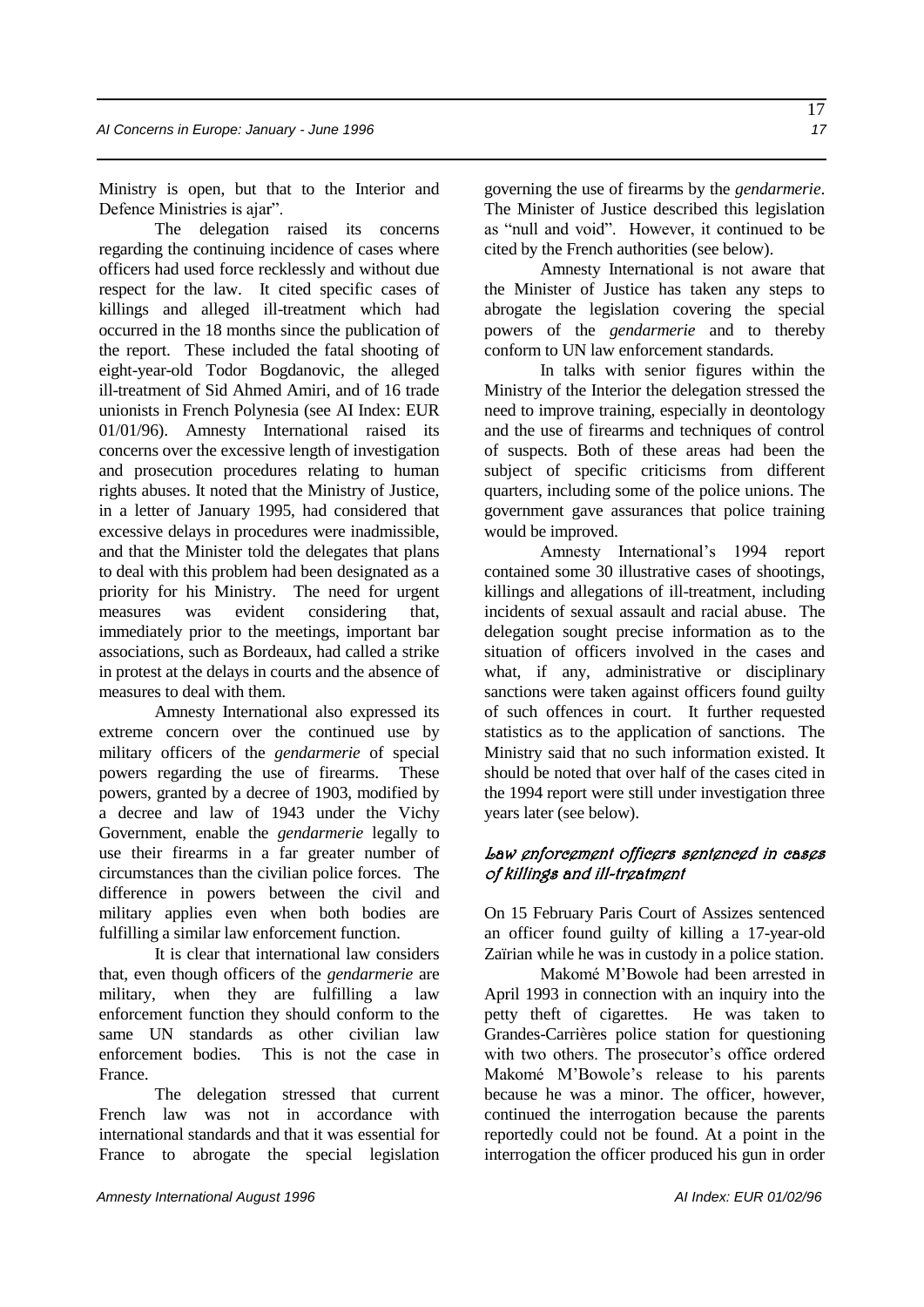Ministry is open, but that to the Interior and Defence Ministries is ajar".

The delegation raised its concerns regarding the continuing incidence of cases where officers had used force recklessly and without due respect for the law. It cited specific cases of killings and alleged ill-treatment which had occurred in the 18 months since the publication of the report. These included the fatal shooting of eight-year-old Todor Bogdanovic, the alleged ill-treatment of Sid Ahmed Amiri, and of 16 trade unionists in French Polynesia (see AI Index: EUR 01/01/96). Amnesty International raised its concerns over the excessive length of investigation and prosecution procedures relating to human rights abuses. It noted that the Ministry of Justice, in a letter of January 1995, had considered that excessive delays in procedures were inadmissible, and that the Minister told the delegates that plans to deal with this problem had been designated as a priority for his Ministry. The need for urgent measures was evident considering that, immediately prior to the meetings, important bar associations, such as Bordeaux, had called a strike in protest at the delays in courts and the absence of measures to deal with them.

Amnesty International also expressed its extreme concern over the continued use by military officers of the *gendarmerie* of special powers regarding the use of firearms. These powers, granted by a decree of 1903, modified by a decree and law of 1943 under the Vichy Government, enable the *gendarmerie* legally to use their firearms in a far greater number of circumstances than the civilian police forces. The difference in powers between the civil and military applies even when both bodies are fulfilling a similar law enforcement function.

It is clear that international law considers that, even though officers of the *gendarmerie* are military, when they are fulfilling a law enforcement function they should conform to the same UN standards as other civilian law enforcement bodies. This is not the case in France.

The delegation stressed that current French law was not in accordance with international standards and that it was essential for France to abrogate the special legislation governing the use of firearms by the *gendarmerie*. The Minister of Justice described this legislation as "null and void". However, it continued to be cited by the French authorities (see below).

Amnesty International is not aware that the Minister of Justice has taken any steps to abrogate the legislation covering the special powers of the *gendarmerie* and to thereby conform to UN law enforcement standards.

In talks with senior figures within the Ministry of the Interior the delegation stressed the need to improve training, especially in deontology and the use of firearms and techniques of control of suspects. Both of these areas had been the subject of specific criticisms from different quarters, including some of the police unions. The government gave assurances that police training would be improved.

Amnesty International's 1994 report contained some 30 illustrative cases of shootings, killings and allegations of ill-treatment, including incidents of sexual assault and racial abuse. The delegation sought precise information as to the situation of officers involved in the cases and what, if any, administrative or disciplinary sanctions were taken against officers found guilty of such offences in court. It further requested statistics as to the application of sanctions. The Ministry said that no such information existed. It should be noted that over half of the cases cited in the 1994 report were still under investigation three years later (see below).

### *Law enforcement officers sentenced in cases of killings and ill-treatment*

On 15 February Paris Court of Assizes sentenced an officer found guilty of killing a 17-year-old Zaïrian while he was in custody in a police station.

Makomé M'Bowole had been arrested in April 1993 in connection with an inquiry into the petty theft of cigarettes. He was taken to Grandes-Carrières police station for questioning with two others. The prosecutor's office ordered Makomé M'Bowole's release to his parents because he was a minor. The officer, however, continued the interrogation because the parents reportedly could not be found. At a point in the interrogation the officer produced his gun in order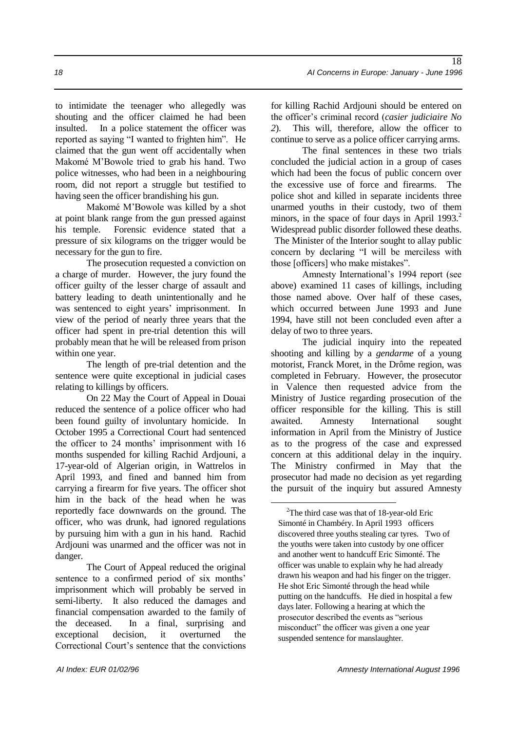to intimidate the teenager who allegedly was shouting and the officer claimed he had been insulted. In a police statement the officer was reported as saying "I wanted to frighten him". He claimed that the gun went off accidentally when Makomé M'Bowole tried to grab his hand. Two police witnesses, who had been in a neighbouring room, did not report a struggle but testified to having seen the officer brandishing his gun.

Makomé M'Bowole was killed by a shot at point blank range from the gun pressed against his temple. Forensic evidence stated that a pressure of six kilograms on the trigger would be necessary for the gun to fire.

The prosecution requested a conviction on a charge of murder. However, the jury found the officer guilty of the lesser charge of assault and battery leading to death unintentionally and he was sentenced to eight years' imprisonment. In view of the period of nearly three years that the officer had spent in pre-trial detention this will probably mean that he will be released from prison within one year.

The length of pre-trial detention and the sentence were quite exceptional in judicial cases relating to killings by officers.

On 22 May the Court of Appeal in Douai reduced the sentence of a police officer who had been found guilty of involuntary homicide. In October 1995 a Correctional Court had sentenced the officer to 24 months' imprisonment with 16 months suspended for killing Rachid Ardjouni, a 17-year-old of Algerian origin, in Wattrelos in April 1993, and fined and banned him from carrying a firearm for five years. The officer shot him in the back of the head when he was reportedly face downwards on the ground. The officer, who was drunk, had ignored regulations by pursuing him with a gun in his hand. Rachid Ardjouni was unarmed and the officer was not in danger.

The Court of Appeal reduced the original sentence to a confirmed period of six months' imprisonment which will probably be served in semi-liberty. It also reduced the damages and financial compensation awarded to the family of the deceased. In a final, surprising and exceptional decision, it overturned the Correctional Court's sentence that the convictions for killing Rachid Ardjouni should be entered on the officer's criminal record (*casier judiciaire No 2*). This will, therefore, allow the officer to continue to serve as a police officer carrying arms.

The final sentences in these two trials concluded the judicial action in a group of cases which had been the focus of public concern over the excessive use of force and firearms. The police shot and killed in separate incidents three unarmed youths in their custody, two of them minors, in the space of four days in April 1993.[2] Widespread public disorder followed these deaths. The Minister of the Interior sought to allay public concern by declaring "I will be merciless with those [officers] who make mistakes".

Amnesty International's 1994 report (see above) examined 11 cases of killings, including those named above. Over half of these cases, which occurred between June 1993 and June 1994, have still not been concluded even after a delay of two to three years.

The judicial inquiry into the repeated shooting and killing by a *gendarme* of a young motorist, Franck Moret, in the Drôme region, was completed in February. However, the prosecutor in Valence then requested advice from the Ministry of Justice regarding prosecution of the officer responsible for the killing. This is still awaited. Amnesty International sought information in April from the Ministry of Justice as to the progress of the case and expressed concern at this additional delay in the inquiry. The Ministry confirmed in May that the prosecutor had made no decision as yet regarding the pursuit of the inquiry but assured Amnesty

---

[2] The third case was that of 18-year-old Eric Simonté in Chambéry. In April 1993 officers discovered three youths stealing car tyres. Two of the youths were taken into custody by one officer and another went to handcuff Eric Simonté. The officer was unable to explain why he had already drawn his weapon and had his finger on the trigger. He shot Eric Simonté through the head while putting on the handcuffs. He died in hospital a few days later. Following a hearing at which the prosecutor described the events as "serious misconduct" the officer was given a one year suspended sentence for manslaughter.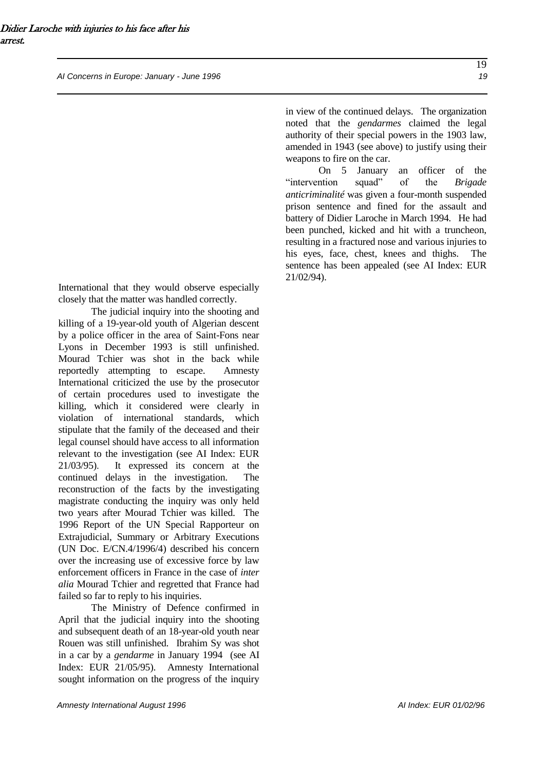*Didier Laroche with injuries to his face after his arrest.*

International that they would observe especially closely that the matter was handled correctly.

The judicial inquiry into the shooting and killing of a 19-year-old youth of Algerian descent by a police officer in the area of Saint-Fons near Lyons in December 1993 is still unfinished. Mourad Tchier was shot in the back while reportedly attempting to escape. Amnesty International criticized the use by the prosecutor of certain procedures used to investigate the killing, which it considered were clearly in violation of international standards, which stipulate that the family of the deceased and their legal counsel should have access to all information relevant to the investigation (see AI Index: EUR 21/03/95). It expressed its concern at the continued delays in the investigation. The reconstruction of the facts by the investigating magistrate conducting the inquiry was only held two years after Mourad Tchier was killed. The 1996 Report of the UN Special Rapporteur on Extrajudicial, Summary or Arbitrary Executions (UN Doc. E/CN.4/1996/4) described his concern over the increasing use of excessive force by law enforcement officers in France in the case of *inter alia* Mourad Tchier and regretted that France had failed so far to reply to his inquiries.

The Ministry of Defence confirmed in April that the judicial inquiry into the shooting and subsequent death of an 18-year-old youth near Rouen was still unfinished. Ibrahim Sy was shot in a car by a *gendarme* in January 1994 (see AI Index: EUR 21/05/95). Amnesty International sought information on the progress of the inquiry in view of the continued delays. The organization noted that the *gendarmes* claimed the legal authority of their special powers in the 1903 law, amended in 1943 (see above) to justify using their weapons to fire on the car.

On 5 January an officer of the "intervention squad" of the *Brigade anticriminalité* was given a four-month suspended prison sentence and fined for the assault and battery of Didier Laroche in March 1994. He had been punched, kicked and hit with a truncheon, resulting in a fractured nose and various injuries to his eyes, face, chest, knees and thighs. The sentence has been appealed (see AI Index: EUR 21/02/94).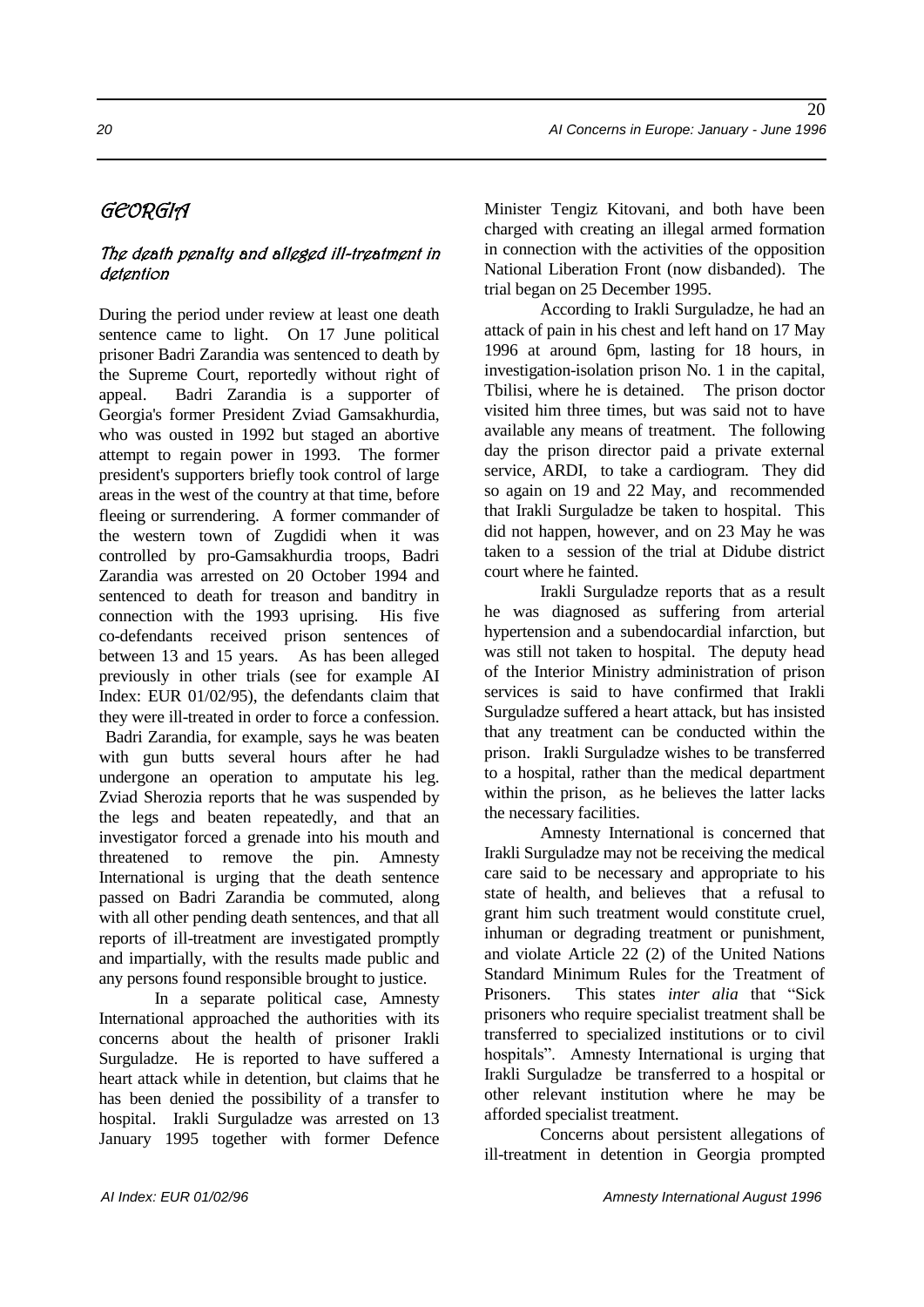## GEORGIA

### The death penalty and alleged ill-treatment in detention

During the period under review at least one death sentence came to light. On 17 June political prisoner Badri Zarandia was sentenced to death by the Supreme Court, reportedly without right of appeal. Badri Zarandia is a supporter of Georgia's former President Zviad Gamsakhurdia, who was ousted in 1992 but staged an abortive attempt to regain power in 1993. The former president's supporters briefly took control of large areas in the west of the country at that time, before fleeing or surrendering. A former commander of the western town of Zugdidi when it was controlled by pro-Gamsakhurdia troops, Badri Zarandia was arrested on 20 October 1994 and sentenced to death for treason and banditry in connection with the 1993 uprising. His five co-defendants received prison sentences of between 13 and 15 years. As has been alleged previously in other trials (see for example AI Index: EUR 01/02/95), the defendants claim that they were ill-treated in order to force a confession. Badri Zarandia, for example, says he was beaten with gun butts several hours after he had undergone an operation to amputate his leg. Zviad Sherozia reports that he was suspended by the legs and beaten repeatedly, and that an investigator forced a grenade into his mouth and threatened to remove the pin. Amnesty International is urging that the death sentence passed on Badri Zarandia be commuted, along with all other pending death sentences, and that all reports of ill-treatment are investigated promptly and impartially, with the results made public and any persons found responsible brought to justice.

In a separate political case, Amnesty International approached the authorities with its concerns about the health of prisoner Irakli Surguladze. He is reported to have suffered a heart attack while in detention, but claims that he has been denied the possibility of a transfer to hospital. Irakli Surguladze was arrested on 13 January 1995 together with former Defence Minister Tengiz Kitovani, and both have been charged with creating an illegal armed formation in connection with the activities of the opposition National Liberation Front (now disbanded). The trial began on 25 December 1995.

According to Irakli Surguladze, he had an attack of pain in his chest and left hand on 17 May 1996 at around 6pm, lasting for 18 hours, in investigation-isolation prison No. 1 in the capital, Tbilisi, where he is detained. The prison doctor visited him three times, but was said not to have available any means of treatment. The following day the prison director paid a private external service, ARDI, to take a cardiogram. They did so again on 19 and 22 May, and recommended that Irakli Surguladze be taken to hospital. This did not happen, however, and on 23 May he was taken to a session of the trial at Didube district court where he fainted.

Irakli Surguladze reports that as a result he was diagnosed as suffering from arterial hypertension and a subendocardial infarction, but was still not taken to hospital. The deputy head of the Interior Ministry administration of prison services is said to have confirmed that Irakli Surguladze suffered a heart attack, but has insisted that any treatment can be conducted within the prison. Irakli Surguladze wishes to be transferred to a hospital, rather than the medical department within the prison, as he believes the latter lacks the necessary facilities.

Amnesty International is concerned that Irakli Surguladze may not be receiving the medical care said to be necessary and appropriate to his state of health, and believes that a refusal to grant him such treatment would constitute cruel, inhuman or degrading treatment or punishment, and violate Article 22 (2) of the United Nations Standard Minimum Rules for the Treatment of Prisoners. This states *inter alia* that "Sick prisoners who require specialist treatment shall be transferred to specialized institutions or to civil hospitals". Amnesty International is urging that Irakli Surguladze be transferred to a hospital or other relevant institution where he may be afforded specialist treatment.

Concerns about persistent allegations of ill-treatment in detention in Georgia prompted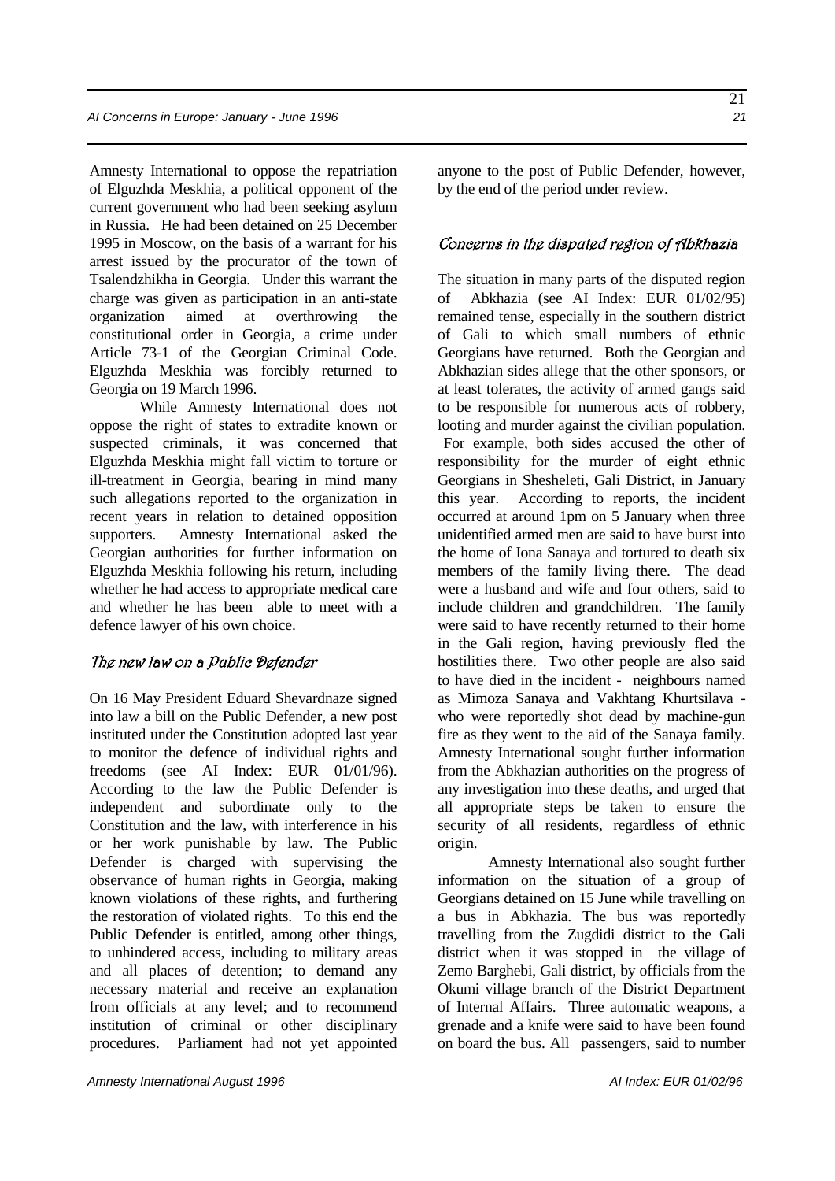Amnesty International to oppose the repatriation of Elguzhda Meskhia, a political opponent of the current government who had been seeking asylum in Russia. He had been detained on 25 December 1995 in Moscow, on the basis of a warrant for his arrest issued by the procurator of the town of Tsalendzhikha in Georgia. Under this warrant the charge was given as participation in an anti-state organization aimed at overthrowing the constitutional order in Georgia, a crime under Article 73-1 of the Georgian Criminal Code. Elguzhda Meskhia was forcibly returned to Georgia on 19 March 1996.

While Amnesty International does not oppose the right of states to extradite known or suspected criminals, it was concerned that Elguzhda Meskhia might fall victim to torture or ill-treatment in Georgia, bearing in mind many such allegations reported to the organization in recent years in relation to detained opposition supporters. Amnesty International asked the Georgian authorities for further information on Elguzhda Meskhia following his return, including whether he had access to appropriate medical care and whether he has been able to meet with a defence lawyer of his own choice.

### *The new law on a Public Defender*

On 16 May President Eduard Shevardnaze signed into law a bill on the Public Defender, a new post instituted under the Constitution adopted last year to monitor the defence of individual rights and freedoms (see AI Index: EUR 01/01/96). According to the law the Public Defender is independent and subordinate only to the Constitution and the law, with interference in his or her work punishable by law. The Public Defender is charged with supervising the observance of human rights in Georgia, making known violations of these rights, and furthering the restoration of violated rights. To this end the Public Defender is entitled, among other things, to unhindered access, including to military areas and all places of detention; to demand any necessary material and receive an explanation from officials at any level; and to recommend institution of criminal or other disciplinary procedures. Parliament had not yet appointed anyone to the post of Public Defender, however, by the end of the period under review.

### *Concerns in the disputed region of Abkhazia*

The situation in many parts of the disputed region of Abkhazia (see AI Index: EUR 01/02/95) remained tense, especially in the southern district of Gali to which small numbers of ethnic Georgians have returned. Both the Georgian and Abkhazian sides allege that the other sponsors, or at least tolerates, the activity of armed gangs said to be responsible for numerous acts of robbery, looting and murder against the civilian population. For example, both sides accused the other of responsibility for the murder of eight ethnic Georgians in Shesheleti, Gali District, in January this year. According to reports, the incident occurred at around 1pm on 5 January when three unidentified armed men are said to have burst into the home of Iona Sanaya and tortured to death six members of the family living there. The dead were a husband and wife and four others, said to include children and grandchildren. The family were said to have recently returned to their home in the Gali region, having previously fled the hostilities there. Two other people are also said to have died in the incident - neighbours named as Mimoza Sanaya and Vakhtang Khurtsilava - who were reportedly shot dead by machine-gun fire as they went to the aid of the Sanaya family. Amnesty International sought further information from the Abkhazian authorities on the progress of any investigation into these deaths, and urged that all appropriate steps be taken to ensure the security of all residents, regardless of ethnic origin.

Amnesty International also sought further information on the situation of a group of Georgians detained on 15 June while travelling on a bus in Abkhazia. The bus was reportedly travelling from the Zugdidi district to the Gali district when it was stopped in the village of Zemo Barghebi, Gali district, by officials from the Okumi village branch of the District Department of Internal Affairs. Three automatic weapons, a grenade and a knife were said to have been found on board the bus. All passengers, said to number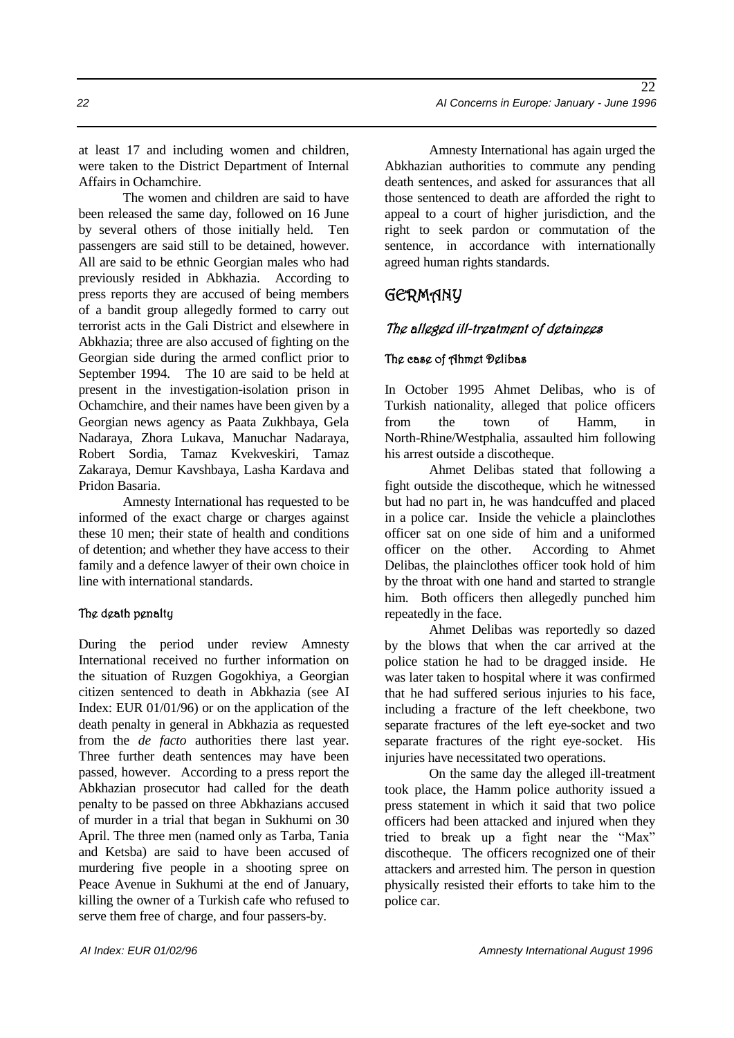at least 17 and including women and children, were taken to the District Department of Internal Affairs in Ochamchire.

The women and children are said to have been released the same day, followed on 16 June by several others of those initially held. Ten passengers are said still to be detained, however. All are said to be ethnic Georgian males who had previously resided in Abkhazia. According to press reports they are accused of being members of a bandit group allegedly formed to carry out terrorist acts in the Gali District and elsewhere in Abkhazia; three are also accused of fighting on the Georgian side during the armed conflict prior to September 1994. The 10 are said to be held at present in the investigation-isolation prison in Ochamchire, and their names have been given by a Georgian news agency as Paata Zukhbaya, Gela Nadaraya, Zhora Lukava, Manuchar Nadaraya, Robert Sordia, Tamaz Kvekveskiri, Tamaz Zakaraya, Demur Kavshbaya, Lasha Kardava and Pridon Basaria.

Amnesty International has requested to be informed of the exact charge or charges against these 10 men; their state of health and conditions of detention; and whether they have access to their family and a defence lawyer of their own choice in line with international standards.

#### The death penalty

During the period under review Amnesty International received no further information on the situation of Ruzgen Gogokhiya, a Georgian citizen sentenced to death in Abkhazia (see AI Index: EUR 01/01/96) or on the application of the death penalty in general in Abkhazia as requested from the *de facto* authorities there last year. Three further death sentences may have been passed, however. According to a press report the Abkhazian prosecutor had called for the death penalty to be passed on three Abkhazians accused of murder in a trial that began in Sukhumi on 30 April. The three men (named only as Tarba, Tania and Ketsba) are said to have been accused of murdering five people in a shooting spree on Peace Avenue in Sukhumi at the end of January, killing the owner of a Turkish cafe who refused to serve them free of charge, and four passers-by.

Amnesty International has again urged the Abkhazian authorities to commute any pending death sentences, and asked for assurances that all those sentenced to death are afforded the right to appeal to a court of higher jurisdiction, and the right to seek pardon or commutation of the sentence, in accordance with internationally agreed human rights standards.

## GERMANY

### *The alleged ill-treatment of detainees*

#### The case of Ahmet Delibas

In October 1995 Ahmet Delibas, who is of Turkish nationality, alleged that police officers from the town of Hamm, in North-Rhine/Westphalia, assaulted him following his arrest outside a discotheque.

Ahmet Delibas stated that following a fight outside the discotheque, which he witnessed but had no part in, he was handcuffed and placed in a police car. Inside the vehicle a plainclothes officer sat on one side of him and a uniformed officer on the other. According to Ahmet Delibas, the plainclothes officer took hold of him by the throat with one hand and started to strangle him. Both officers then allegedly punched him repeatedly in the face.

Ahmet Delibas was reportedly so dazed by the blows that when the car arrived at the police station he had to be dragged inside. He was later taken to hospital where it was confirmed that he had suffered serious injuries to his face, including a fracture of the left cheekbone, two separate fractures of the left eye-socket and two separate fractures of the right eye-socket. His injuries have necessitated two operations.

On the same day the alleged ill-treatment took place, the Hamm police authority issued a press statement in which it said that two police officers had been attacked and injured when they tried to break up a fight near the "Max" discotheque. The officers recognized one of their attackers and arrested him. The person in question physically resisted their efforts to take him to the police car.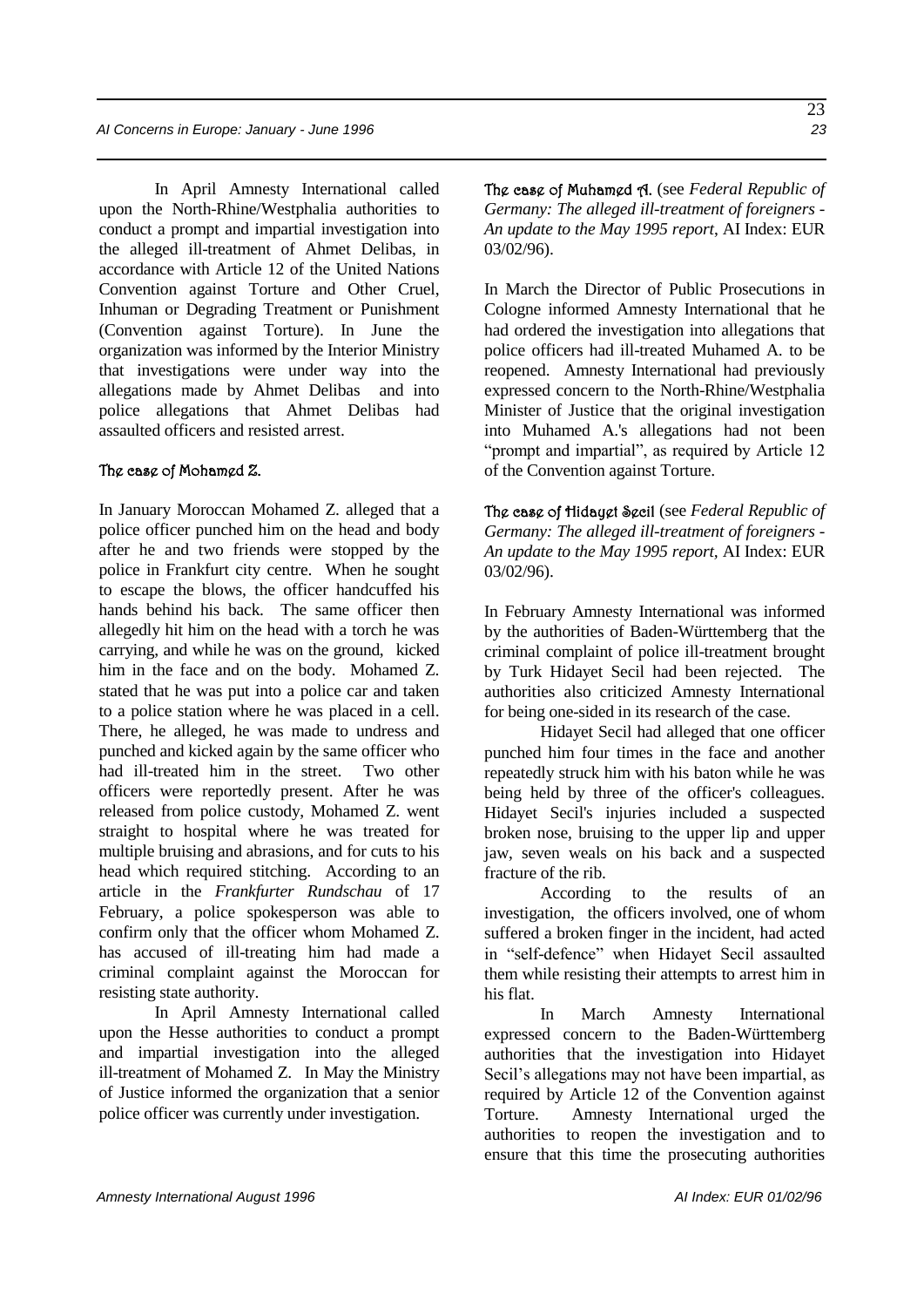In April Amnesty International called upon the North-Rhine/Westphalia authorities to conduct a prompt and impartial investigation into the alleged ill-treatment of Ahmet Delibas, in accordance with Article 12 of the United Nations Convention against Torture and Other Cruel, Inhuman or Degrading Treatment or Punishment (Convention against Torture). In June the organization was informed by the Interior Ministry that investigations were under way into the allegations made by Ahmet Delibas and into police allegations that Ahmet Delibas had assaulted officers and resisted arrest.

### The case of Mohamed Z.

In January Moroccan Mohamed Z. alleged that a police officer punched him on the head and body after he and two friends were stopped by the police in Frankfurt city centre. When he sought to escape the blows, the officer handcuffed his hands behind his back. The same officer then allegedly hit him on the head with a torch he was carrying, and while he was on the ground, kicked him in the face and on the body. Mohamed Z. stated that he was put into a police car and taken to a police station where he was placed in a cell. There, he alleged, he was made to undress and punched and kicked again by the same officer who had ill-treated him in the street. Two other officers were reportedly present. After he was released from police custody, Mohamed Z. went straight to hospital where he was treated for multiple bruising and abrasions, and for cuts to his head which required stitching. According to an article in the *Frankfurter Rundschau* of 17 February, a police spokesperson was able to confirm only that the officer whom Mohamed Z. has accused of ill-treating him had made a criminal complaint against the Moroccan for resisting state authority.

In April Amnesty International called upon the Hesse authorities to conduct a prompt and impartial investigation into the alleged ill-treatment of Mohamed Z. In May the Ministry of Justice informed the organization that a senior police officer was currently under investigation.

### The case of Muhamed A. (see *Federal Republic of Germany: The alleged ill-treatment of foreigners - An update to the May 1995 report*, AI Index: EUR 03/02/96).

In March the Director of Public Prosecutions in Cologne informed Amnesty International that he had ordered the investigation into allegations that police officers had ill-treated Muhamed A. to be reopened. Amnesty International had previously expressed concern to the North-Rhine/Westphalia Minister of Justice that the original investigation into Muhamed A.'s allegations had not been "prompt and impartial", as required by Article 12 of the Convention against Torture.

### The case of Hidayet Secil (see *Federal Republic of Germany: The alleged ill-treatment of foreigners - An update to the May 1995 report*, AI Index: EUR 03/02/96).

In February Amnesty International was informed by the authorities of Baden-Württemberg that the criminal complaint of police ill-treatment brought by Turk Hidayet Secil had been rejected. The authorities also criticized Amnesty International for being one-sided in its research of the case.

Hidayet Secil had alleged that one officer punched him four times in the face and another repeatedly struck him with his baton while he was being held by three of the officer's colleagues. Hidayet Secil's injuries included a suspected broken nose, bruising to the upper lip and upper jaw, seven weals on his back and a suspected fracture of the rib.

According to the results of an investigation, the officers involved, one of whom suffered a broken finger in the incident, had acted in "self-defence" when Hidayet Secil assaulted them while resisting their attempts to arrest him in his flat.

In March Amnesty International expressed concern to the Baden-Württemberg authorities that the investigation into Hidayet Secil's allegations may not have been impartial, as required by Article 12 of the Convention against Torture. Amnesty International urged the authorities to reopen the investigation and to ensure that this time the prosecuting authorities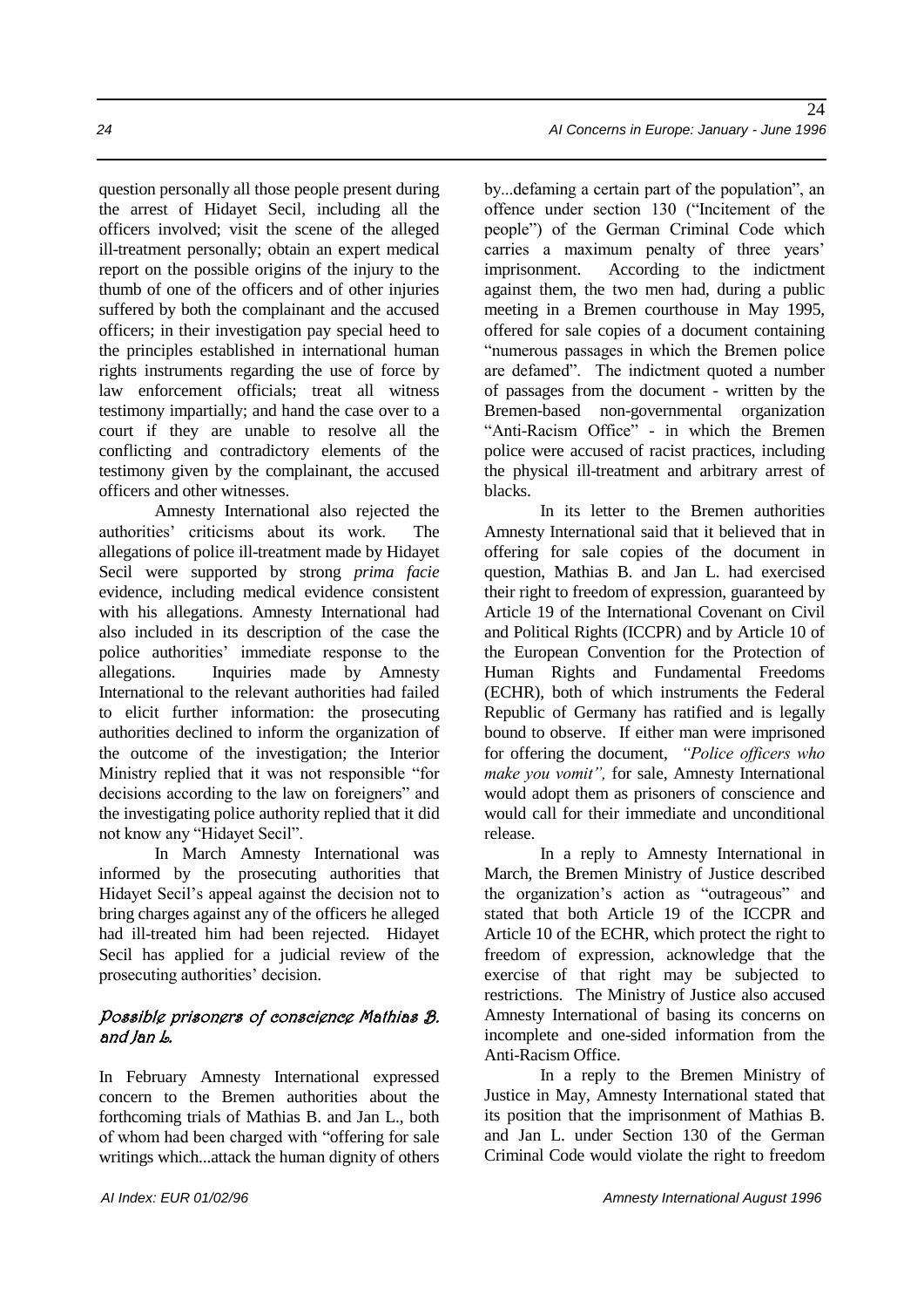question personally all those people present during the arrest of Hidayet Secil, including all the officers involved; visit the scene of the alleged ill-treatment personally; obtain an expert medical report on the possible origins of the injury to the thumb of one of the officers and of other injuries suffered by both the complainant and the accused officers; in their investigation pay special heed to the principles established in international human rights instruments regarding the use of force by law enforcement officials; treat all witness testimony impartially; and hand the case over to a court if they are unable to resolve all the conflicting and contradictory elements of the testimony given by the complainant, the accused officers and other witnesses.

Amnesty International also rejected the authorities' criticisms about its work. The allegations of police ill-treatment made by Hidayet Secil were supported by strong *prima facie* evidence, including medical evidence consistent with his allegations. Amnesty International had also included in its description of the case the police authorities' immediate response to the allegations. Inquiries made by Amnesty International to the relevant authorities had failed to elicit further information: the prosecuting authorities declined to inform the organization of the outcome of the investigation; the Interior Ministry replied that it was not responsible "for decisions according to the law on foreigners" and the investigating police authority replied that it did not know any "Hidayet Secil".

In March Amnesty International was informed by the prosecuting authorities that Hidayet Secil's appeal against the decision not to bring charges against any of the officers he alleged had ill-treated him had been rejected. Hidayet Secil has applied for a judicial review of the prosecuting authorities' decision.

### *Possible prisoners of conscience Mathias B. and Jan L.*

In February Amnesty International expressed concern to the Bremen authorities about the forthcoming trials of Mathias B. and Jan L., both of whom had been charged with "offering for sale writings which...attack the human dignity of others by...defaming a certain part of the population", an offence under section 130 ("Incitement of the people") of the German Criminal Code which carries a maximum penalty of three years' imprisonment. According to the indictment against them, the two men had, during a public meeting in a Bremen courthouse in May 1995, offered for sale copies of a document containing "numerous passages in which the Bremen police are defamed". The indictment quoted a number of passages from the document - written by the Bremen-based non-governmental organization "Anti-Racism Office" - in which the Bremen police were accused of racist practices, including the physical ill-treatment and arbitrary arrest of blacks.

In its letter to the Bremen authorities Amnesty International said that it believed that in offering for sale copies of the document in question, Mathias B. and Jan L. had exercised their right to freedom of expression, guaranteed by Article 19 of the International Covenant on Civil and Political Rights (ICCPR) and by Article 10 of the European Convention for the Protection of Human Rights and Fundamental Freedoms (ECHR), both of which instruments the Federal Republic of Germany has ratified and is legally bound to observe. If either man were imprisoned for offering the document, *"Police officers who make you vomit",* for sale, Amnesty International would adopt them as prisoners of conscience and would call for their immediate and unconditional release.

In a reply to Amnesty International in March, the Bremen Ministry of Justice described the organization's action as "outrageous" and stated that both Article 19 of the ICCPR and Article 10 of the ECHR, which protect the right to freedom of expression, acknowledge that the exercise of that right may be subjected to restrictions. The Ministry of Justice also accused Amnesty International of basing its concerns on incomplete and one-sided information from the Anti-Racism Office.

In a reply to the Bremen Ministry of Justice in May, Amnesty International stated that its position that the imprisonment of Mathias B. and Jan L. under Section 130 of the German Criminal Code would violate the right to freedom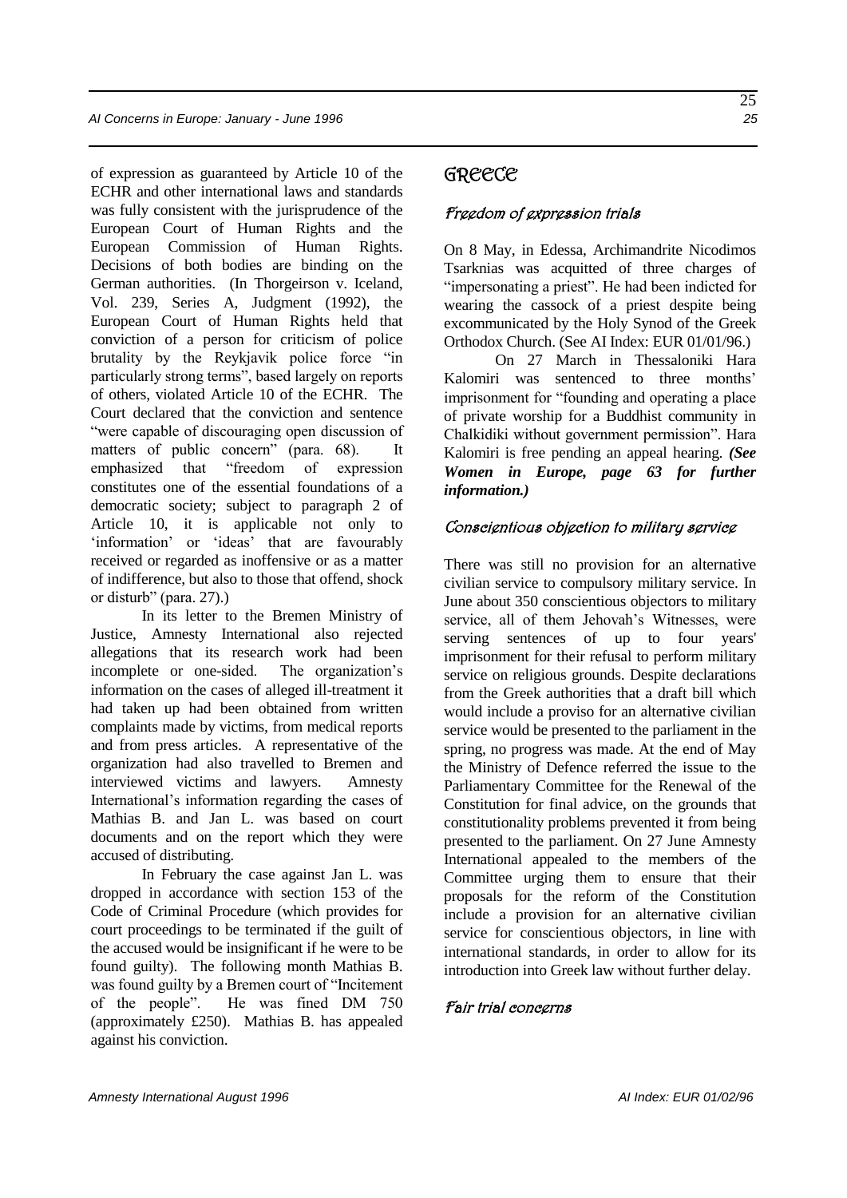of expression as guaranteed by Article 10 of the ECHR and other international laws and standards was fully consistent with the jurisprudence of the European Court of Human Rights and the European Commission of Human Rights. Decisions of both bodies are binding on the German authorities. (In Thorgeirson v. Iceland, Vol. 239, Series A, Judgment (1992), the European Court of Human Rights held that conviction of a person for criticism of police brutality by the Reykjavik police force "in particularly strong terms", based largely on reports of others, violated Article 10 of the ECHR. The Court declared that the conviction and sentence "were capable of discouraging open discussion of matters of public concern" (para. 68). It emphasized that "freedom of expression constitutes one of the essential foundations of a democratic society; subject to paragraph 2 of Article 10, it is applicable not only to 'information' or 'ideas' that are favourably received or regarded as inoffensive or as a matter of indifference, but also to those that offend, shock or disturb" (para. 27).)

In its letter to the Bremen Ministry of Justice, Amnesty International also rejected allegations that its research work had been incomplete or one-sided. The organization's information on the cases of alleged ill-treatment it had taken up had been obtained from written complaints made by victims, from medical reports and from press articles. A representative of the organization had also travelled to Bremen and interviewed victims and lawyers. Amnesty International's information regarding the cases of Mathias B. and Jan L. was based on court documents and on the report which they were accused of distributing.

In February the case against Jan L. was dropped in accordance with section 153 of the Code of Criminal Procedure (which provides for court proceedings to be terminated if the guilt of the accused would be insignificant if he were to be found guilty). The following month Mathias B. was found guilty by a Bremen court of "Incitement of the people". He was fined DM 750 (approximately £250). Mathias B. has appealed against his conviction.

# GREECE

### Freedom of expression trials

On 8 May, in Edessa, Archimandrite Nicodimos Tsarknias was acquitted of three charges of "impersonating a priest". He had been indicted for wearing the cassock of a priest despite being excommunicated by the Holy Synod of the Greek Orthodox Church. (See AI Index: EUR 01/01/96.)

On 27 March in Thessaloniki Hara Kalomiri was sentenced to three months' imprisonment for "founding and operating a place of private worship for a Buddhist community in Chalkidiki without government permission". Hara Kalomiri is free pending an appeal hearing. ***(See Women in Europe, page 63 for further information.)***

### Conscientious objection to military service

There was still no provision for an alternative civilian service to compulsory military service. In June about 350 conscientious objectors to military service, all of them Jehovah's Witnesses, were serving sentences of up to four years' imprisonment for their refusal to perform military service on religious grounds. Despite declarations from the Greek authorities that a draft bill which would include a proviso for an alternative civilian service would be presented to the parliament in the spring, no progress was made. At the end of May the Ministry of Defence referred the issue to the Parliamentary Committee for the Renewal of the Constitution for final advice, on the grounds that constitutionality problems prevented it from being presented to the parliament. On 27 June Amnesty International appealed to the members of the Committee urging them to ensure that their proposals for the reform of the Constitution include a provision for an alternative civilian service for conscientious objectors, in line with international standards, in order to allow for its introduction into Greek law without further delay.

### Fair trial concerns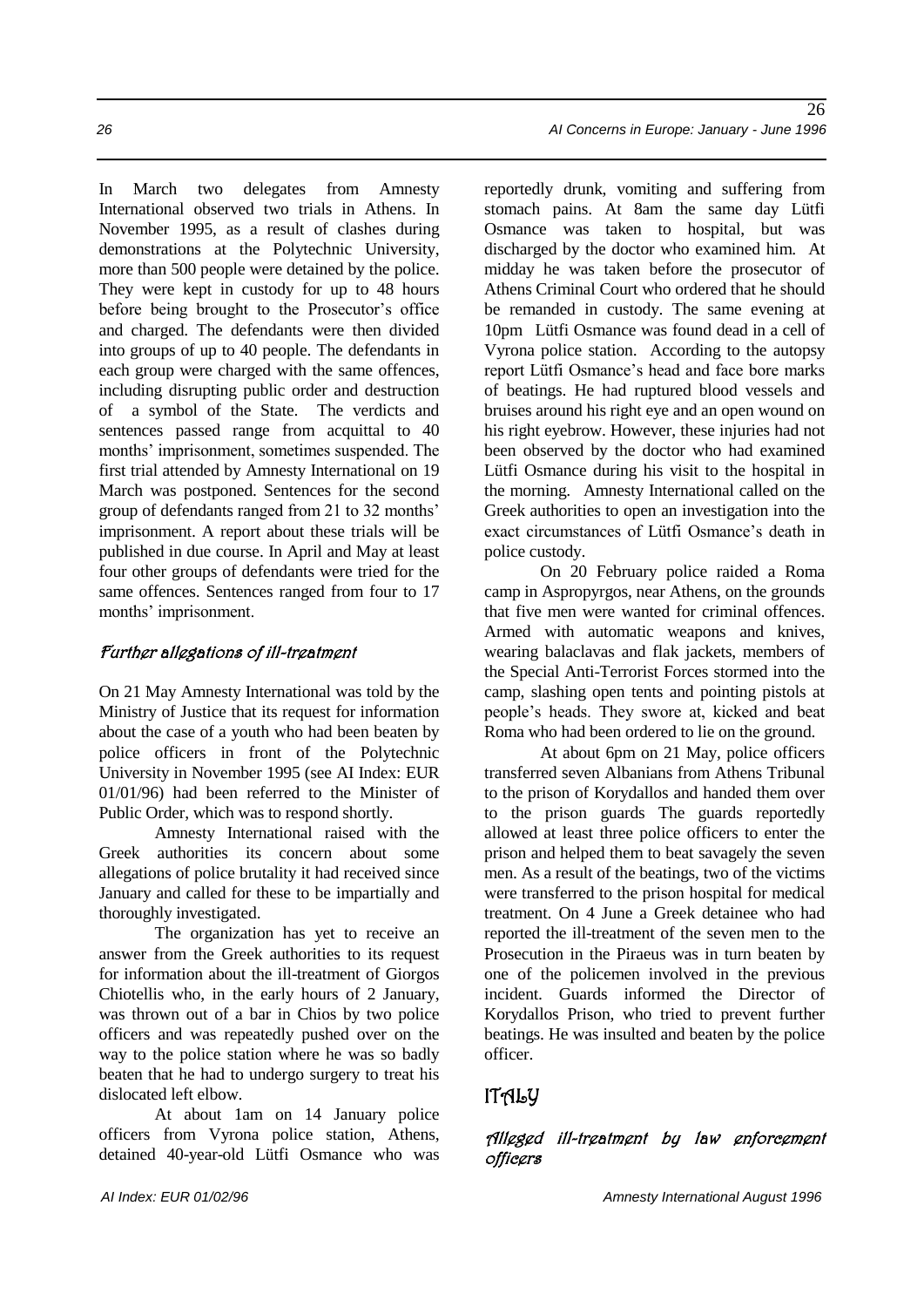In March two delegates from Amnesty International observed two trials in Athens. In November 1995, as a result of clashes during demonstrations at the Polytechnic University, more than 500 people were detained by the police. They were kept in custody for up to 48 hours before being brought to the Prosecutor's office and charged. The defendants were then divided into groups of up to 40 people. The defendants in each group were charged with the same offences, including disrupting public order and destruction of a symbol of the State. The verdicts and sentences passed range from acquittal to 40 months' imprisonment, sometimes suspended. The first trial attended by Amnesty International on 19 March was postponed. Sentences for the second group of defendants ranged from 21 to 32 months' imprisonment. A report about these trials will be published in due course. In April and May at least four other groups of defendants were tried for the same offences. Sentences ranged from four to 17 months' imprisonment.

### *Further allegations of ill-treatment*

On 21 May Amnesty International was told by the Ministry of Justice that its request for information about the case of a youth who had been beaten by police officers in front of the Polytechnic University in November 1995 (see AI Index: EUR 01/01/96) had been referred to the Minister of Public Order, which was to respond shortly.

Amnesty International raised with the Greek authorities its concern about some allegations of police brutality it had received since January and called for these to be impartially and thoroughly investigated.

The organization has yet to receive an answer from the Greek authorities to its request for information about the ill-treatment of Giorgos Chiotellis who, in the early hours of 2 January, was thrown out of a bar in Chios by two police officers and was repeatedly pushed over on the way to the police station where he was so badly beaten that he had to undergo surgery to treat his dislocated left elbow.

At about 1am on 14 January police officers from Vyrona police station, Athens, detained 40-year-old Lütfi Osmance who was reportedly drunk, vomiting and suffering from stomach pains. At 8am the same day Lütfi Osmance was taken to hospital, but was discharged by the doctor who examined him. At midday he was taken before the prosecutor of Athens Criminal Court who ordered that he should be remanded in custody. The same evening at 10pm Lütfi Osmance was found dead in a cell of Vyrona police station. According to the autopsy report Lütfi Osmance's head and face bore marks of beatings. He had ruptured blood vessels and bruises around his right eye and an open wound on his right eyebrow. However, these injuries had not been observed by the doctor who had examined Lütfi Osmance during his visit to the hospital in the morning. Amnesty International called on the Greek authorities to open an investigation into the exact circumstances of Lütfi Osmance's death in police custody.

On 20 February police raided a Roma camp in Aspropyrgos, near Athens, on the grounds that five men were wanted for criminal offences. Armed with automatic weapons and knives, wearing balaclavas and flak jackets, members of the Special Anti-Terrorist Forces stormed into the camp, slashing open tents and pointing pistols at people's heads. They swore at, kicked and beat Roma who had been ordered to lie on the ground.

At about 6pm on 21 May, police officers transferred seven Albanians from Athens Tribunal to the prison of Korydallos and handed them over to the prison guards The guards reportedly allowed at least three police officers to enter the prison and helped them to beat savagely the seven men. As a result of the beatings, two of the victims were transferred to the prison hospital for medical treatment. On 4 June a Greek detainee who had reported the ill-treatment of the seven men to the Prosecution in the Piraeus was in turn beaten by one of the policemen involved in the previous incident. Guards informed the Director of Korydallos Prison, who tried to prevent further beatings. He was insulted and beaten by the police officer.

## ITALY

### *Alleged ill-treatment by law enforcement officers*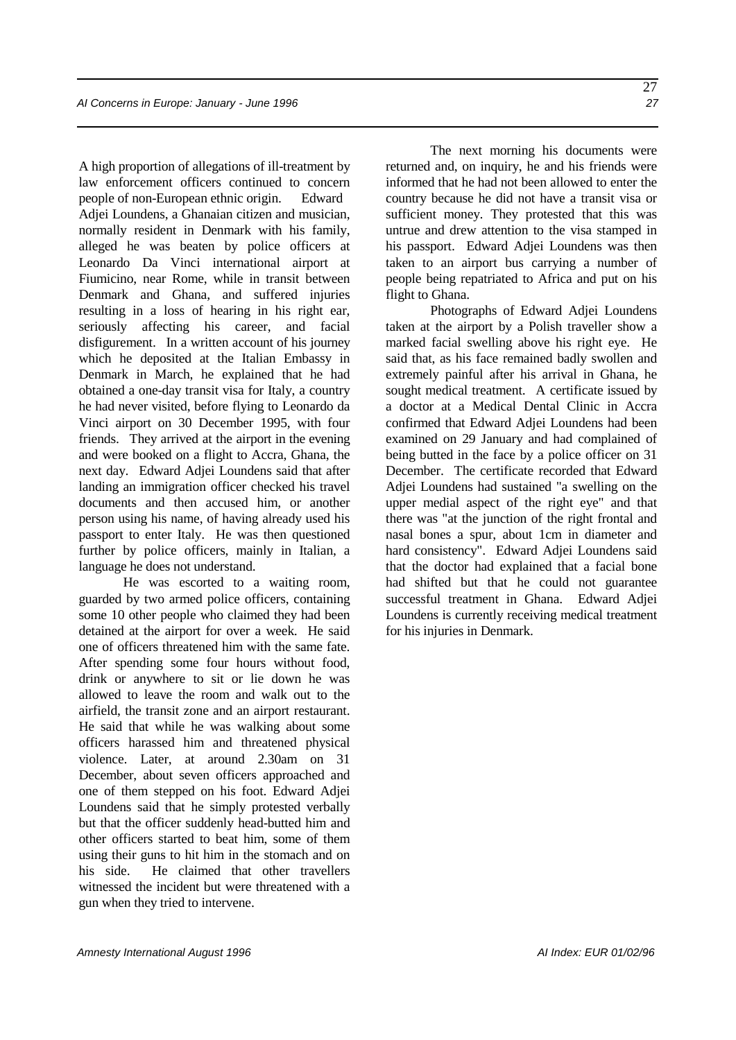A high proportion of allegations of ill-treatment by law enforcement officers continued to concern people of non-European ethnic origin. Edward Adjei Loundens, a Ghanaian citizen and musician, normally resident in Denmark with his family, alleged he was beaten by police officers at Leonardo Da Vinci international airport at Fiumicino, near Rome, while in transit between Denmark and Ghana, and suffered injuries resulting in a loss of hearing in his right ear, seriously affecting his career, and facial disfigurement. In a written account of his journey which he deposited at the Italian Embassy in Denmark in March, he explained that he had obtained a one-day transit visa for Italy, a country he had never visited, before flying to Leonardo da Vinci airport on 30 December 1995, with four friends. They arrived at the airport in the evening and were booked on a flight to Accra, Ghana, the next day. Edward Adjei Loundens said that after landing an immigration officer checked his travel documents and then accused him, or another person using his name, of having already used his passport to enter Italy. He was then questioned further by police officers, mainly in Italian, a language he does not understand.

He was escorted to a waiting room, guarded by two armed police officers, containing some 10 other people who claimed they had been detained at the airport for over a week. He said one of officers threatened him with the same fate. After spending some four hours without food, drink or anywhere to sit or lie down he was allowed to leave the room and walk out to the airfield, the transit zone and an airport restaurant. He said that while he was walking about some officers harassed him and threatened physical violence. Later, at around 2.30am on 31 December, about seven officers approached and one of them stepped on his foot. Edward Adjei Loundens said that he simply protested verbally but that the officer suddenly head-butted him and other officers started to beat him, some of them using their guns to hit him in the stomach and on his side. He claimed that other travellers witnessed the incident but were threatened with a gun when they tried to intervene.

The next morning his documents were returned and, on inquiry, he and his friends were informed that he had not been allowed to enter the country because he did not have a transit visa or sufficient money. They protested that this was untrue and drew attention to the visa stamped in his passport. Edward Adjei Loundens was then taken to an airport bus carrying a number of people being repatriated to Africa and put on his flight to Ghana.

Photographs of Edward Adjei Loundens taken at the airport by a Polish traveller show a marked facial swelling above his right eye. He said that, as his face remained badly swollen and extremely painful after his arrival in Ghana, he sought medical treatment. A certificate issued by a doctor at a Medical Dental Clinic in Accra confirmed that Edward Adjei Loundens had been examined on 29 January and had complained of being butted in the face by a police officer on 31 December. The certificate recorded that Edward Adjei Loundens had sustained "a swelling on the upper medial aspect of the right eye" and that there was "at the junction of the right frontal and nasal bones a spur, about 1cm in diameter and hard consistency". Edward Adjei Loundens said that the doctor had explained that a facial bone had shifted but that he could not guarantee successful treatment in Ghana. Edward Adjei Loundens is currently receiving medical treatment for his injuries in Denmark.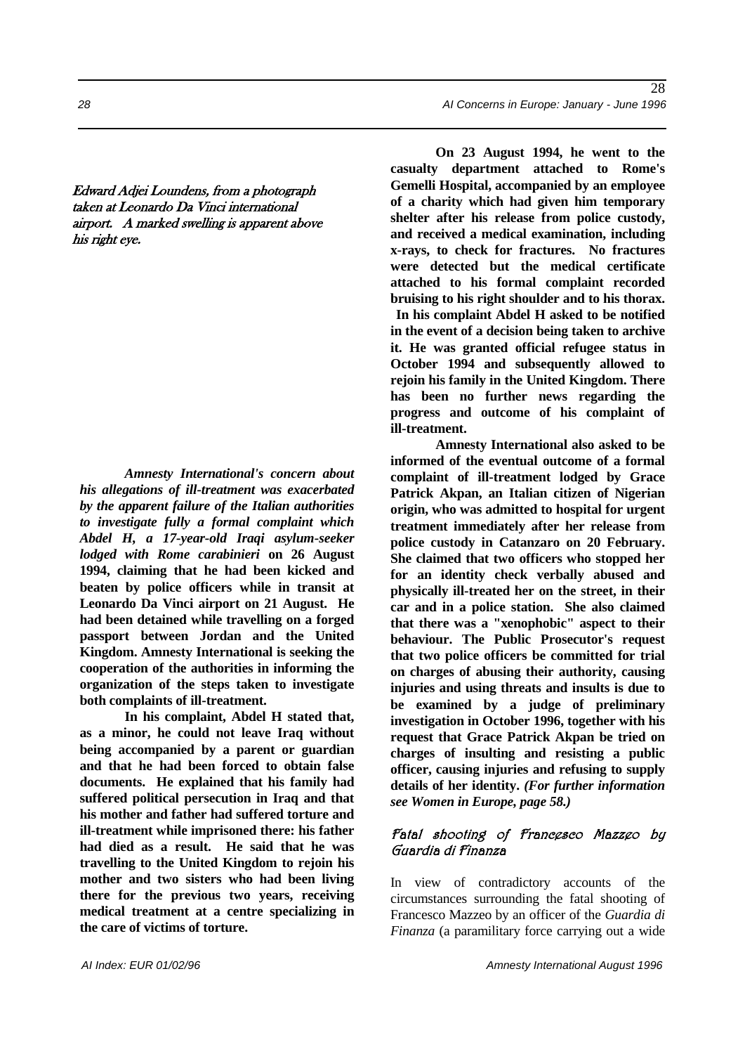*Edward Adjei Loundens, from a photograph taken at Leonardo Da Vinci international airport. A marked swelling is apparent above his right eye.*

***Amnesty International's concern about his allegations of ill-treatment was exacerbated by the apparent failure of the Italian authorities to investigate fully a formal complaint which Abdel H, a 17-year-old Iraqi asylum-seeker lodged with Rome carabinieri*** **on 26 August 1994, claiming that he had been kicked and beaten by police officers while in transit at Leonardo Da Vinci airport on 21 August. He had been detained while travelling on a forged passport between Jordan and the United Kingdom. Amnesty International is seeking the cooperation of the authorities in informing the organization of the steps taken to investigate both complaints of ill-treatment.**

**In his complaint, Abdel H stated that, as a minor, he could not leave Iraq without being accompanied by a parent or guardian and that he had been forced to obtain false documents. He explained that his family had suffered political persecution in Iraq and that his mother and father had suffered torture and ill-treatment while imprisoned there: his father had died as a result. He said that he was travelling to the United Kingdom to rejoin his mother and two sisters who had been living there for the previous two years, receiving medical treatment at a centre specializing in the care of victims of torture.**

**On 23 August 1994, he went to the casualty department attached to Rome's Gemelli Hospital, accompanied by an employee of a charity which had given him temporary shelter after his release from police custody, and received a medical examination, including x-rays, to check for fractures. No fractures were detected but the medical certificate attached to his formal complaint recorded bruising to his right shoulder and to his thorax. In his complaint Abdel H asked to be notified in the event of a decision being taken to archive it. He was granted official refugee status in October 1994 and subsequently allowed to rejoin his family in the United Kingdom. There has been no further news regarding the progress and outcome of his complaint of ill-treatment.**

**Amnesty International also asked to be informed of the eventual outcome of a formal complaint of ill-treatment lodged by Grace Patrick Akpan, an Italian citizen of Nigerian origin, who was admitted to hospital for urgent treatment immediately after her release from police custody in Catanzaro on 20 February. She claimed that two officers who stopped her for an identity check verbally abused and physically ill-treated her on the street, in their car and in a police station. She also claimed that there was a "xenophobic" aspect to their behaviour. The Public Prosecutor's request that two police officers be committed for trial on charges of abusing their authority, causing injuries and using threats and insults is due to be examined by a judge of preliminary investigation in October 1996, together with his request that Grace Patrick Akpan be tried on charges of insulting and resisting a public officer, causing injuries and refusing to supply details of her identity.** ***(For further information see Women in Europe, page 58.)***

### Fatal shooting of Francesco Mazzeo by Guardia di Finanza

In view of contradictory accounts of the circumstances surrounding the fatal shooting of Francesco Mazzeo by an officer of the *Guardia di Finanza* (a paramilitary force carrying out a wide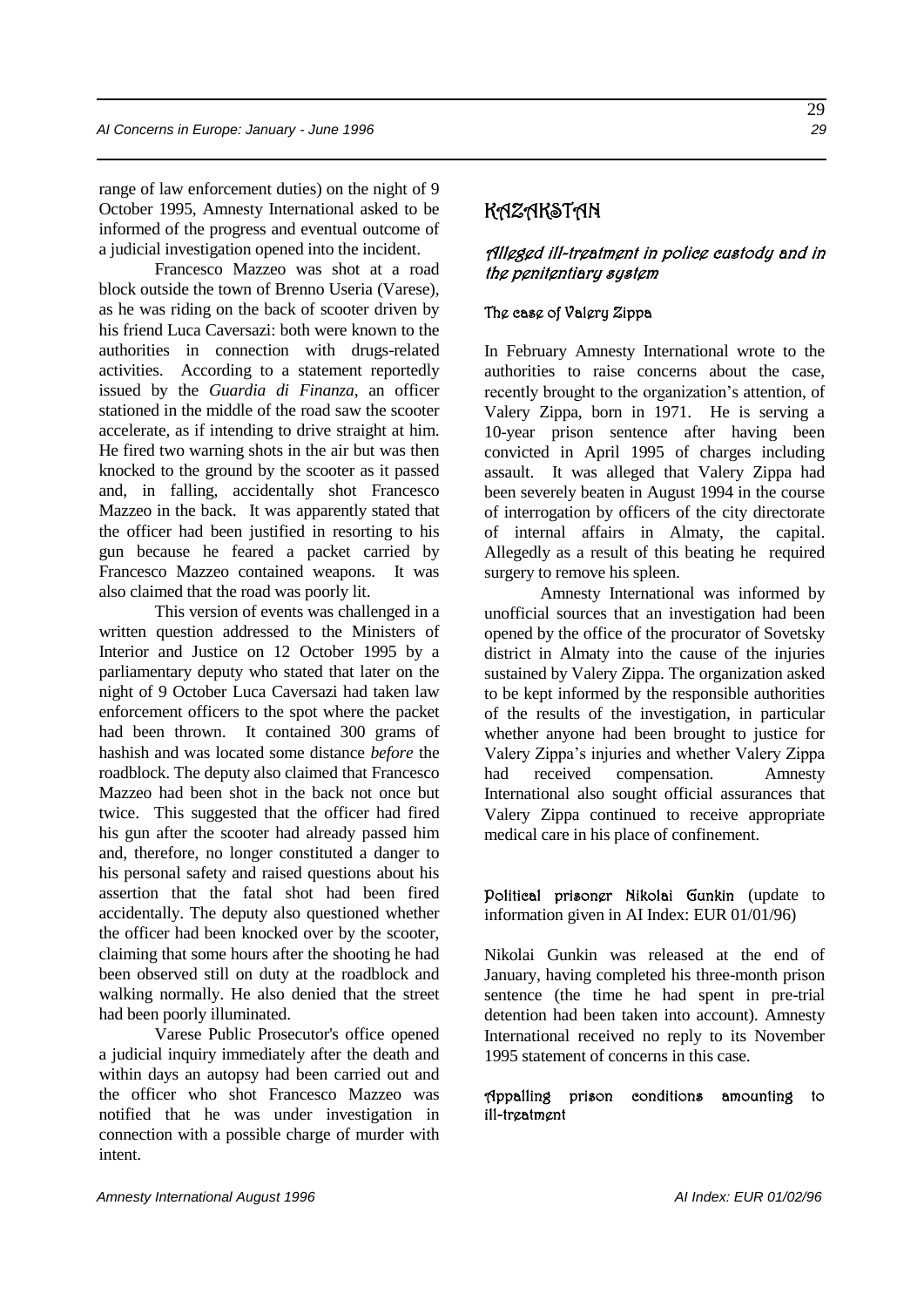range of law enforcement duties) on the night of 9 October 1995, Amnesty International asked to be informed of the progress and eventual outcome of a judicial investigation opened into the incident.

Francesco Mazzeo was shot at a road block outside the town of Brenno Useria (Varese), as he was riding on the back of scooter driven by his friend Luca Caversazi: both were known to the authorities in connection with drugs-related activities. According to a statement reportedly issued by the *Guardia di Finanza*, an officer stationed in the middle of the road saw the scooter accelerate, as if intending to drive straight at him. He fired two warning shots in the air but was then knocked to the ground by the scooter as it passed and, in falling, accidentally shot Francesco Mazzeo in the back. It was apparently stated that the officer had been justified in resorting to his gun because he feared a packet carried by Francesco Mazzeo contained weapons. It was also claimed that the road was poorly lit.

This version of events was challenged in a written question addressed to the Ministers of Interior and Justice on 12 October 1995 by a parliamentary deputy who stated that later on the night of 9 October Luca Caversazi had taken law enforcement officers to the spot where the packet had been thrown. It contained 300 grams of hashish and was located some distance *before* the roadblock. The deputy also claimed that Francesco Mazzeo had been shot in the back not once but twice. This suggested that the officer had fired his gun after the scooter had already passed him and, therefore, no longer constituted a danger to his personal safety and raised questions about his assertion that the fatal shot had been fired accidentally. The deputy also questioned whether the officer had been knocked over by the scooter, claiming that some hours after the shooting he had been observed still on duty at the roadblock and walking normally. He also denied that the street had been poorly illuminated.

Varese Public Prosecutor's office opened a judicial inquiry immediately after the death and within days an autopsy had been carried out and the officer who shot Francesco Mazzeo was notified that he was under investigation in connection with a possible charge of murder with intent.

## KAZAKSTAN

### *Alleged ill-treatment in police custody and in the penitentiary system*

#### The case of Valery Zippa

In February Amnesty International wrote to the authorities to raise concerns about the case, recently brought to the organization's attention, of Valery Zippa, born in 1971. He is serving a 10-year prison sentence after having been convicted in April 1995 of charges including assault. It was alleged that Valery Zippa had been severely beaten in August 1994 in the course of interrogation by officers of the city directorate of internal affairs in Almaty, the capital. Allegedly as a result of this beating he required surgery to remove his spleen.

Amnesty International was informed by unofficial sources that an investigation had been opened by the office of the procurator of Sovetsky district in Almaty into the cause of the injuries sustained by Valery Zippa. The organization asked to be kept informed by the responsible authorities of the results of the investigation, in particular whether anyone had been brought to justice for Valery Zippa's injuries and whether Valery Zippa had received compensation. Amnesty International also sought official assurances that Valery Zippa continued to receive appropriate medical care in his place of confinement.

#### Political prisoner Nikolai Gunkin (update to information given in AI Index: EUR 01/01/96)

Nikolai Gunkin was released at the end of January, having completed his three-month prison sentence (the time he had spent in pre-trial detention had been taken into account). Amnesty International received no reply to its November 1995 statement of concerns in this case.

#### Appalling prison conditions amounting to ill-treatment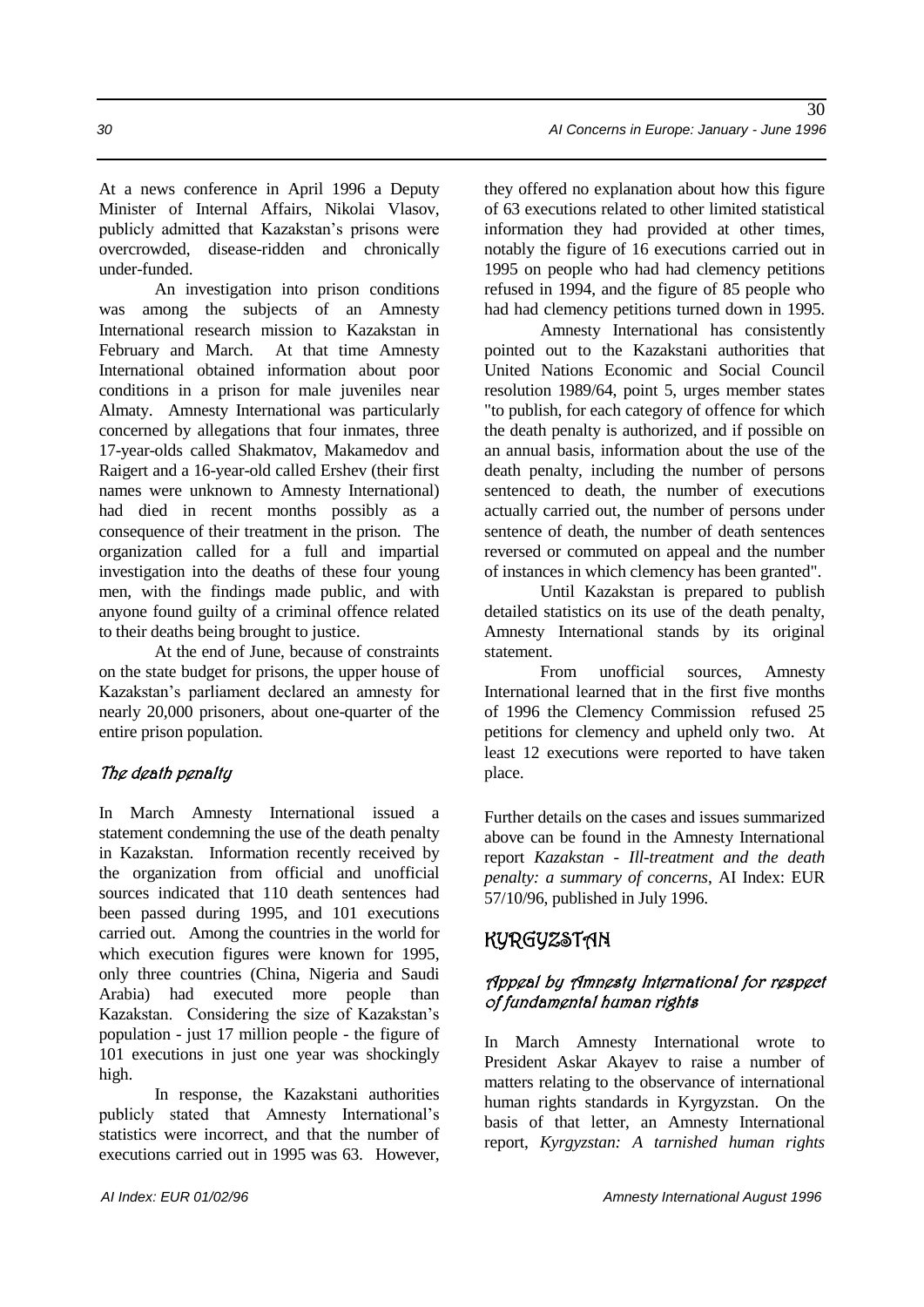At a news conference in April 1996 a Deputy Minister of Internal Affairs, Nikolai Vlasov, publicly admitted that Kazakstan's prisons were overcrowded, disease-ridden and chronically under-funded.

An investigation into prison conditions was among the subjects of an Amnesty International research mission to Kazakstan in February and March. At that time Amnesty International obtained information about poor conditions in a prison for male juveniles near Almaty. Amnesty International was particularly concerned by allegations that four inmates, three 17-year-olds called Shakmatov, Makamedov and Raigert and a 16-year-old called Ershev (their first names were unknown to Amnesty International) had died in recent months possibly as a consequence of their treatment in the prison. The organization called for a full and impartial investigation into the deaths of these four young men, with the findings made public, and with anyone found guilty of a criminal offence related to their deaths being brought to justice.

At the end of June, because of constraints on the state budget for prisons, the upper house of Kazakstan's parliament declared an amnesty for nearly 20,000 prisoners, about one-quarter of the entire prison population.

### *The death penalty*

In March Amnesty International issued a statement condemning the use of the death penalty in Kazakstan. Information recently received by the organization from official and unofficial sources indicated that 110 death sentences had been passed during 1995, and 101 executions carried out. Among the countries in the world for which execution figures were known for 1995, only three countries (China, Nigeria and Saudi Arabia) had executed more people than Kazakstan. Considering the size of Kazakstan's population - just 17 million people - the figure of 101 executions in just one year was shockingly high.

In response, the Kazakstani authorities publicly stated that Amnesty International's statistics were incorrect, and that the number of executions carried out in 1995 was 63. However, they offered no explanation about how this figure of 63 executions related to other limited statistical information they had provided at other times, notably the figure of 16 executions carried out in 1995 on people who had had clemency petitions refused in 1994, and the figure of 85 people who had had clemency petitions turned down in 1995.

Amnesty International has consistently pointed out to the Kazakstani authorities that United Nations Economic and Social Council resolution 1989/64, point 5, urges member states "to publish, for each category of offence for which the death penalty is authorized, and if possible on an annual basis, information about the use of the death penalty, including the number of persons sentenced to death, the number of executions actually carried out, the number of persons under sentence of death, the number of death sentences reversed or commuted on appeal and the number of instances in which clemency has been granted".

Until Kazakstan is prepared to publish detailed statistics on its use of the death penalty, Amnesty International stands by its original statement.

From unofficial sources, Amnesty International learned that in the first five months of 1996 the Clemency Commission refused 25 petitions for clemency and upheld only two. At least 12 executions were reported to have taken place.

Further details on the cases and issues summarized above can be found in the Amnesty International report *Kazakstan - Ill-treatment and the death penalty: a summary of concerns*, AI Index: EUR 57/10/96, published in July 1996.

## KYRGYZSTAN

### *Appeal by Amnesty International for respect of fundamental human rights*

In March Amnesty International wrote to President Askar Akayev to raise a number of matters relating to the observance of international human rights standards in Kyrgyzstan. On the basis of that letter, an Amnesty International report, *Kyrgyzstan: A tarnished human rights*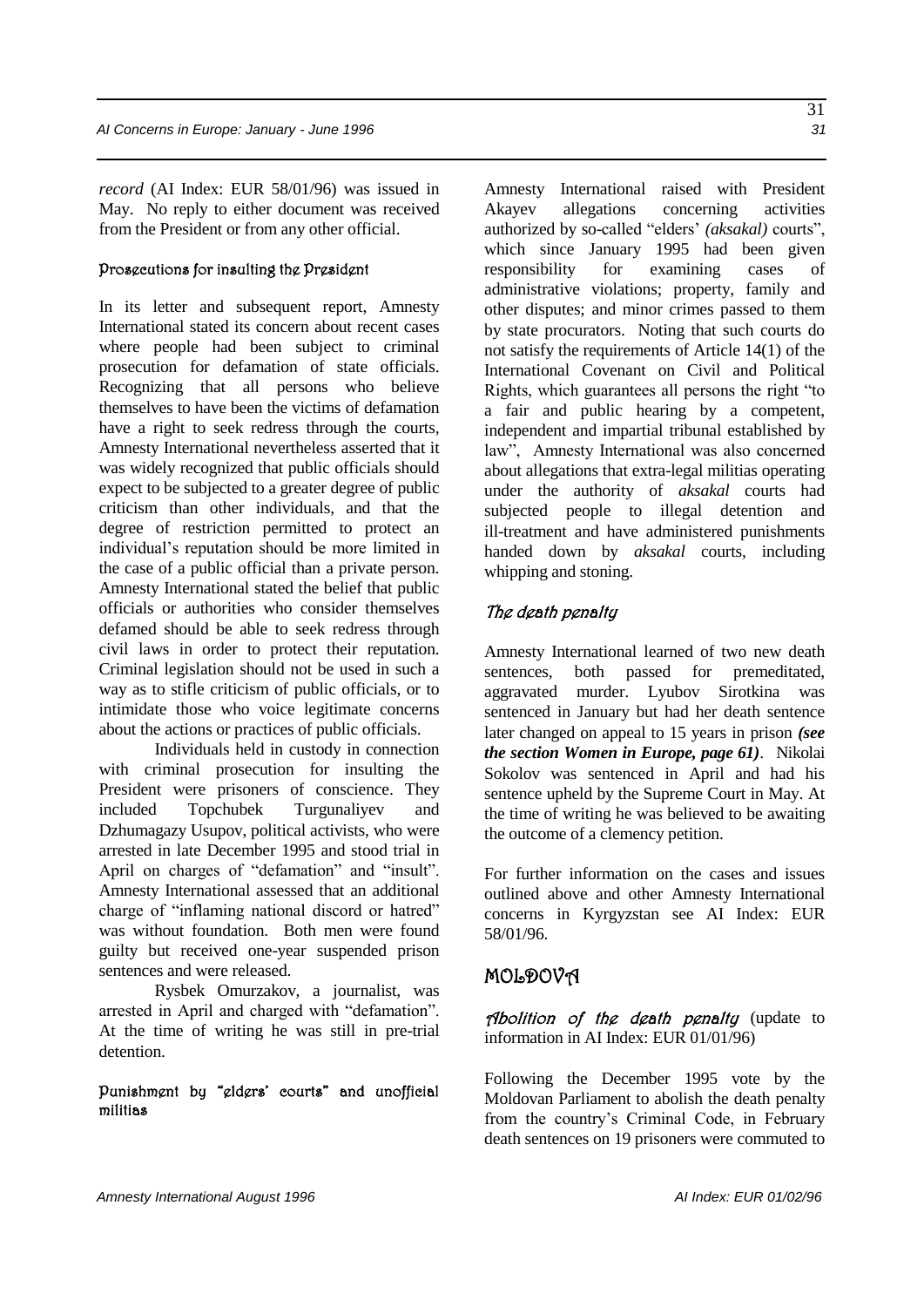*record* (AI Index: EUR 58/01/96) was issued in May. No reply to either document was received from the President or from any other official.

### Prosecutions for insulting the President

In its letter and subsequent report, Amnesty International stated its concern about recent cases where people had been subject to criminal prosecution for defamation of state officials. Recognizing that all persons who believe themselves to have been the victims of defamation have a right to seek redress through the courts, Amnesty International nevertheless asserted that it was widely recognized that public officials should expect to be subjected to a greater degree of public criticism than other individuals, and that the degree of restriction permitted to protect an individual's reputation should be more limited in the case of a public official than a private person. Amnesty International stated the belief that public officials or authorities who consider themselves defamed should be able to seek redress through civil laws in order to protect their reputation. Criminal legislation should not be used in such a way as to stifle criticism of public officials, or to intimidate those who voice legitimate concerns about the actions or practices of public officials.

Individuals held in custody in connection with criminal prosecution for insulting the President were prisoners of conscience. They included Topchubek Turgunaliyev and Dzhumagazy Usupov, political activists, who were arrested in late December 1995 and stood trial in April on charges of "defamation" and "insult". Amnesty International assessed that an additional charge of "inflaming national discord or hatred" was without foundation. Both men were found guilty but received one-year suspended prison sentences and were released.

Rysbek Omurzakov, a journalist, was arrested in April and charged with "defamation". At the time of writing he was still in pre-trial detention.

### Punishment by "elders' courts" and unofficial militias

Amnesty International raised with President Akayev allegations concerning activities authorized by so-called "elders' *(aksakal)* courts", which since January 1995 had been given responsibility for examining cases of administrative violations; property, family and other disputes; and minor crimes passed to them by state procurators. Noting that such courts do not satisfy the requirements of Article 14(1) of the International Covenant on Civil and Political Rights, which guarantees all persons the right "to a fair and public hearing by a competent, independent and impartial tribunal established by law", Amnesty International was also concerned about allegations that extra-legal militias operating under the authority of *aksakal* courts had subjected people to illegal detention and ill-treatment and have administered punishments handed down by *aksakal* courts, including whipping and stoning.

### *The death penalty*

Amnesty International learned of two new death sentences, both passed for premeditated, aggravated murder. Lyubov Sirotkina was sentenced in January but had her death sentence later changed on appeal to 15 years in prison ***(see the section Women in Europe, page 61)***. Nikolai Sokolov was sentenced in April and had his sentence upheld by the Supreme Court in May. At the time of writing he was believed to be awaiting the outcome of a clemency petition.

For further information on the cases and issues outlined above and other Amnesty International concerns in Kyrgyzstan see AI Index: EUR 58/01/96.

## MOLDOVA

### *Abolition of the death penalty* (update to information in AI Index: EUR 01/01/96)

Following the December 1995 vote by the Moldovan Parliament to abolish the death penalty from the country's Criminal Code, in February death sentences on 19 prisoners were commuted to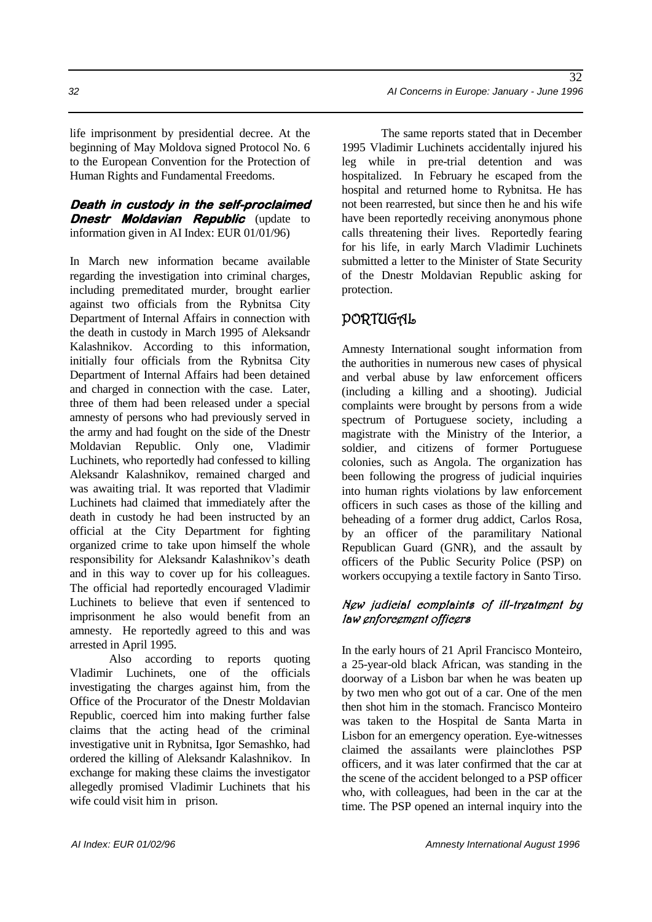life imprisonment by presidential decree. At the beginning of May Moldova signed Protocol No. 6 to the European Convention for the Protection of Human Rights and Fundamental Freedoms.

***Death in custody in the self-proclaimed Dnestr Moldavian Republic*** (update to information given in AI Index: EUR 01/01/96)

In March new information became available regarding the investigation into criminal charges, including premeditated murder, brought earlier against two officials from the Rybnitsa City Department of Internal Affairs in connection with the death in custody in March 1995 of Aleksandr Kalashnikov. According to this information, initially four officials from the Rybnitsa City Department of Internal Affairs had been detained and charged in connection with the case. Later, three of them had been released under a special amnesty of persons who had previously served in the army and had fought on the side of the Dnestr Moldavian Republic. Only one, Vladimir Luchinets, who reportedly had confessed to killing Aleksandr Kalashnikov, remained charged and was awaiting trial. It was reported that Vladimir Luchinets had claimed that immediately after the death in custody he had been instructed by an official at the City Department for fighting organized crime to take upon himself the whole responsibility for Aleksandr Kalashnikov's death and in this way to cover up for his colleagues. The official had reportedly encouraged Vladimir Luchinets to believe that even if sentenced to imprisonment he also would benefit from an amnesty. He reportedly agreed to this and was arrested in April 1995.

Also according to reports quoting Vladimir Luchinets, one of the officials investigating the charges against him, from the Office of the Procurator of the Dnestr Moldavian Republic, coerced him into making further false claims that the acting head of the criminal investigative unit in Rybnitsa, Igor Semashko, had ordered the killing of Aleksandr Kalashnikov. In exchange for making these claims the investigator allegedly promised Vladimir Luchinets that his wife could visit him in prison.

The same reports stated that in December 1995 Vladimir Luchinets accidentally injured his leg while in pre-trial detention and was hospitalized. In February he escaped from the hospital and returned home to Rybnitsa. He has not been rearrested, but since then he and his wife have been reportedly receiving anonymous phone calls threatening their lives. Reportedly fearing for his life, in early March Vladimir Luchinets submitted a letter to the Minister of State Security of the Dnestr Moldavian Republic asking for protection.

## PORTUGAL

Amnesty International sought information from the authorities in numerous new cases of physical and verbal abuse by law enforcement officers (including a killing and a shooting). Judicial complaints were brought by persons from a wide spectrum of Portuguese society, including a magistrate with the Ministry of the Interior, a soldier, and citizens of former Portuguese colonies, such as Angola. The organization has been following the progress of judicial inquiries into human rights violations by law enforcement officers in such cases as those of the killing and beheading of a former drug addict, Carlos Rosa, by an officer of the paramilitary National Republican Guard (GNR), and the assault by officers of the Public Security Police (PSP) on workers occupying a textile factory in Santo Tirso.

### *New judicial complaints of ill-treatment by law enforcement officers*

In the early hours of 21 April Francisco Monteiro, a 25-year-old black African, was standing in the doorway of a Lisbon bar when he was beaten up by two men who got out of a car. One of the men then shot him in the stomach. Francisco Monteiro was taken to the Hospital de Santa Marta in Lisbon for an emergency operation. Eye-witnesses claimed the assailants were plainclothes PSP officers, and it was later confirmed that the car at the scene of the accident belonged to a PSP officer who, with colleagues, had been in the car at the time. The PSP opened an internal inquiry into the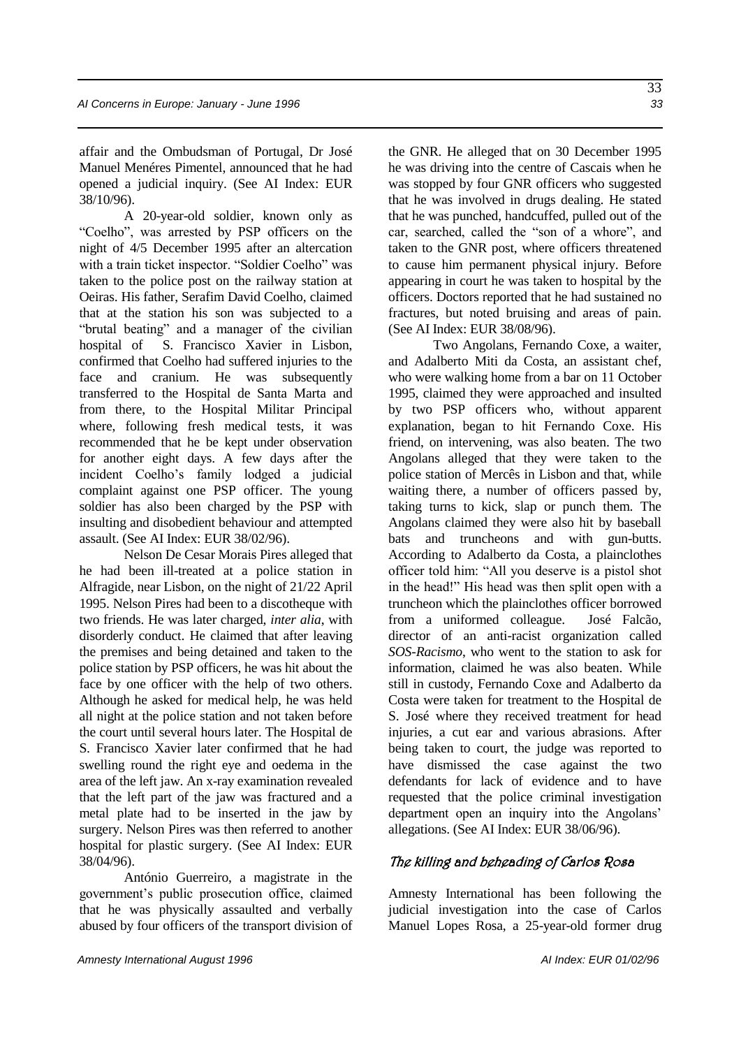affair and the Ombudsman of Portugal, Dr José Manuel Menéres Pimentel, announced that he had opened a judicial inquiry. (See AI Index: EUR 38/10/96).

A 20-year-old soldier, known only as "Coelho", was arrested by PSP officers on the night of 4/5 December 1995 after an altercation with a train ticket inspector. "Soldier Coelho" was taken to the police post on the railway station at Oeiras. His father, Serafim David Coelho, claimed that at the station his son was subjected to a "brutal beating" and a manager of the civilian hospital of S. Francisco Xavier in Lisbon, confirmed that Coelho had suffered injuries to the face and cranium. He was subsequently transferred to the Hospital de Santa Marta and from there, to the Hospital Militar Principal where, following fresh medical tests, it was recommended that he be kept under observation for another eight days. A few days after the incident Coelho's family lodged a judicial complaint against one PSP officer. The young soldier has also been charged by the PSP with insulting and disobedient behaviour and attempted assault. (See AI Index: EUR 38/02/96).

Nelson De Cesar Morais Pires alleged that he had been ill-treated at a police station in Alfragide, near Lisbon, on the night of 21/22 April 1995. Nelson Pires had been to a discotheque with two friends. He was later charged, *inter alia*, with disorderly conduct. He claimed that after leaving the premises and being detained and taken to the police station by PSP officers, he was hit about the face by one officer with the help of two others. Although he asked for medical help, he was held all night at the police station and not taken before the court until several hours later. The Hospital de S. Francisco Xavier later confirmed that he had swelling round the right eye and oedema in the area of the left jaw. An x-ray examination revealed that the left part of the jaw was fractured and a metal plate had to be inserted in the jaw by surgery. Nelson Pires was then referred to another hospital for plastic surgery. (See AI Index: EUR 38/04/96).

António Guerreiro, a magistrate in the government's public prosecution office, claimed that he was physically assaulted and verbally abused by four officers of the transport division of the GNR. He alleged that on 30 December 1995 he was driving into the centre of Cascais when he was stopped by four GNR officers who suggested that he was involved in drugs dealing. He stated that he was punched, handcuffed, pulled out of the car, searched, called the "son of a whore", and taken to the GNR post, where officers threatened to cause him permanent physical injury. Before appearing in court he was taken to hospital by the officers. Doctors reported that he had sustained no fractures, but noted bruising and areas of pain. (See AI Index: EUR 38/08/96).

Two Angolans, Fernando Coxe, a waiter, and Adalberto Miti da Costa, an assistant chef, who were walking home from a bar on 11 October 1995, claimed they were approached and insulted by two PSP officers who, without apparent explanation, began to hit Fernando Coxe. His friend, on intervening, was also beaten. The two Angolans alleged that they were taken to the police station of Mercês in Lisbon and that, while waiting there, a number of officers passed by, taking turns to kick, slap or punch them. The Angolans claimed they were also hit by baseball bats and truncheons and with gun-butts. According to Adalberto da Costa, a plainclothes officer told him: "All you deserve is a pistol shot in the head!" His head was then split open with a truncheon which the plainclothes officer borrowed from a uniformed colleague. José Falcão, director of an anti-racist organization called *SOS-Racismo*, who went to the station to ask for information, claimed he was also beaten. While still in custody, Fernando Coxe and Adalberto da Costa were taken for treatment to the Hospital de S. José where they received treatment for head injuries, a cut ear and various abrasions. After being taken to court, the judge was reported to have dismissed the case against the two defendants for lack of evidence and to have requested that the police criminal investigation department open an inquiry into the Angolans' allegations. (See AI Index: EUR 38/06/96).

### *The killing and beheading of Carlos Rosa*

Amnesty International has been following the judicial investigation into the case of Carlos Manuel Lopes Rosa, a 25-year-old former drug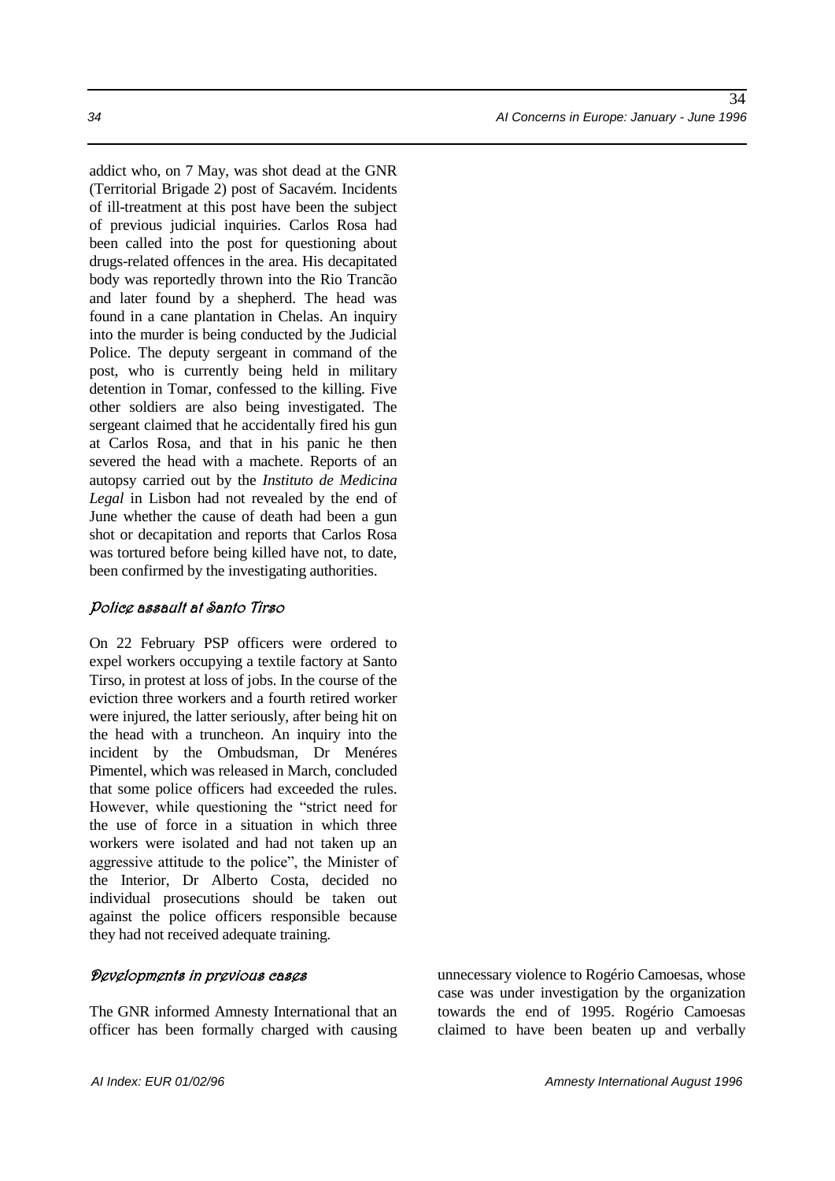addict who, on 7 May, was shot dead at the GNR (Territorial Brigade 2) post of Sacavém. Incidents of ill-treatment at this post have been the subject of previous judicial inquiries. Carlos Rosa had been called into the post for questioning about drugs-related offences in the area. His decapitated body was reportedly thrown into the Rio Trancão and later found by a shepherd. The head was found in a cane plantation in Chelas. An inquiry into the murder is being conducted by the Judicial Police. The deputy sergeant in command of the post, who is currently being held in military detention in Tomar, confessed to the killing. Five other soldiers are also being investigated. The sergeant claimed that he accidentally fired his gun at Carlos Rosa, and that in his panic he then severed the head with a machete. Reports of an autopsy carried out by the *Instituto de Medicina Legal* in Lisbon had not revealed by the end of June whether the cause of death had been a gun shot or decapitation and reports that Carlos Rosa was tortured before being killed have not, to date, been confirmed by the investigating authorities.

### *Police assault at Santo Tirso*

On 22 February PSP officers were ordered to expel workers occupying a textile factory at Santo Tirso, in protest at loss of jobs. In the course of the eviction three workers and a fourth retired worker were injured, the latter seriously, after being hit on the head with a truncheon. An inquiry into the incident by the Ombudsman, Dr Menéres Pimentel, which was released in March, concluded that some police officers had exceeded the rules. However, while questioning the "strict need for the use of force in a situation in which three workers were isolated and had not taken up an aggressive attitude to the police", the Minister of the Interior, Dr Alberto Costa, decided no individual prosecutions should be taken out against the police officers responsible because they had not received adequate training.

### *Developments in previous cases*

The GNR informed Amnesty International that an officer has been formally charged with causing unnecessary violence to Rogério Camoesas, whose case was under investigation by the organization towards the end of 1995. Rogério Camoesas claimed to have been beaten up and verbally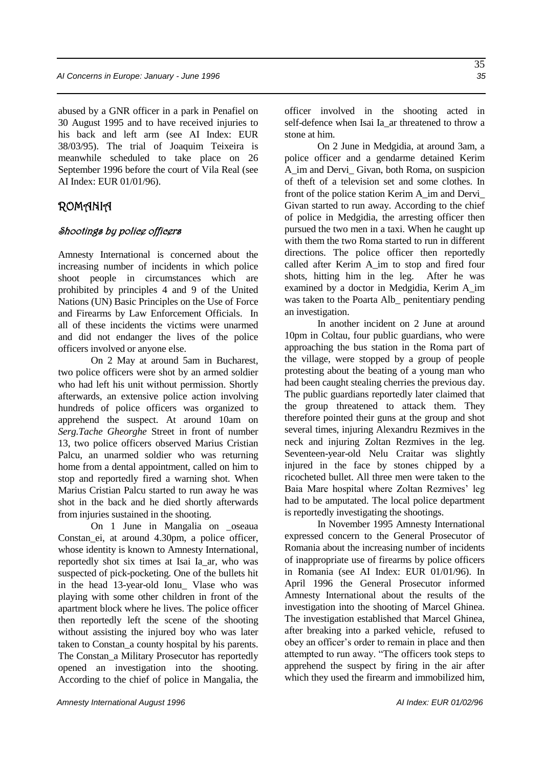abused by a GNR officer in a park in Penafiel on 30 August 1995 and to have received injuries to his back and left arm (see AI Index: EUR 38/03/95). The trial of Joaquim Teixeira is meanwhile scheduled to take place on 26 September 1996 before the court of Vila Real (see AI Index: EUR 01/01/96).

## ROMANIA

### *Shootings by police officers*

Amnesty International is concerned about the increasing number of incidents in which police shoot people in circumstances which are prohibited by principles 4 and 9 of the United Nations (UN) Basic Principles on the Use of Force and Firearms by Law Enforcement Officials. In all of these incidents the victims were unarmed and did not endanger the lives of the police officers involved or anyone else.

On 2 May at around 5am in Bucharest, two police officers were shot by an armed soldier who had left his unit without permission. Shortly afterwards, an extensive police action involving hundreds of police officers was organized to apprehend the suspect. At around 10am on *Serg.Tache Gheorghe* Street in front of number 13, two police officers observed Marius Cristian Palcu, an unarmed soldier who was returning home from a dental appointment, called on him to stop and reportedly fired a warning shot. When Marius Cristian Palcu started to run away he was shot in the back and he died shortly afterwards from injuries sustained in the shooting.

On 1 June in Mangalia on _oseaua Constan_ei, at around 4.30pm, a police officer, whose identity is known to Amnesty International, reportedly shot six times at Isai Ia_ar, who was suspected of pick-pocketing. One of the bullets hit in the head 13-year-old Ionu_ Vlase who was playing with some other children in front of the apartment block where he lives. The police officer then reportedly left the scene of the shooting without assisting the injured boy who was later taken to Constan_a county hospital by his parents. The Constan_a Military Prosecutor has reportedly opened an investigation into the shooting. According to the chief of police in Mangalia, the officer involved in the shooting acted in self-defence when Isai Ia_ar threatened to throw a stone at him.

On 2 June in Medgidia, at around 3am, a police officer and a gendarme detained Kerim A_im and Dervi_ Givan, both Roma, on suspicion of theft of a television set and some clothes. In front of the police station Kerim A_im and Dervi_ Givan started to run away. According to the chief of police in Medgidia, the arresting officer then pursued the two men in a taxi. When he caught up with them the two Roma started to run in different directions. The police officer then reportedly called after Kerim A_im to stop and fired four shots, hitting him in the leg. After he was examined by a doctor in Medgidia, Kerim A_im was taken to the Poarta Alb_ penitentiary pending an investigation.

In another incident on 2 June at around 10pm in Coltau, four public guardians, who were approaching the bus station in the Roma part of the village, were stopped by a group of people protesting about the beating of a young man who had been caught stealing cherries the previous day. The public guardians reportedly later claimed that the group threatened to attack them. They therefore pointed their guns at the group and shot several times, injuring Alexandru Rezmives in the neck and injuring Zoltan Rezmives in the leg. Seventeen-year-old Nelu Craitar was slightly injured in the face by stones chipped by a ricocheted bullet. All three men were taken to the Baia Mare hospital where Zoltan Rezmives' leg had to be amputated. The local police department is reportedly investigating the shootings.

In November 1995 Amnesty International expressed concern to the General Prosecutor of Romania about the increasing number of incidents of inappropriate use of firearms by police officers in Romania (see AI Index: EUR 01/01/96). In April 1996 the General Prosecutor informed Amnesty International about the results of the investigation into the shooting of Marcel Ghinea. The investigation established that Marcel Ghinea, after breaking into a parked vehicle, refused to obey an officer's order to remain in place and then attempted to run away. "The officers took steps to apprehend the suspect by firing in the air after which they used the firearm and immobilized him,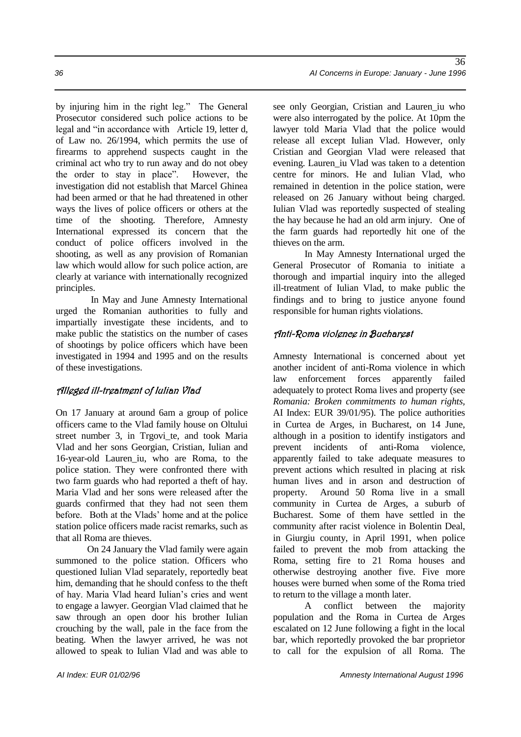by injuring him in the right leg." The General Prosecutor considered such police actions to be legal and "in accordance with Article 19, letter d, of Law no. 26/1994, which permits the use of firearms to apprehend suspects caught in the criminal act who try to run away and do not obey the order to stay in place". However, the investigation did not establish that Marcel Ghinea had been armed or that he had threatened in other ways the lives of police officers or others at the time of the shooting. Therefore, Amnesty International expressed its concern that the conduct of police officers involved in the shooting, as well as any provision of Romanian law which would allow for such police action, are clearly at variance with internationally recognized principles.

In May and June Amnesty International urged the Romanian authorities to fully and impartially investigate these incidents, and to make public the statistics on the number of cases of shootings by police officers which have been investigated in 1994 and 1995 and on the results of these investigations.

### *Alleged ill-treatment of Iulian Vlad*

On 17 January at around 6am a group of police officers came to the Vlad family house on Oltului street number 3, in Trgovi_te, and took Maria Vlad and her sons Georgian, Cristian, Iulian and 16-year-old Lauren_iu, who are Roma, to the police station. They were confronted there with two farm guards who had reported a theft of hay. Maria Vlad and her sons were released after the guards confirmed that they had not seen them before. Both at the Vlads' home and at the police station police officers made racist remarks, such as that all Roma are thieves.

On 24 January the Vlad family were again summoned to the police station. Officers who questioned Iulian Vlad separately, reportedly beat him, demanding that he should confess to the theft of hay. Maria Vlad heard Iulian's cries and went to engage a lawyer. Georgian Vlad claimed that he saw through an open door his brother Iulian crouching by the wall, pale in the face from the beating. When the lawyer arrived, he was not allowed to speak to Iulian Vlad and was able to see only Georgian, Cristian and Lauren_iu who were also interrogated by the police. At 10pm the lawyer told Maria Vlad that the police would release all except Iulian Vlad. However, only Cristian and Georgian Vlad were released that evening. Lauren_iu Vlad was taken to a detention centre for minors. He and Iulian Vlad, who remained in detention in the police station, were released on 26 January without being charged. Iulian Vlad was reportedly suspected of stealing the hay because he had an old arm injury. One of the farm guards had reportedly hit one of the thieves on the arm.

In May Amnesty International urged the General Prosecutor of Romania to initiate a thorough and impartial inquiry into the alleged ill-treatment of Iulian Vlad, to make public the findings and to bring to justice anyone found responsible for human rights violations.

### *Anti-Roma violence in Bucharest*

Amnesty International is concerned about yet another incident of anti-Roma violence in which law enforcement forces apparently failed adequately to protect Roma lives and property (see *Romania: Broken commitments to human rights,* AI Index: EUR 39/01/95). The police authorities in Curtea de Arges, in Bucharest, on 14 June, although in a position to identify instigators and prevent incidents of anti-Roma violence, apparently failed to take adequate measures to prevent actions which resulted in placing at risk human lives and in arson and destruction of property. Around 50 Roma live in a small community in Curtea de Arges, a suburb of Bucharest. Some of them have settled in the community after racist violence in Bolentin Deal, in Giurgiu county, in April 1991, when police failed to prevent the mob from attacking the Roma, setting fire to 21 Roma houses and otherwise destroying another five. Five more houses were burned when some of the Roma tried to return to the village a month later.

A conflict between the majority population and the Roma in Curtea de Arges escalated on 12 June following a fight in the local bar, which reportedly provoked the bar proprietor to call for the expulsion of all Roma. The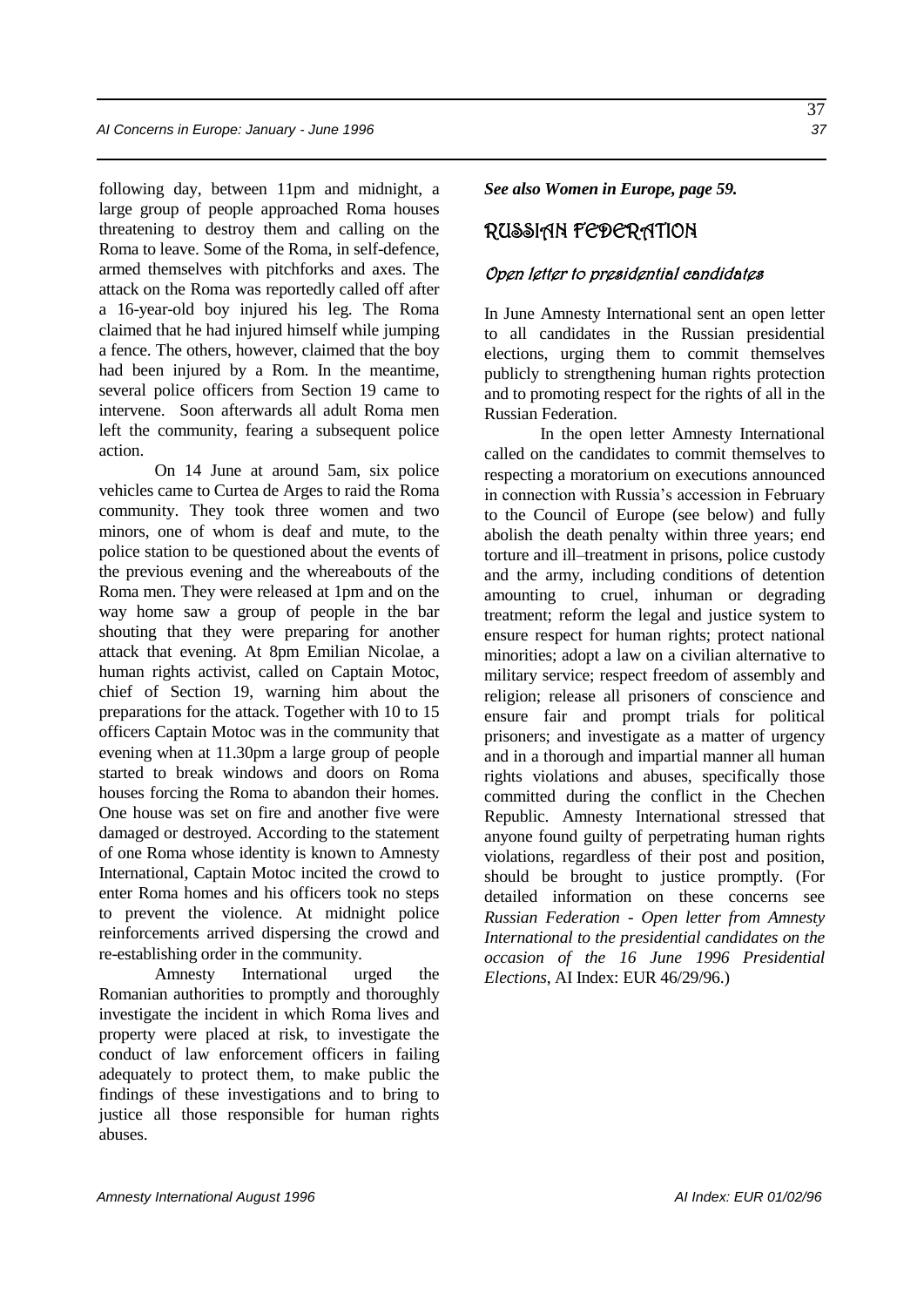following day, between 11pm and midnight, a large group of people approached Roma houses threatening to destroy them and calling on the Roma to leave. Some of the Roma, in self-defence, armed themselves with pitchforks and axes. The attack on the Roma was reportedly called off after a 16-year-old boy injured his leg. The Roma claimed that he had injured himself while jumping a fence. The others, however, claimed that the boy had been injured by a Rom. In the meantime, several police officers from Section 19 came to intervene. Soon afterwards all adult Roma men left the community, fearing a subsequent police action.

On 14 June at around 5am, six police vehicles came to Curtea de Arges to raid the Roma community. They took three women and two minors, one of whom is deaf and mute, to the police station to be questioned about the events of the previous evening and the whereabouts of the Roma men. They were released at 1pm and on the way home saw a group of people in the bar shouting that they were preparing for another attack that evening. At 8pm Emilian Nicolae, a human rights activist, called on Captain Motoc, chief of Section 19, warning him about the preparations for the attack. Together with 10 to 15 officers Captain Motoc was in the community that evening when at 11.30pm a large group of people started to break windows and doors on Roma houses forcing the Roma to abandon their homes. One house was set on fire and another five were damaged or destroyed. According to the statement of one Roma whose identity is known to Amnesty International, Captain Motoc incited the crowd to enter Roma homes and his officers took no steps to prevent the violence. At midnight police reinforcements arrived dispersing the crowd and re-establishing order in the community.

Amnesty International urged the Romanian authorities to promptly and thoroughly investigate the incident in which Roma lives and property were placed at risk, to investigate the conduct of law enforcement officers in failing adequately to protect them, to make public the findings of these investigations and to bring to justice all those responsible for human rights abuses.

***See also Women in Europe, page 59.***

## RUSSIAN FEDERATION

### *Open letter to presidential candidates*

In June Amnesty International sent an open letter to all candidates in the Russian presidential elections, urging them to commit themselves publicly to strengthening human rights protection and to promoting respect for the rights of all in the Russian Federation.

In the open letter Amnesty International called on the candidates to commit themselves to respecting a moratorium on executions announced in connection with Russia's accession in February to the Council of Europe (see below) and fully abolish the death penalty within three years; end torture and ill–treatment in prisons, police custody and the army, including conditions of detention amounting to cruel, inhuman or degrading treatment; reform the legal and justice system to ensure respect for human rights; protect national minorities; adopt a law on a civilian alternative to military service; respect freedom of assembly and religion; release all prisoners of conscience and ensure fair and prompt trials for political prisoners; and investigate as a matter of urgency and in a thorough and impartial manner all human rights violations and abuses, specifically those committed during the conflict in the Chechen Republic. Amnesty International stressed that anyone found guilty of perpetrating human rights violations, regardless of their post and position, should be brought to justice promptly. (For detailed information on these concerns see *Russian Federation - Open letter from Amnesty International to the presidential candidates on the occasion of the 16 June 1996 Presidential Elections*, AI Index: EUR 46/29/96.)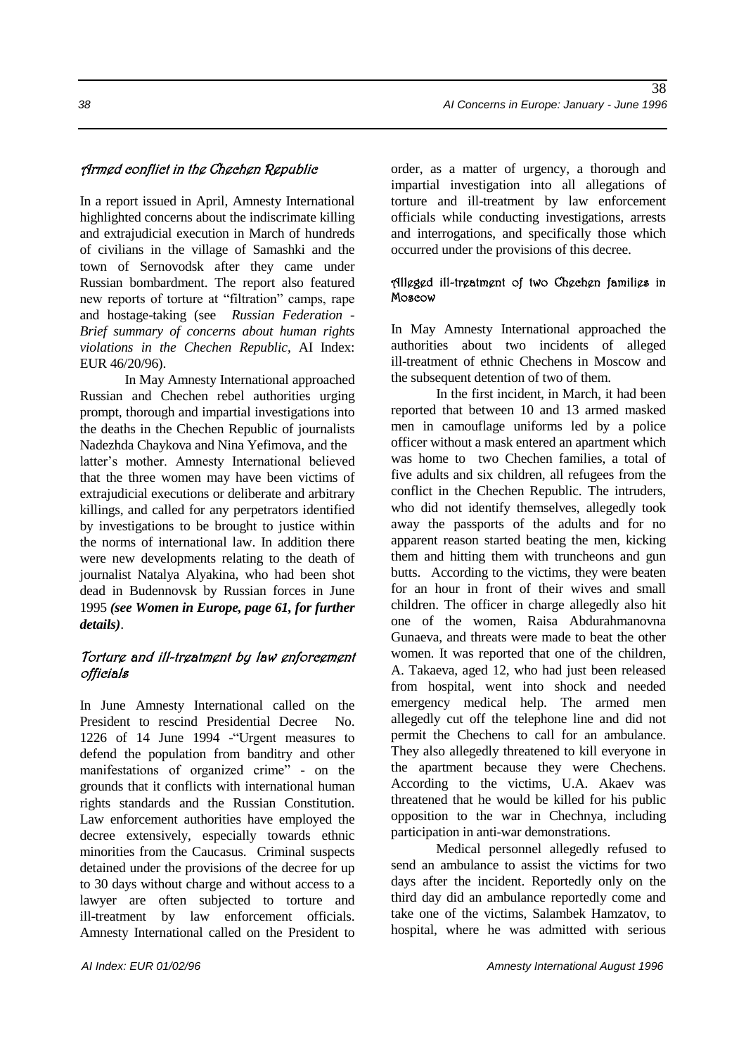### Armed conflict in the Chechen Republic

In a report issued in April, Amnesty International highlighted concerns about the indiscrimate killing and extrajudicial execution in March of hundreds of civilians in the village of Samashki and the town of Sernovodsk after they came under Russian bombardment. The report also featured new reports of torture at "filtration" camps, rape and hostage-taking (see *Russian Federation - Brief summary of concerns about human rights violations in the Chechen Republic*, AI Index: EUR 46/20/96).

In May Amnesty International approached Russian and Chechen rebel authorities urging prompt, thorough and impartial investigations into the deaths in the Chechen Republic of journalists Nadezhda Chaykova and Nina Yefimova, and the latter's mother. Amnesty International believed that the three women may have been victims of extrajudicial executions or deliberate and arbitrary killings, and called for any perpetrators identified by investigations to be brought to justice within the norms of international law. In addition there were new developments relating to the death of journalist Natalya Alyakina, who had been shot dead in Budennovsk by Russian forces in June 1995 ***(see Women in Europe, page 61, for further details)***.

### Torture and ill-treatment by law enforcement officials

In June Amnesty International called on the President to rescind Presidential Decree No. 1226 of 14 June 1994 -"Urgent measures to defend the population from banditry and other manifestations of organized crime" - on the grounds that it conflicts with international human rights standards and the Russian Constitution. Law enforcement authorities have employed the decree extensively, especially towards ethnic minorities from the Caucasus. Criminal suspects detained under the provisions of the decree for up to 30 days without charge and without access to a lawyer are often subjected to torture and ill-treatment by law enforcement officials. Amnesty International called on the President to order, as a matter of urgency, a thorough and impartial investigation into all allegations of torture and ill-treatment by law enforcement officials while conducting investigations, arrests and interrogations, and specifically those which occurred under the provisions of this decree.

#### Alleged ill-treatment of two Chechen families in Moscow

In May Amnesty International approached the authorities about two incidents of alleged ill-treatment of ethnic Chechens in Moscow and the subsequent detention of two of them.

In the first incident, in March, it had been reported that between 10 and 13 armed masked men in camouflage uniforms led by a police officer without a mask entered an apartment which was home to two Chechen families, a total of five adults and six children, all refugees from the conflict in the Chechen Republic. The intruders, who did not identify themselves, allegedly took away the passports of the adults and for no apparent reason started beating the men, kicking them and hitting them with truncheons and gun butts. According to the victims, they were beaten for an hour in front of their wives and small children. The officer in charge allegedly also hit one of the women, Raisa Abdurahmanovna Gunaeva, and threats were made to beat the other women. It was reported that one of the children, A. Takaeva, aged 12, who had just been released from hospital, went into shock and needed emergency medical help. The armed men allegedly cut off the telephone line and did not permit the Chechens to call for an ambulance. They also allegedly threatened to kill everyone in the apartment because they were Chechens. According to the victims, U.A. Akaev was threatened that he would be killed for his public opposition to the war in Chechnya, including participation in anti-war demonstrations.

Medical personnel allegedly refused to send an ambulance to assist the victims for two days after the incident. Reportedly only on the third day did an ambulance reportedly come and take one of the victims, Salambek Hamzatov, to hospital, where he was admitted with serious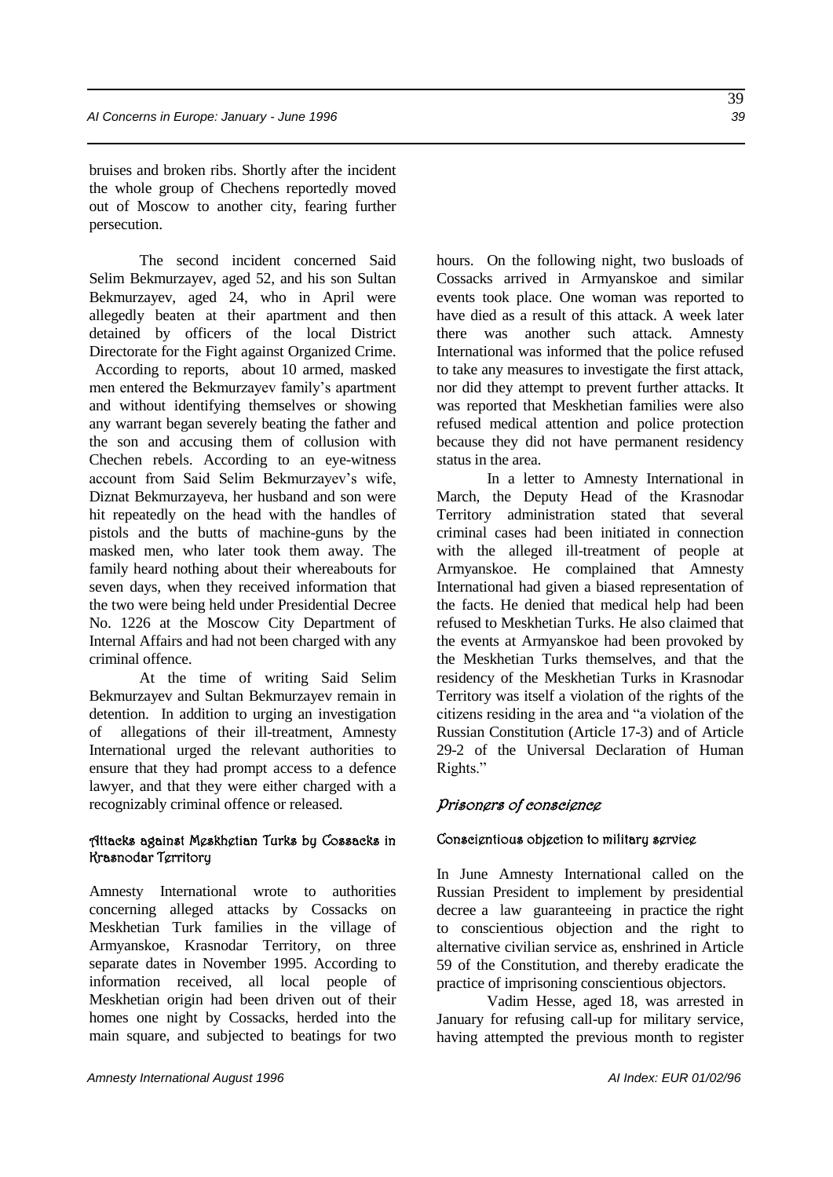bruises and broken ribs. Shortly after the incident the whole group of Chechens reportedly moved out of Moscow to another city, fearing further persecution.

The second incident concerned Said Selim Bekmurzayev, aged 52, and his son Sultan Bekmurzayev, aged 24, who in April were allegedly beaten at their apartment and then detained by officers of the local District Directorate for the Fight against Organized Crime. According to reports, about 10 armed, masked men entered the Bekmurzayev family's apartment and without identifying themselves or showing any warrant began severely beating the father and the son and accusing them of collusion with Chechen rebels. According to an eye-witness account from Said Selim Bekmurzayev's wife, Diznat Bekmurzayeva, her husband and son were hit repeatedly on the head with the handles of pistols and the butts of machine-guns by the masked men, who later took them away. The family heard nothing about their whereabouts for seven days, when they received information that the two were being held under Presidential Decree No. 1226 at the Moscow City Department of Internal Affairs and had not been charged with any criminal offence.

At the time of writing Said Selim Bekmurzayev and Sultan Bekmurzayev remain in detention. In addition to urging an investigation of allegations of their ill-treatment, Amnesty International urged the relevant authorities to ensure that they had prompt access to a defence lawyer, and that they were either charged with a recognizably criminal offence or released.

#### Attacks against Meskhetian Turks by Cossacks in Krasnodar Territory

Amnesty International wrote to authorities concerning alleged attacks by Cossacks on Meskhetian Turk families in the village of Armyanskoe, Krasnodar Territory, on three separate dates in November 1995. According to information received, all local people of Meskhetian origin had been driven out of their homes one night by Cossacks, herded into the main square, and subjected to beatings for two hours. On the following night, two busloads of Cossacks arrived in Armyanskoe and similar events took place. One woman was reported to have died as a result of this attack. A week later there was another such attack. Amnesty International was informed that the police refused to take any measures to investigate the first attack, nor did they attempt to prevent further attacks. It was reported that Meskhetian families were also refused medical attention and police protection because they did not have permanent residency status in the area.

In a letter to Amnesty International in March, the Deputy Head of the Krasnodar Territory administration stated that several criminal cases had been initiated in connection with the alleged ill-treatment of people at Armyanskoe. He complained that Amnesty International had given a biased representation of the facts. He denied that medical help had been refused to Meskhetian Turks. He also claimed that the events at Armyanskoe had been provoked by the Meskhetian Turks themselves, and that the residency of the Meskhetian Turks in Krasnodar Territory was itself a violation of the rights of the citizens residing in the area and "a violation of the Russian Constitution (Article 17-3) and of Article 29-2 of the Universal Declaration of Human Rights."

### *Prisoners of conscience*

#### Conscientious objection to military service

In June Amnesty International called on the Russian President to implement by presidential decree a law guaranteeing in practice the right to conscientious objection and the right to alternative civilian service as, enshrined in Article 59 of the Constitution, and thereby eradicate the practice of imprisoning conscientious objectors.

Vadim Hesse, aged 18, was arrested in January for refusing call-up for military service, having attempted the previous month to register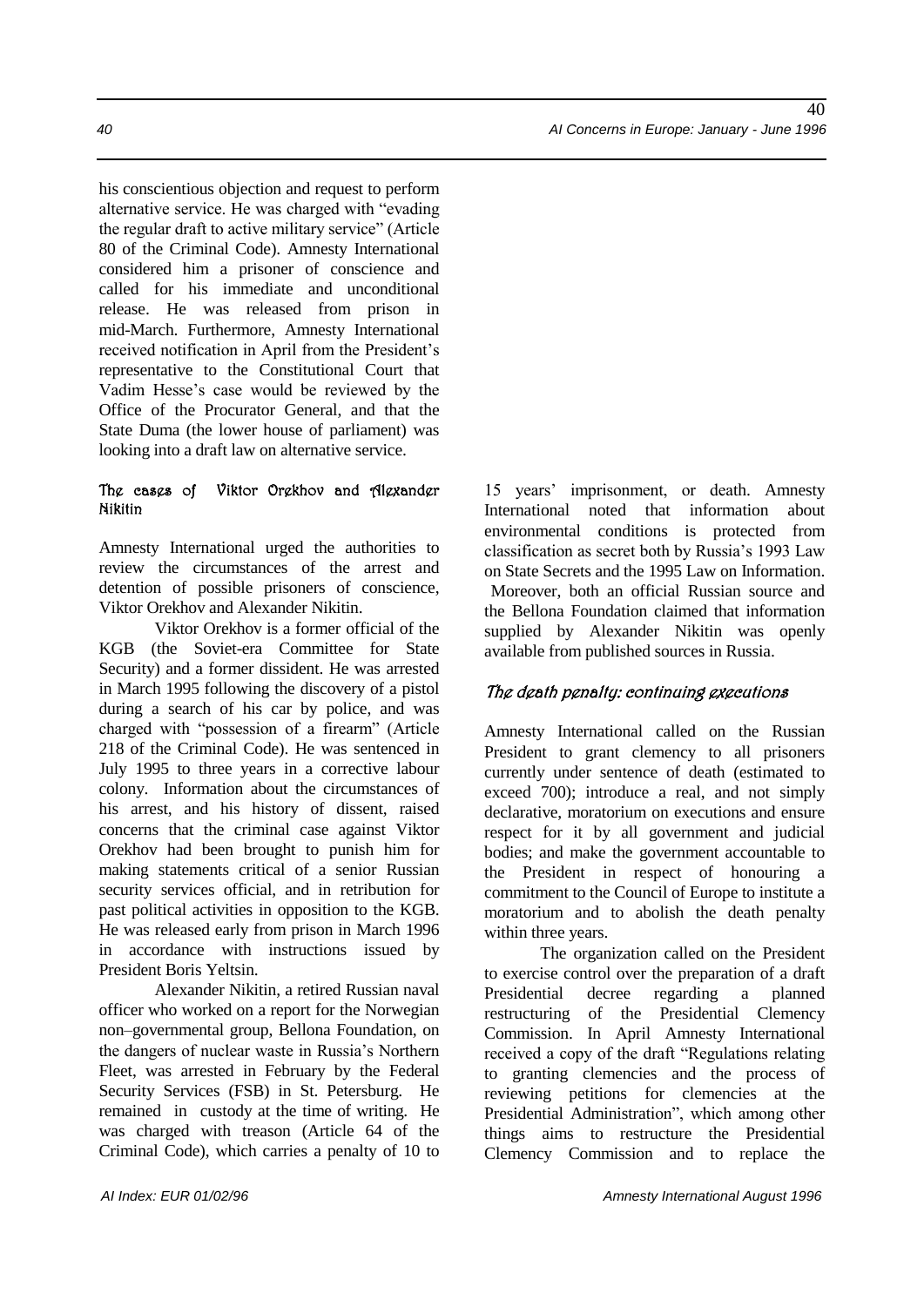his conscientious objection and request to perform alternative service. He was charged with "evading the regular draft to active military service" (Article 80 of the Criminal Code). Amnesty International considered him a prisoner of conscience and called for his immediate and unconditional release. He was released from prison in mid-March. Furthermore, Amnesty International received notification in April from the President's representative to the Constitutional Court that Vadim Hesse's case would be reviewed by the Office of the Procurator General, and that the State Duma (the lower house of parliament) was looking into a draft law on alternative service.

### The cases of Viktor Orekhov and Alexander Nikitin

Amnesty International urged the authorities to review the circumstances of the arrest and detention of possible prisoners of conscience, Viktor Orekhov and Alexander Nikitin.

Viktor Orekhov is a former official of the KGB (the Soviet-era Committee for State Security) and a former dissident. He was arrested in March 1995 following the discovery of a pistol during a search of his car by police, and was charged with "possession of a firearm" (Article 218 of the Criminal Code). He was sentenced in July 1995 to three years in a corrective labour colony. Information about the circumstances of his arrest, and his history of dissent, raised concerns that the criminal case against Viktor Orekhov had been brought to punish him for making statements critical of a senior Russian security services official, and in retribution for past political activities in opposition to the KGB. He was released early from prison in March 1996 in accordance with instructions issued by President Boris Yeltsin.

Alexander Nikitin, a retired Russian naval officer who worked on a report for the Norwegian non–governmental group, Bellona Foundation, on the dangers of nuclear waste in Russia's Northern Fleet, was arrested in February by the Federal Security Services (FSB) in St. Petersburg. He remained in custody at the time of writing. He was charged with treason (Article 64 of the Criminal Code), which carries a penalty of 10 to 15 years' imprisonment, or death. Amnesty International noted that information about environmental conditions is protected from classification as secret both by Russia's 1993 Law on State Secrets and the 1995 Law on Information. Moreover, both an official Russian source and the Bellona Foundation claimed that information supplied by Alexander Nikitin was openly available from published sources in Russia.

### *The death penalty: continuing executions*

Amnesty International called on the Russian President to grant clemency to all prisoners currently under sentence of death (estimated to exceed 700); introduce a real, and not simply declarative, moratorium on executions and ensure respect for it by all government and judicial bodies; and make the government accountable to the President in respect of honouring a commitment to the Council of Europe to institute a moratorium and to abolish the death penalty within three years.

The organization called on the President to exercise control over the preparation of a draft Presidential decree regarding a planned restructuring of the Presidential Clemency Commission. In April Amnesty International received a copy of the draft "Regulations relating to granting clemencies and the process of reviewing petitions for clemencies at the Presidential Administration", which among other things aims to restructure the Presidential Clemency Commission and to replace the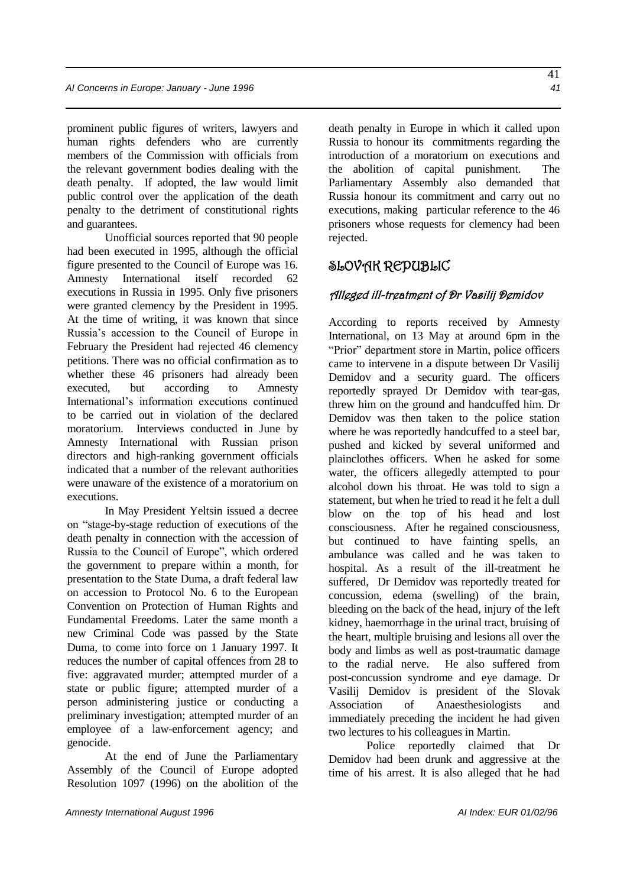prominent public figures of writers, lawyers and human rights defenders who are currently members of the Commission with officials from the relevant government bodies dealing with the death penalty. If adopted, the law would limit public control over the application of the death penalty to the detriment of constitutional rights and guarantees.

Unofficial sources reported that 90 people had been executed in 1995, although the official figure presented to the Council of Europe was 16. Amnesty International itself recorded 62 executions in Russia in 1995. Only five prisoners were granted clemency by the President in 1995. At the time of writing, it was known that since Russia's accession to the Council of Europe in February the President had rejected 46 clemency petitions. There was no official confirmation as to whether these 46 prisoners had already been executed, but according to Amnesty International's information executions continued to be carried out in violation of the declared moratorium. Interviews conducted in June by Amnesty International with Russian prison directors and high-ranking government officials indicated that a number of the relevant authorities were unaware of the existence of a moratorium on executions.

In May President Yeltsin issued a decree on "stage-by-stage reduction of executions of the death penalty in connection with the accession of Russia to the Council of Europe", which ordered the government to prepare within a month, for presentation to the State Duma, a draft federal law on accession to Protocol No. 6 to the European Convention on Protection of Human Rights and Fundamental Freedoms. Later the same month a new Criminal Code was passed by the State Duma, to come into force on 1 January 1997. It reduces the number of capital offences from 28 to five: aggravated murder; attempted murder of a state or public figure; attempted murder of a person administering justice or conducting a preliminary investigation; attempted murder of an employee of a law-enforcement agency; and genocide.

At the end of June the Parliamentary Assembly of the Council of Europe adopted Resolution 1097 (1996) on the abolition of the death penalty in Europe in which it called upon Russia to honour its commitments regarding the introduction of a moratorium on executions and the abolition of capital punishment. The Parliamentary Assembly also demanded that Russia honour its commitment and carry out no executions, making particular reference to the 46 prisoners whose requests for clemency had been rejected.

## SLOVAK REPUBLIC

### *Alleged ill-treatment of Dr Vasilij Demidov*

According to reports received by Amnesty International, on 13 May at around 6pm in the "Prior" department store in Martin, police officers came to intervene in a dispute between Dr Vasilij Demidov and a security guard. The officers reportedly sprayed Dr Demidov with tear-gas, threw him on the ground and handcuffed him. Dr Demidov was then taken to the police station where he was reportedly handcuffed to a steel bar, pushed and kicked by several uniformed and plainclothes officers. When he asked for some water, the officers allegedly attempted to pour alcohol down his throat. He was told to sign a statement, but when he tried to read it he felt a dull blow on the top of his head and lost consciousness. After he regained consciousness, but continued to have fainting spells, an ambulance was called and he was taken to hospital. As a result of the ill-treatment he suffered, Dr Demidov was reportedly treated for concussion, edema (swelling) of the brain, bleeding on the back of the head, injury of the left kidney, haemorrhage in the urinal tract, bruising of the heart, multiple bruising and lesions all over the body and limbs as well as post-traumatic damage to the radial nerve. He also suffered from post-concussion syndrome and eye damage. Dr Vasilij Demidov is president of the Slovak Association of Anaesthesiologists and immediately preceding the incident he had given two lectures to his colleagues in Martin.

Police reportedly claimed that Dr Demidov had been drunk and aggressive at the time of his arrest. It is also alleged that he had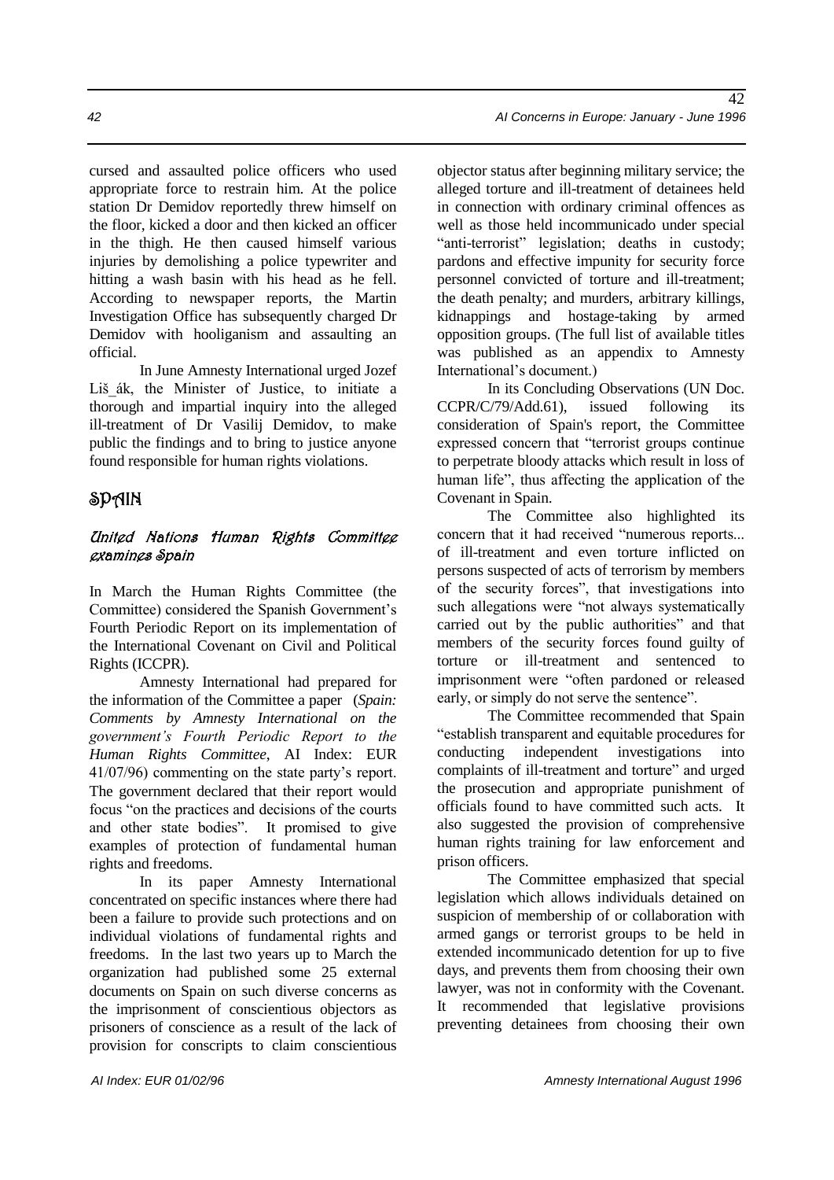cursed and assaulted police officers who used appropriate force to restrain him. At the police station Dr Demidov reportedly threw himself on the floor, kicked a door and then kicked an officer in the thigh. He then caused himself various injuries by demolishing a police typewriter and hitting a wash basin with his head as he fell. According to newspaper reports, the Martin Investigation Office has subsequently charged Dr Demidov with hooliganism and assaulting an official.

In June Amnesty International urged Jozef Liš_ák, the Minister of Justice, to initiate a thorough and impartial inquiry into the alleged ill-treatment of Dr Vasilij Demidov, to make public the findings and to bring to justice anyone found responsible for human rights violations.

## SPAIN

### United Nations Human Rights Committee examines Spain

In March the Human Rights Committee (the Committee) considered the Spanish Government's Fourth Periodic Report on its implementation of the International Covenant on Civil and Political Rights (ICCPR).

Amnesty International had prepared for the information of the Committee a paper (*Spain: Comments by Amnesty International on the government's Fourth Periodic Report to the Human Rights Committee*, AI Index: EUR 41/07/96) commenting on the state party's report. The government declared that their report would focus "on the practices and decisions of the courts and other state bodies". It promised to give examples of protection of fundamental human rights and freedoms.

In its paper Amnesty International concentrated on specific instances where there had been a failure to provide such protections and on individual violations of fundamental rights and freedoms. In the last two years up to March the organization had published some 25 external documents on Spain on such diverse concerns as the imprisonment of conscientious objectors as prisoners of conscience as a result of the lack of provision for conscripts to claim conscientious objector status after beginning military service; the alleged torture and ill-treatment of detainees held in connection with ordinary criminal offences as well as those held incommunicado under special "anti-terrorist" legislation; deaths in custody; pardons and effective impunity for security force personnel convicted of torture and ill-treatment; the death penalty; and murders, arbitrary killings, kidnappings and hostage-taking by armed opposition groups. (The full list of available titles was published as an appendix to Amnesty International's document.)

In its Concluding Observations (UN Doc. CCPR/C/79/Add.61), issued following its consideration of Spain's report, the Committee expressed concern that "terrorist groups continue to perpetrate bloody attacks which result in loss of human life", thus affecting the application of the Covenant in Spain.

The Committee also highlighted its concern that it had received "numerous reports... of ill-treatment and even torture inflicted on persons suspected of acts of terrorism by members of the security forces", that investigations into such allegations were "not always systematically carried out by the public authorities" and that members of the security forces found guilty of torture or ill-treatment and sentenced to imprisonment were "often pardoned or released early, or simply do not serve the sentence".

The Committee recommended that Spain "establish transparent and equitable procedures for conducting independent investigations into complaints of ill-treatment and torture" and urged the prosecution and appropriate punishment of officials found to have committed such acts. It also suggested the provision of comprehensive human rights training for law enforcement and prison officers.

The Committee emphasized that special legislation which allows individuals detained on suspicion of membership of or collaboration with armed gangs or terrorist groups to be held in extended incommunicado detention for up to five days, and prevents them from choosing their own lawyer, was not in conformity with the Covenant. It recommended that legislative provisions preventing detainees from choosing their own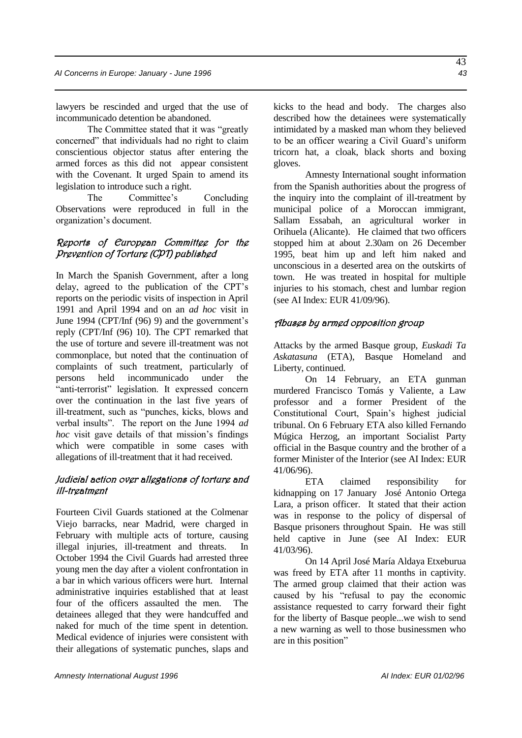lawyers be rescinded and urged that the use of incommunicado detention be abandoned.

The Committee stated that it was "greatly concerned" that individuals had no right to claim conscientious objector status after entering the armed forces as this did not appear consistent with the Covenant. It urged Spain to amend its legislation to introduce such a right.

The Committee's Concluding Observations were reproduced in full in the organization's document.

### *Reports of European Committee for the Prevention of Torture (CPT) published*

In March the Spanish Government, after a long delay, agreed to the publication of the CPT's reports on the periodic visits of inspection in April 1991 and April 1994 and on an *ad hoc* visit in June 1994 (CPT/Inf (96) 9) and the government's reply (CPT/Inf (96) 10). The CPT remarked that the use of torture and severe ill-treatment was not commonplace, but noted that the continuation of complaints of such treatment, particularly of persons held incommunicado under the "anti-terrorist" legislation. It expressed concern over the continuation in the last five years of ill-treatment, such as "punches, kicks, blows and verbal insults". The report on the June 1994 *ad hoc* visit gave details of that mission's findings which were compatible in some cases with allegations of ill-treatment that it had received.

### *Judicial action over allegations of torture and ill-treatment*

Fourteen Civil Guards stationed at the Colmenar Viejo barracks, near Madrid, were charged in February with multiple acts of torture, causing illegal injuries, ill-treatment and threats. In October 1994 the Civil Guards had arrested three young men the day after a violent confrontation in a bar in which various officers were hurt. Internal administrative inquiries established that at least four of the officers assaulted the men. The detainees alleged that they were handcuffed and naked for much of the time spent in detention. Medical evidence of injuries were consistent with their allegations of systematic punches, slaps and kicks to the head and body. The charges also described how the detainees were systematically intimidated by a masked man whom they believed to be an officer wearing a Civil Guard's uniform tricorn hat, a cloak, black shorts and boxing gloves.

Amnesty International sought information from the Spanish authorities about the progress of the inquiry into the complaint of ill-treatment by municipal police of a Moroccan immigrant, Sallam Essabah, an agricultural worker in Orihuela (Alicante). He claimed that two officers stopped him at about 2.30am on 26 December 1995, beat him up and left him naked and unconscious in a deserted area on the outskirts of town. He was treated in hospital for multiple injuries to his stomach, chest and lumbar region (see AI Index: EUR 41/09/96).

### *Abuses by armed opposition group*

Attacks by the armed Basque group, *Euskadi Ta Askatasuna* (ETA), Basque Homeland and Liberty, continued.

On 14 February, an ETA gunman murdered Francisco Tomás y Valiente, a Law professor and a former President of the Constitutional Court, Spain's highest judicial tribunal. On 6 February ETA also killed Fernando Múgica Herzog, an important Socialist Party official in the Basque country and the brother of a former Minister of the Interior (see AI Index: EUR 41/06/96).

ETA claimed responsibility for kidnapping on 17 January José Antonio Ortega Lara, a prison officer. It stated that their action was in response to the policy of dispersal of Basque prisoners throughout Spain. He was still held captive in June (see AI Index: EUR 41/03/96).

On 14 April José María Aldaya Etxeburua was freed by ETA after 11 months in captivity. The armed group claimed that their action was caused by his "refusal to pay the economic assistance requested to carry forward their fight for the liberty of Basque people...we wish to send a new warning as well to those businessmen who are in this position"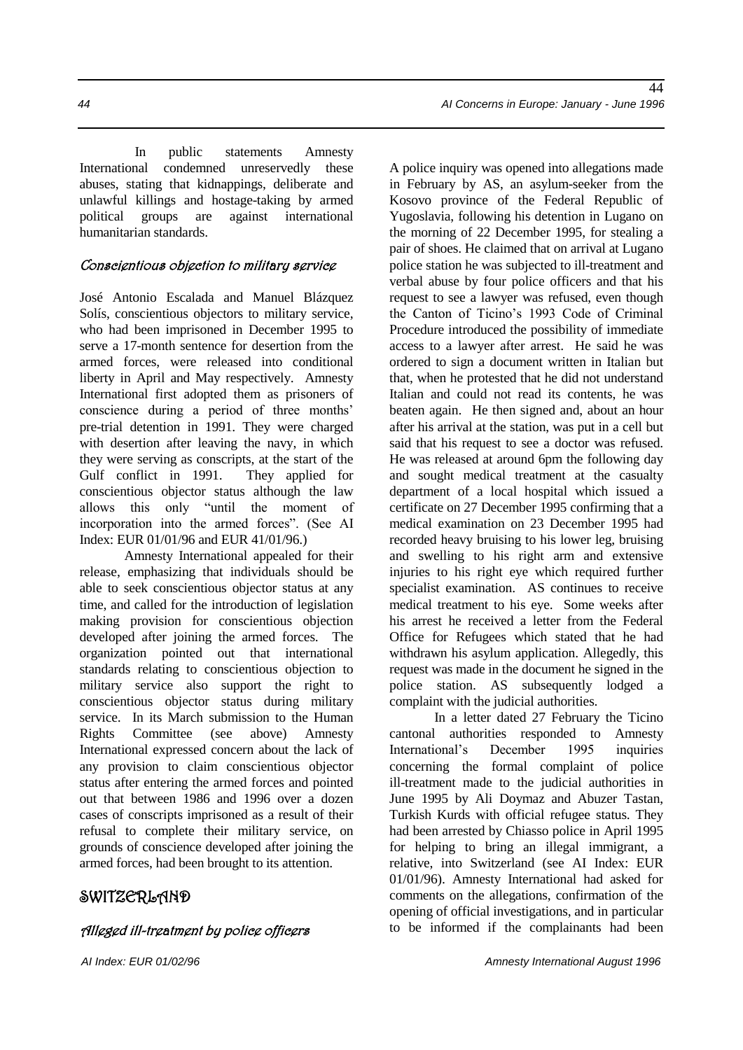In public statements Amnesty International condemned unreservedly these abuses, stating that kidnappings, deliberate and unlawful killings and hostage-taking by armed political groups are against international humanitarian standards.

### *Conscientious objection to military service*

José Antonio Escalada and Manuel Blázquez Solís, conscientious objectors to military service, who had been imprisoned in December 1995 to serve a 17-month sentence for desertion from the armed forces, were released into conditional liberty in April and May respectively. Amnesty International first adopted them as prisoners of conscience during a period of three months' pre-trial detention in 1991. They were charged with desertion after leaving the navy, in which they were serving as conscripts, at the start of the Gulf conflict in 1991. They applied for conscientious objector status although the law allows this only "until the moment of incorporation into the armed forces". (See AI Index: EUR 01/01/96 and EUR 41/01/96.)

Amnesty International appealed for their release, emphasizing that individuals should be able to seek conscientious objector status at any time, and called for the introduction of legislation making provision for conscientious objection developed after joining the armed forces. The organization pointed out that international standards relating to conscientious objection to military service also support the right to conscientious objector status during military service. In its March submission to the Human Rights Committee (see above) Amnesty International expressed concern about the lack of any provision to claim conscientious objector status after entering the armed forces and pointed out that between 1986 and 1996 over a dozen cases of conscripts imprisoned as a result of their refusal to complete their military service, on grounds of conscience developed after joining the armed forces, had been brought to its attention.

## SWITZERLAND

### *Alleged ill-treatment by police officers*

A police inquiry was opened into allegations made in February by AS, an asylum-seeker from the Kosovo province of the Federal Republic of Yugoslavia, following his detention in Lugano on the morning of 22 December 1995, for stealing a pair of shoes. He claimed that on arrival at Lugano police station he was subjected to ill-treatment and verbal abuse by four police officers and that his request to see a lawyer was refused, even though the Canton of Ticino's 1993 Code of Criminal Procedure introduced the possibility of immediate access to a lawyer after arrest. He said he was ordered to sign a document written in Italian but that, when he protested that he did not understand Italian and could not read its contents, he was beaten again. He then signed and, about an hour after his arrival at the station, was put in a cell but said that his request to see a doctor was refused. He was released at around 6pm the following day and sought medical treatment at the casualty department of a local hospital which issued a certificate on 27 December 1995 confirming that a medical examination on 23 December 1995 had recorded heavy bruising to his lower leg, bruising and swelling to his right arm and extensive injuries to his right eye which required further specialist examination. AS continues to receive medical treatment to his eye. Some weeks after his arrest he received a letter from the Federal Office for Refugees which stated that he had withdrawn his asylum application. Allegedly, this request was made in the document he signed in the police station. AS subsequently lodged a complaint with the judicial authorities.

In a letter dated 27 February the Ticino cantonal authorities responded to Amnesty International's December 1995 inquiries concerning the formal complaint of police ill-treatment made to the judicial authorities in June 1995 by Ali Doymaz and Abuzer Tastan, Turkish Kurds with official refugee status. They had been arrested by Chiasso police in April 1995 for helping to bring an illegal immigrant, a relative, into Switzerland (see AI Index: EUR 01/01/96). Amnesty International had asked for comments on the allegations, confirmation of the opening of official investigations, and in particular to be informed if the complainants had been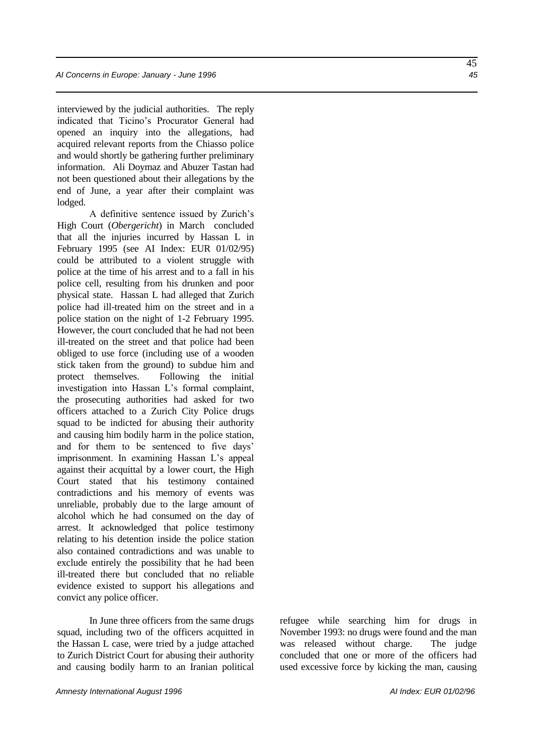interviewed by the judicial authorities. The reply indicated that Ticino's Procurator General had opened an inquiry into the allegations, had acquired relevant reports from the Chiasso police and would shortly be gathering further preliminary information. Ali Doymaz and Abuzer Tastan had not been questioned about their allegations by the end of June, a year after their complaint was lodged.

A definitive sentence issued by Zurich's High Court (*Obergericht*) in March concluded that all the injuries incurred by Hassan L in February 1995 (see AI Index: EUR 01/02/95) could be attributed to a violent struggle with police at the time of his arrest and to a fall in his police cell, resulting from his drunken and poor physical state. Hassan L had alleged that Zurich police had ill-treated him on the street and in a police station on the night of 1-2 February 1995. However, the court concluded that he had not been ill-treated on the street and that police had been obliged to use force (including use of a wooden stick taken from the ground) to subdue him and protect themselves. Following the initial investigation into Hassan L's formal complaint, the prosecuting authorities had asked for two officers attached to a Zurich City Police drugs squad to be indicted for abusing their authority and causing him bodily harm in the police station, and for them to be sentenced to five days' imprisonment. In examining Hassan L's appeal against their acquittal by a lower court, the High Court stated that his testimony contained contradictions and his memory of events was unreliable, probably due to the large amount of alcohol which he had consumed on the day of arrest. It acknowledged that police testimony relating to his detention inside the police station also contained contradictions and was unable to exclude entirely the possibility that he had been ill-treated there but concluded that no reliable evidence existed to support his allegations and convict any police officer.

In June three officers from the same drugs squad, including two of the officers acquitted in the Hassan L case, were tried by a judge attached to Zurich District Court for abusing their authority and causing bodily harm to an Iranian political refugee while searching him for drugs in November 1993: no drugs were found and the man was released without charge. The judge concluded that one or more of the officers had used excessive force by kicking the man, causing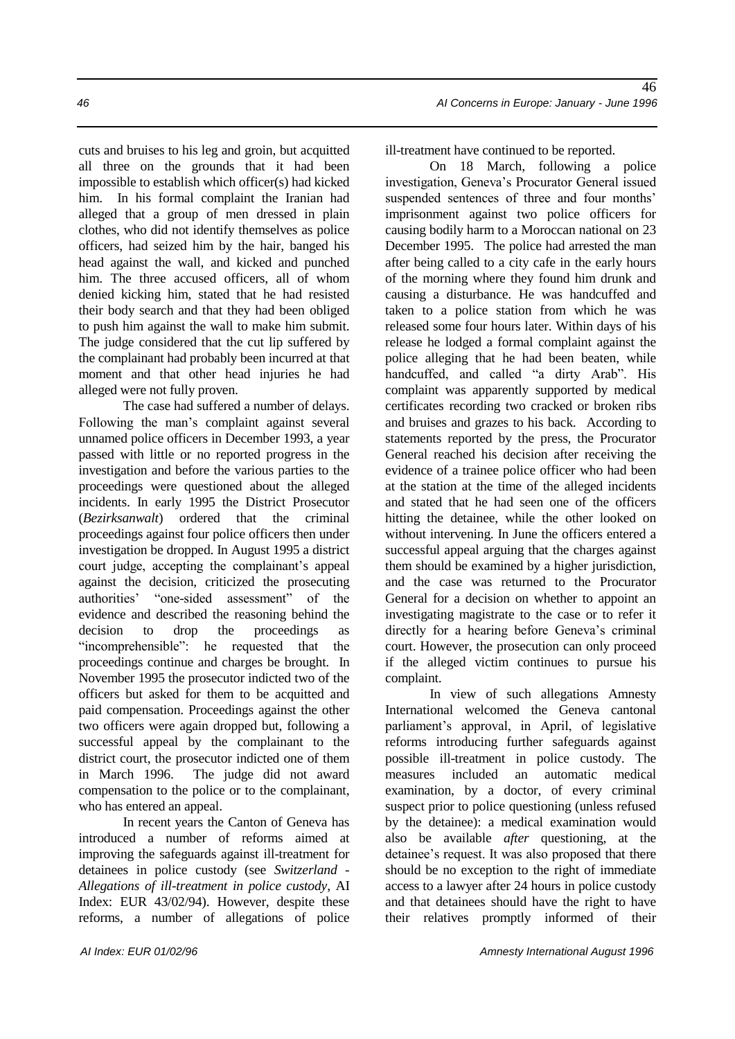cuts and bruises to his leg and groin, but acquitted all three on the grounds that it had been impossible to establish which officer(s) had kicked him. In his formal complaint the Iranian had alleged that a group of men dressed in plain clothes, who did not identify themselves as police officers, had seized him by the hair, banged his head against the wall, and kicked and punched him. The three accused officers, all of whom denied kicking him, stated that he had resisted their body search and that they had been obliged to push him against the wall to make him submit. The judge considered that the cut lip suffered by the complainant had probably been incurred at that moment and that other head injuries he had alleged were not fully proven.

The case had suffered a number of delays. Following the man's complaint against several unnamed police officers in December 1993, a year passed with little or no reported progress in the investigation and before the various parties to the proceedings were questioned about the alleged incidents. In early 1995 the District Prosecutor (*Bezirksanwalt*) ordered that the criminal proceedings against four police officers then under investigation be dropped. In August 1995 a district court judge, accepting the complainant's appeal against the decision, criticized the prosecuting authorities' "one-sided assessment" of the evidence and described the reasoning behind the decision to drop the proceedings as "incomprehensible": he requested that the proceedings continue and charges be brought. In November 1995 the prosecutor indicted two of the officers but asked for them to be acquitted and paid compensation. Proceedings against the other two officers were again dropped but, following a successful appeal by the complainant to the district court, the prosecutor indicted one of them in March 1996. The judge did not award compensation to the police or to the complainant, who has entered an appeal.

In recent years the Canton of Geneva has introduced a number of reforms aimed at improving the safeguards against ill-treatment for detainees in police custody (see *Switzerland - Allegations of ill-treatment in police custody*, AI Index: EUR 43/02/94). However, despite these reforms, a number of allegations of police ill-treatment have continued to be reported.

On 18 March, following a police investigation, Geneva's Procurator General issued suspended sentences of three and four months' imprisonment against two police officers for causing bodily harm to a Moroccan national on 23 December 1995. The police had arrested the man after being called to a city cafe in the early hours of the morning where they found him drunk and causing a disturbance. He was handcuffed and taken to a police station from which he was released some four hours later. Within days of his release he lodged a formal complaint against the police alleging that he had been beaten, while handcuffed, and called "a dirty Arab". His complaint was apparently supported by medical certificates recording two cracked or broken ribs and bruises and grazes to his back. According to statements reported by the press, the Procurator General reached his decision after receiving the evidence of a trainee police officer who had been at the station at the time of the alleged incidents and stated that he had seen one of the officers hitting the detainee, while the other looked on without intervening. In June the officers entered a successful appeal arguing that the charges against them should be examined by a higher jurisdiction, and the case was returned to the Procurator General for a decision on whether to appoint an investigating magistrate to the case or to refer it directly for a hearing before Geneva's criminal court. However, the prosecution can only proceed if the alleged victim continues to pursue his complaint.

In view of such allegations Amnesty International welcomed the Geneva cantonal parliament's approval, in April, of legislative reforms introducing further safeguards against possible ill-treatment in police custody. The measures included an automatic medical examination, by a doctor, of every criminal suspect prior to police questioning (unless refused by the detainee): a medical examination would also be available *after* questioning, at the detainee's request. It was also proposed that there should be no exception to the right of immediate access to a lawyer after 24 hours in police custody and that detainees should have the right to have their relatives promptly informed of their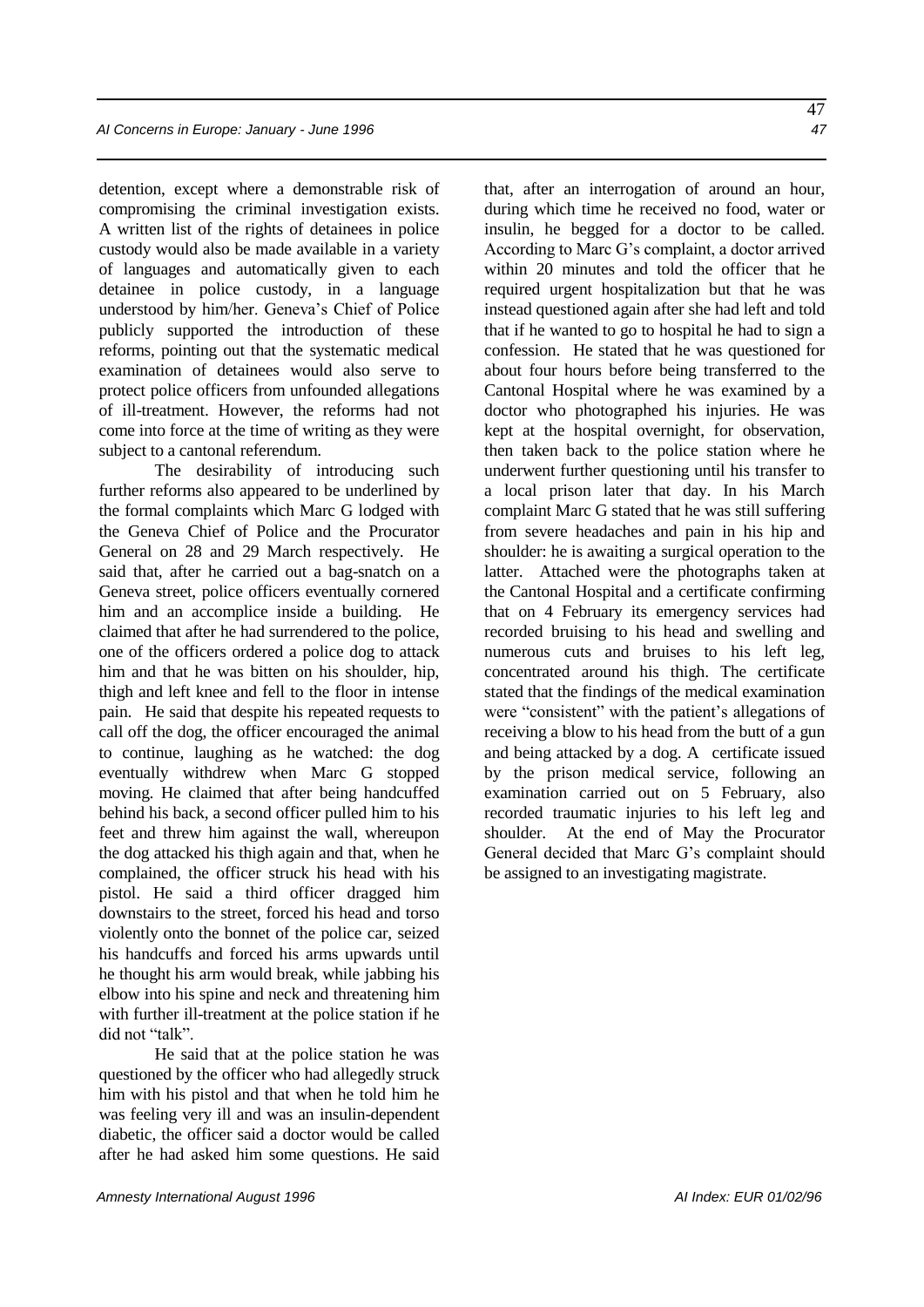detention, except where a demonstrable risk of compromising the criminal investigation exists. A written list of the rights of detainees in police custody would also be made available in a variety of languages and automatically given to each detainee in police custody, in a language understood by him/her. Geneva's Chief of Police publicly supported the introduction of these reforms, pointing out that the systematic medical examination of detainees would also serve to protect police officers from unfounded allegations of ill-treatment. However, the reforms had not come into force at the time of writing as they were subject to a cantonal referendum.

The desirability of introducing such further reforms also appeared to be underlined by the formal complaints which Marc G lodged with the Geneva Chief of Police and the Procurator General on 28 and 29 March respectively. He said that, after he carried out a bag-snatch on a Geneva street, police officers eventually cornered him and an accomplice inside a building. He claimed that after he had surrendered to the police, one of the officers ordered a police dog to attack him and that he was bitten on his shoulder, hip, thigh and left knee and fell to the floor in intense pain. He said that despite his repeated requests to call off the dog, the officer encouraged the animal to continue, laughing as he watched: the dog eventually withdrew when Marc G stopped moving. He claimed that after being handcuffed behind his back, a second officer pulled him to his feet and threw him against the wall, whereupon the dog attacked his thigh again and that, when he complained, the officer struck his head with his pistol. He said a third officer dragged him downstairs to the street, forced his head and torso violently onto the bonnet of the police car, seized his handcuffs and forced his arms upwards until he thought his arm would break, while jabbing his elbow into his spine and neck and threatening him with further ill-treatment at the police station if he did not "talk".

He said that at the police station he was questioned by the officer who had allegedly struck him with his pistol and that when he told him he was feeling very ill and was an insulin-dependent diabetic, the officer said a doctor would be called after he had asked him some questions. He said that, after an interrogation of around an hour, during which time he received no food, water or insulin, he begged for a doctor to be called. According to Marc G's complaint, a doctor arrived within 20 minutes and told the officer that he required urgent hospitalization but that he was instead questioned again after she had left and told that if he wanted to go to hospital he had to sign a confession. He stated that he was questioned for about four hours before being transferred to the Cantonal Hospital where he was examined by a doctor who photographed his injuries. He was kept at the hospital overnight, for observation, then taken back to the police station where he underwent further questioning until his transfer to a local prison later that day. In his March complaint Marc G stated that he was still suffering from severe headaches and pain in his hip and shoulder: he is awaiting a surgical operation to the latter. Attached were the photographs taken at the Cantonal Hospital and a certificate confirming that on 4 February its emergency services had recorded bruising to his head and swelling and numerous cuts and bruises to his left leg, concentrated around his thigh. The certificate stated that the findings of the medical examination were "consistent" with the patient's allegations of receiving a blow to his head from the butt of a gun and being attacked by a dog. A certificate issued by the prison medical service, following an examination carried out on 5 February, also recorded traumatic injuries to his left leg and shoulder. At the end of May the Procurator General decided that Marc G's complaint should be assigned to an investigating magistrate.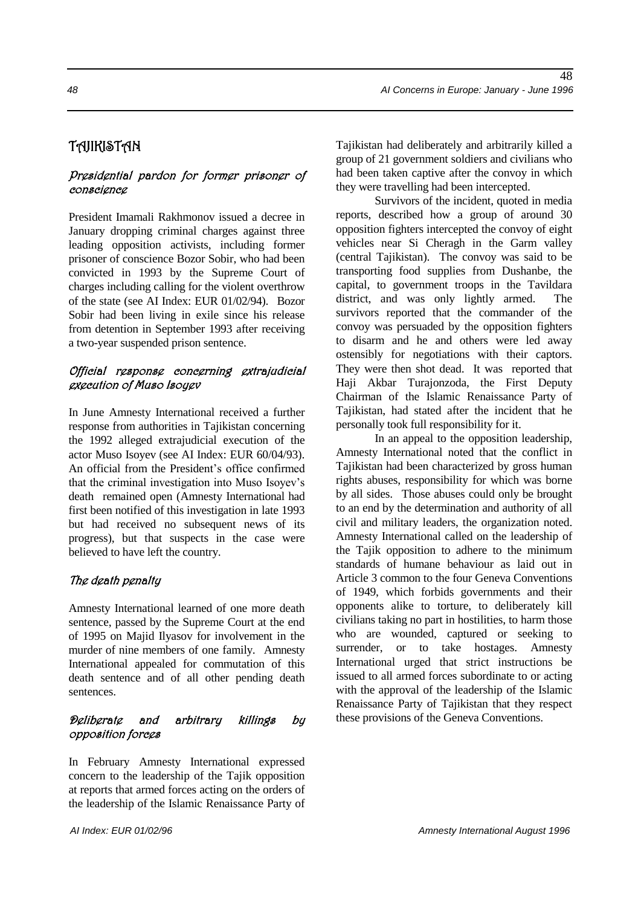## TAJIKISTAN

### *Presidential pardon for former prisoner of conscience*

President Imamali Rakhmonov issued a decree in January dropping criminal charges against three leading opposition activists, including former prisoner of conscience Bozor Sobir, who had been convicted in 1993 by the Supreme Court of charges including calling for the violent overthrow of the state (see AI Index: EUR 01/02/94). Bozor Sobir had been living in exile since his release from detention in September 1993 after receiving a two-year suspended prison sentence.

### *Official response concerning extrajudicial execution of Muso Isoyev*

In June Amnesty International received a further response from authorities in Tajikistan concerning the 1992 alleged extrajudicial execution of the actor Muso Isoyev (see AI Index: EUR 60/04/93). An official from the President's office confirmed that the criminal investigation into Muso Isoyev's death remained open (Amnesty International had first been notified of this investigation in late 1993 but had received no subsequent news of its progress), but that suspects in the case were believed to have left the country.

### *The death penalty*

Amnesty International learned of one more death sentence, passed by the Supreme Court at the end of 1995 on Majid Ilyasov for involvement in the murder of nine members of one family. Amnesty International appealed for commutation of this death sentence and of all other pending death sentences.

### *Deliberate and arbitrary killings by opposition forces*

In February Amnesty International expressed concern to the leadership of the Tajik opposition at reports that armed forces acting on the orders of the leadership of the Islamic Renaissance Party of Tajikistan had deliberately and arbitrarily killed a group of 21 government soldiers and civilians who had been taken captive after the convoy in which they were travelling had been intercepted.

Survivors of the incident, quoted in media reports, described how a group of around 30 opposition fighters intercepted the convoy of eight vehicles near Si Cheragh in the Garm valley (central Tajikistan). The convoy was said to be transporting food supplies from Dushanbe, the capital, to government troops in the Tavildara district, and was only lightly armed. The survivors reported that the commander of the convoy was persuaded by the opposition fighters to disarm and he and others were led away ostensibly for negotiations with their captors. They were then shot dead. It was reported that Haji Akbar Turajonzoda, the First Deputy Chairman of the Islamic Renaissance Party of Tajikistan, had stated after the incident that he personally took full responsibility for it.

In an appeal to the opposition leadership, Amnesty International noted that the conflict in Tajikistan had been characterized by gross human rights abuses, responsibility for which was borne by all sides. Those abuses could only be brought to an end by the determination and authority of all civil and military leaders, the organization noted. Amnesty International called on the leadership of the Tajik opposition to adhere to the minimum standards of humane behaviour as laid out in Article 3 common to the four Geneva Conventions of 1949, which forbids governments and their opponents alike to torture, to deliberately kill civilians taking no part in hostilities, to harm those who are wounded, captured or seeking to surrender, or to take hostages. Amnesty International urged that strict instructions be issued to all armed forces subordinate to or acting with the approval of the leadership of the Islamic Renaissance Party of Tajikistan that they respect these provisions of the Geneva Conventions.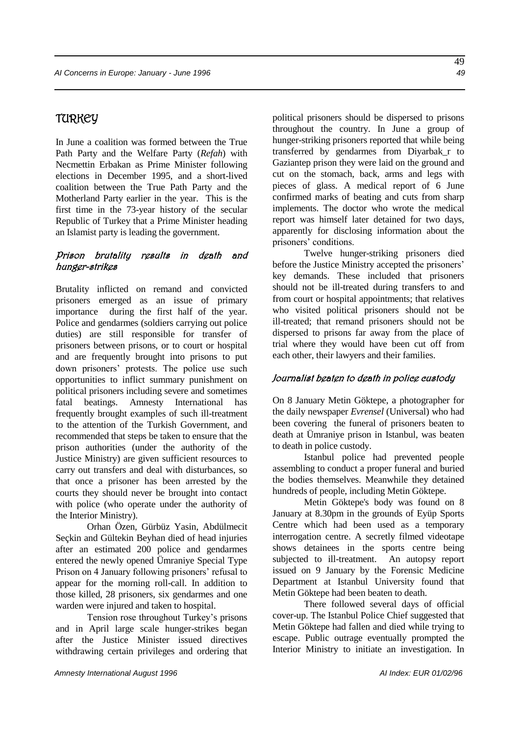# TURKEY

In June a coalition was formed between the True Path Party and the Welfare Party (*Refah*) with Necmettin Erbakan as Prime Minister following elections in December 1995, and a short-lived coalition between the True Path Party and the Motherland Party earlier in the year. This is the first time in the 73-year history of the secular Republic of Turkey that a Prime Minister heading an Islamist party is leading the government.

## *Prison brutality results in death and hunger-strikes*

Brutality inflicted on remand and convicted prisoners emerged as an issue of primary importance during the first half of the year. Police and gendarmes (soldiers carrying out police duties) are still responsible for transfer of prisoners between prisons, or to court or hospital and are frequently brought into prisons to put down prisoners' protests. The police use such opportunities to inflict summary punishment on political prisoners including severe and sometimes fatal beatings. Amnesty International has frequently brought examples of such ill-treatment to the attention of the Turkish Government, and recommended that steps be taken to ensure that the prison authorities (under the authority of the Justice Ministry) are given sufficient resources to carry out transfers and deal with disturbances, so that once a prisoner has been arrested by the courts they should never be brought into contact with police (who operate under the authority of the Interior Ministry).

Orhan Özen, Gürbüz Yasin, Abdülmecit Seçkin and Gültekin Beyhan died of head injuries after an estimated 200 police and gendarmes entered the newly opened Ümraniye Special Type Prison on 4 January following prisoners' refusal to appear for the morning roll-call. In addition to those killed, 28 prisoners, six gendarmes and one warden were injured and taken to hospital.

Tension rose throughout Turkey's prisons and in April large scale hunger-strikes began after the Justice Minister issued directives withdrawing certain privileges and ordering that political prisoners should be dispersed to prisons throughout the country. In June a group of hunger-striking prisoners reported that while being transferred by gendarmes from Diyarbak_r to Gaziantep prison they were laid on the ground and cut on the stomach, back, arms and legs with pieces of glass. A medical report of 6 June confirmed marks of beating and cuts from sharp implements. The doctor who wrote the medical report was himself later detained for two days, apparently for disclosing information about the prisoners' conditions.

Twelve hunger-striking prisoners died before the Justice Ministry accepted the prisoners' key demands. These included that prisoners should not be ill-treated during transfers to and from court or hospital appointments; that relatives who visited political prisoners should not be ill-treated; that remand prisoners should not be dispersed to prisons far away from the place of trial where they would have been cut off from each other, their lawyers and their families.

## *Journalist beaten to death in police custody*

On 8 January Metin Göktepe, a photographer for the daily newspaper *Evrensel* (Universal) who had been covering the funeral of prisoners beaten to death at Ümraniye prison in Istanbul, was beaten to death in police custody.

Istanbul police had prevented people assembling to conduct a proper funeral and buried the bodies themselves. Meanwhile they detained hundreds of people, including Metin Göktepe.

Metin Göktepe's body was found on 8 January at 8.30pm in the grounds of Eyüp Sports Centre which had been used as a temporary interrogation centre. A secretly filmed videotape shows detainees in the sports centre being subjected to ill-treatment. An autopsy report issued on 9 January by the Forensic Medicine Department at Istanbul University found that Metin Göktepe had been beaten to death.

There followed several days of official cover-up. The Istanbul Police Chief suggested that Metin Göktepe had fallen and died while trying to escape. Public outrage eventually prompted the Interior Ministry to initiate an investigation. In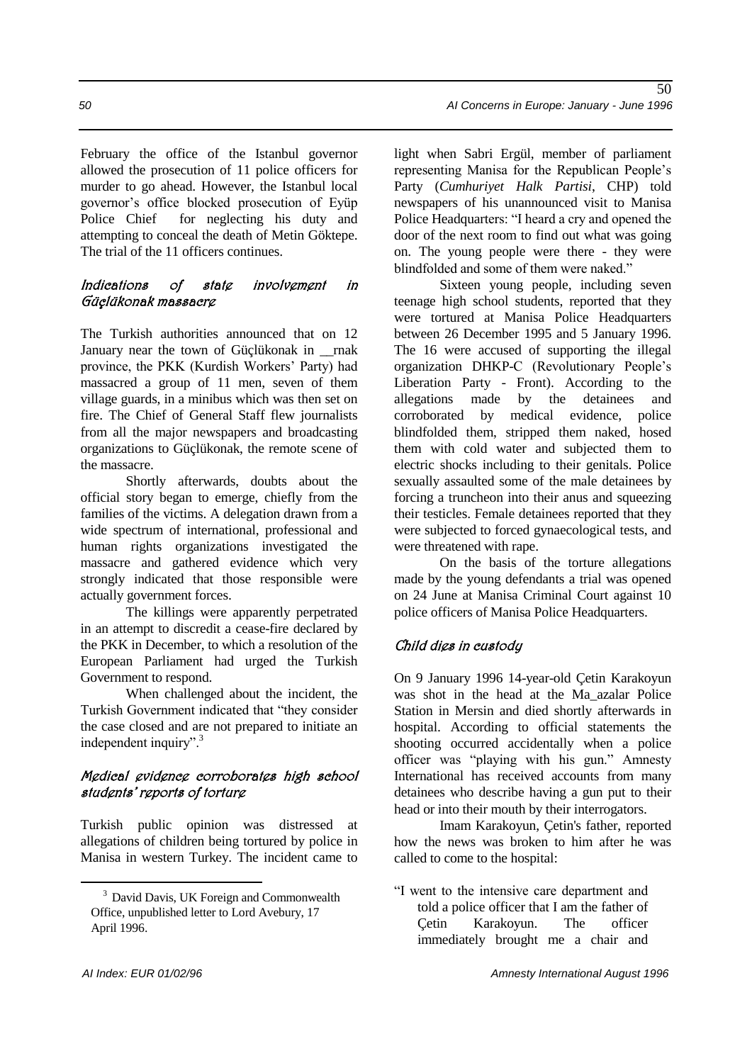February the office of the Istanbul governor allowed the prosecution of 11 police officers for murder to go ahead. However, the Istanbul local governor's office blocked prosecution of Eyüp Police Chief for neglecting his duty and attempting to conceal the death of Metin Göktepe. The trial of the 11 officers continues.

### *Indications of state involvement in Güçlükonak massacre*

The Turkish authorities announced that on 12 January near the town of Güçlükonak in __rnak province, the PKK (Kurdish Workers' Party) had massacred a group of 11 men, seven of them village guards, in a minibus which was then set on fire. The Chief of General Staff flew journalists from all the major newspapers and broadcasting organizations to Güçlükonak, the remote scene of the massacre.

Shortly afterwards, doubts about the official story began to emerge, chiefly from the families of the victims. A delegation drawn from a wide spectrum of international, professional and human rights organizations investigated the massacre and gathered evidence which very strongly indicated that those responsible were actually government forces.

The killings were apparently perpetrated in an attempt to discredit a cease-fire declared by the PKK in December, to which a resolution of the European Parliament had urged the Turkish Government to respond.

When challenged about the incident, the Turkish Government indicated that "they consider the case closed and are not prepared to initiate an independent inquiry".[3]

### *Medical evidence corroborates high school students' reports of torture*

Turkish public opinion was distressed at allegations of children being tortured by police in Manisa in western Turkey. The incident came to light when Sabri Ergül, member of parliament representing Manisa for the Republican People's Party (*Cumhuriyet Halk Partisi*, CHP) told newspapers of his unannounced visit to Manisa Police Headquarters: "I heard a cry and opened the door of the next room to find out what was going on. The young people were there - they were blindfolded and some of them were naked."

Sixteen young people, including seven teenage high school students, reported that they were tortured at Manisa Police Headquarters between 26 December 1995 and 5 January 1996. The 16 were accused of supporting the illegal organization DHKP-C (Revolutionary People's Liberation Party - Front). According to the allegations made by the detainees and corroborated by medical evidence, police blindfolded them, stripped them naked, hosed them with cold water and subjected them to electric shocks including to their genitals. Police sexually assaulted some of the male detainees by forcing a truncheon into their anus and squeezing their testicles. Female detainees reported that they were subjected to forced gynaecological tests, and were threatened with rape.

On the basis of the torture allegations made by the young defendants a trial was opened on 24 June at Manisa Criminal Court against 10 police officers of Manisa Police Headquarters.

### *Child dies in custody*

On 9 January 1996 14-year-old Çetin Karakoyun was shot in the head at the Ma_azalar Police Station in Mersin and died shortly afterwards in hospital. According to official statements the shooting occurred accidentally when a police officer was "playing with his gun." Amnesty International has received accounts from many detainees who describe having a gun put to their head or into their mouth by their interrogators.

Imam Karakoyun, Çetin's father, reported how the news was broken to him after he was called to come to the hospital:

> "I went to the intensive care department and told a police officer that I am the father of Çetin Karakoyun. The officer immediately brought me a chair and

---

[3] David Davis, UK Foreign and Commonwealth Office, unpublished letter to Lord Avebury, 17 April 1996.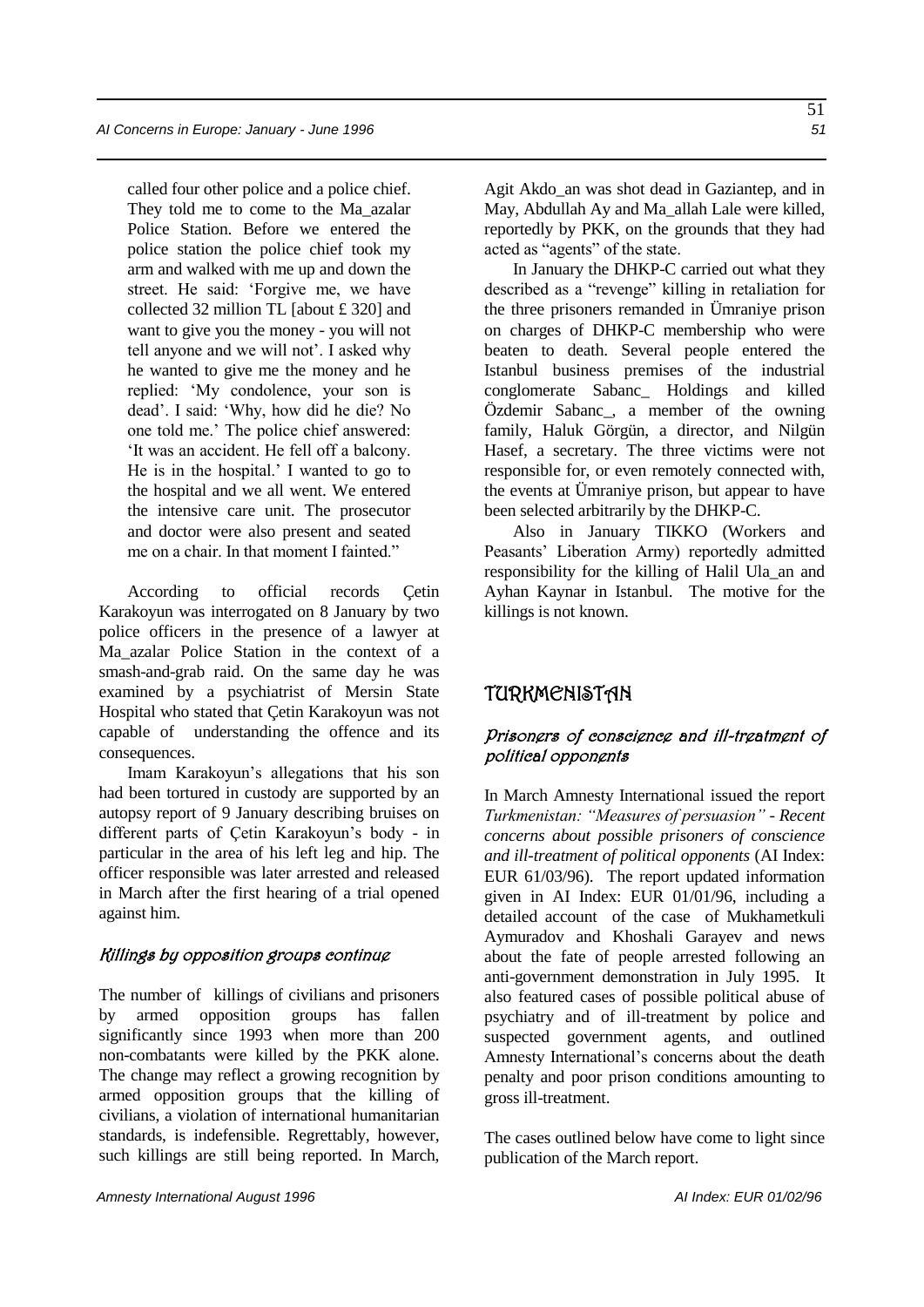called four other police and a police chief. They told me to come to the Ma_azalar Police Station. Before we entered the police station the police chief took my arm and walked with me up and down the street. He said: 'Forgive me, we have collected 32 million TL [about £ 320] and want to give you the money - you will not tell anyone and we will not'. I asked why he wanted to give me the money and he replied: 'My condolence, your son is dead'. I said: 'Why, how did he die? No one told me.' The police chief answered: 'It was an accident. He fell off a balcony. He is in the hospital.' I wanted to go to the hospital and we all went. We entered the intensive care unit. The prosecutor and doctor were also present and seated me on a chair. In that moment I fainted."

According to official records Çetin Karakoyun was interrogated on 8 January by two police officers in the presence of a lawyer at Ma_azalar Police Station in the context of a smash-and-grab raid. On the same day he was examined by a psychiatrist of Mersin State Hospital who stated that Çetin Karakoyun was not capable of understanding the offence and its consequences.

Imam Karakoyun's allegations that his son had been tortured in custody are supported by an autopsy report of 9 January describing bruises on different parts of Çetin Karakoyun's body - in particular in the area of his left leg and hip. The officer responsible was later arrested and released in March after the first hearing of a trial opened against him.

### Killings by opposition groups continue

The number of killings of civilians and prisoners by armed opposition groups has fallen significantly since 1993 when more than 200 non-combatants were killed by the PKK alone. The change may reflect a growing recognition by armed opposition groups that the killing of civilians, a violation of international humanitarian standards, is indefensible. Regrettably, however, such killings are still being reported. In March, Agit Akdo_an was shot dead in Gaziantep, and in May, Abdullah Ay and Ma_allah Lale were killed, reportedly by PKK, on the grounds that they had acted as "agents" of the state.

In January the DHKP-C carried out what they described as a "revenge" killing in retaliation for the three prisoners remanded in Ümraniye prison on charges of DHKP-C membership who were beaten to death. Several people entered the Istanbul business premises of the industrial conglomerate Sabanc_ Holdings and killed Özdemir Sabanc_, a member of the owning family, Haluk Görgün, a director, and Nilgün Hasef, a secretary. The three victims were not responsible for, or even remotely connected with, the events at Ümraniye prison, but appear to have been selected arbitrarily by the DHKP-C.

Also in January TIKKO (Workers and Peasants' Liberation Army) reportedly admitted responsibility for the killing of Halil Ula_an and Ayhan Kaynar in Istanbul. The motive for the killings is not known.

## TURKMENISTAN

### Prisoners of conscience and ill-treatment of political opponents

In March Amnesty International issued the report *Turkmenistan: "Measures of persuasion" - Recent concerns about possible prisoners of conscience and ill-treatment of political opponents* (AI Index: EUR 61/03/96). The report updated information given in AI Index: EUR 01/01/96, including a detailed account of the case of Mukhametkuli Aymuradov and Khoshali Garayev and news about the fate of people arrested following an anti-government demonstration in July 1995. It also featured cases of possible political abuse of psychiatry and of ill-treatment by police and suspected government agents, and outlined Amnesty International's concerns about the death penalty and poor prison conditions amounting to gross ill-treatment.

The cases outlined below have come to light since publication of the March report.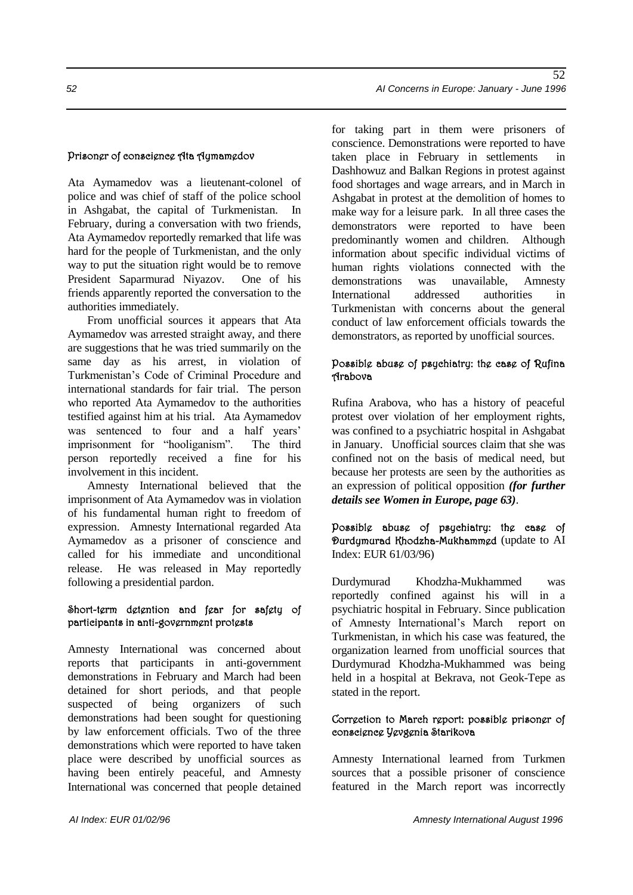#### Prisoner of conscience Ata Aymamedov

Ata Aymamedov was a lieutenant-colonel of police and was chief of staff of the police school in Ashgabat, the capital of Turkmenistan. In February, during a conversation with two friends, Ata Aymamedov reportedly remarked that life was hard for the people of Turkmenistan, and the only way to put the situation right would be to remove President Saparmurad Niyazov. One of his friends apparently reported the conversation to the authorities immediately.

From unofficial sources it appears that Ata Aymamedov was arrested straight away, and there are suggestions that he was tried summarily on the same day as his arrest, in violation of Turkmenistan's Code of Criminal Procedure and international standards for fair trial. The person who reported Ata Aymamedov to the authorities testified against him at his trial. Ata Aymamedov was sentenced to four and a half years' imprisonment for "hooliganism". The third person reportedly received a fine for his involvement in this incident.

Amnesty International believed that the imprisonment of Ata Aymamedov was in violation of his fundamental human right to freedom of expression. Amnesty International regarded Ata Aymamedov as a prisoner of conscience and called for his immediate and unconditional release. He was released in May reportedly following a presidential pardon.

#### Short-term detention and fear for safety of participants in anti-government protests

Amnesty International was concerned about reports that participants in anti-government demonstrations in February and March had been detained for short periods, and that people suspected of being organizers of such demonstrations had been sought for questioning by law enforcement officials. Two of the three demonstrations which were reported to have taken place were described by unofficial sources as having been entirely peaceful, and Amnesty International was concerned that people detained for taking part in them were prisoners of conscience. Demonstrations were reported to have taken place in February in settlements in Dashhowuz and Balkan Regions in protest against food shortages and wage arrears, and in March in Ashgabat in protest at the demolition of homes to make way for a leisure park. In all three cases the demonstrators were reported to have been predominantly women and children. Although information about specific individual victims of human rights violations connected with the demonstrations was unavailable, Amnesty International addressed authorities in Turkmenistan with concerns about the general conduct of law enforcement officials towards the demonstrators, as reported by unofficial sources.

#### Possible abuse of psychiatry: the case of Rufina Arabova

Rufina Arabova, who has a history of peaceful protest over violation of her employment rights, was confined to a psychiatric hospital in Ashgabat in January. Unofficial sources claim that she was confined not on the basis of medical need, but because her protests are seen by the authorities as an expression of political opposition ***(for further details see Women in Europe, page 63)***.

#### Possible abuse of psychiatry: the case of Durdymurad Khodzha-Mukhammed (update to AI Index: EUR 61/03/96)

Durdymurad Khodzha-Mukhammed was reportedly confined against his will in a psychiatric hospital in February. Since publication of Amnesty International's March report on Turkmenistan, in which his case was featured, the organization learned from unofficial sources that Durdymurad Khodzha-Mukhammed was being held in a hospital at Bekrava, not Geok-Tepe as stated in the report.

#### Correction to March report: possible prisoner of conscience Yevgenia Starikova

Amnesty International learned from Turkmen sources that a possible prisoner of conscience featured in the March report was incorrectly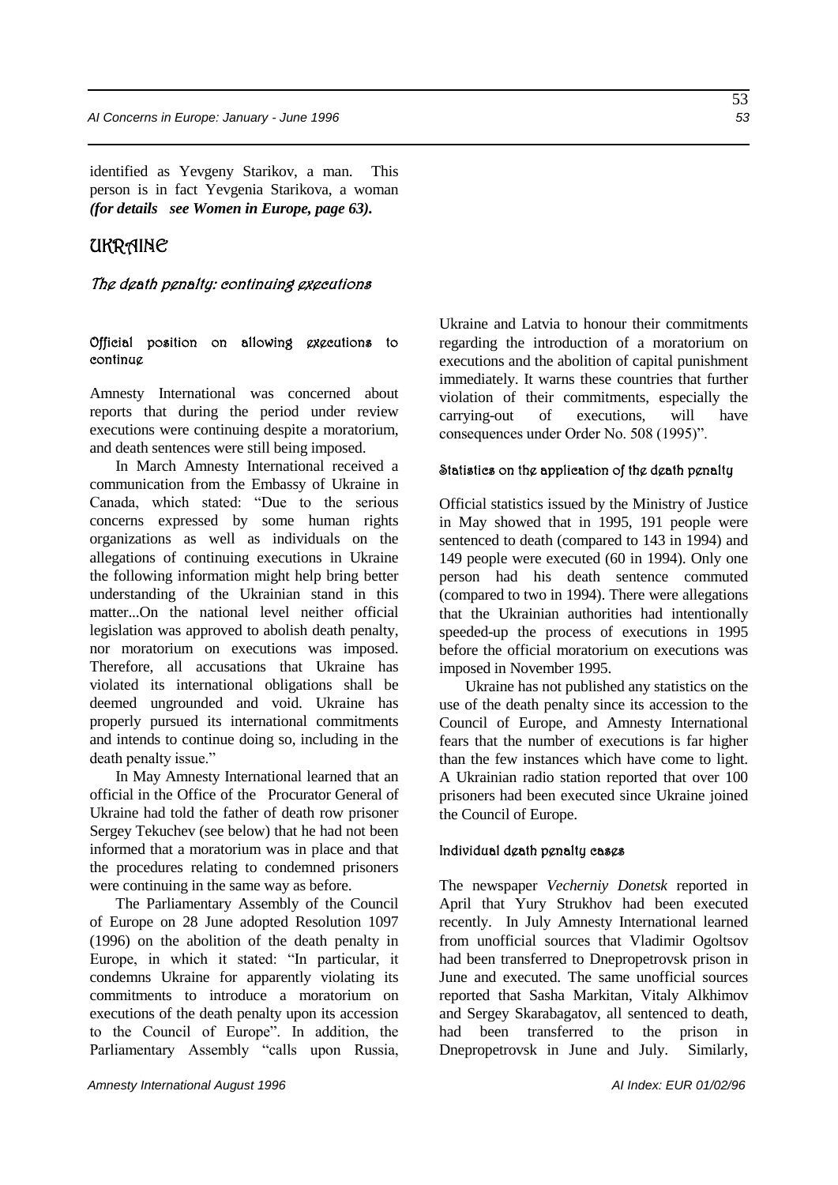identified as Yevgeny Starikov, a man. This person is in fact Yevgenia Starikova, a woman ***(for details see Women in Europe, page 63).***

## UKRAINE

### *The death penalty: continuing executions*

#### Official position on allowing executions to continue

Amnesty International was concerned about reports that during the period under review executions were continuing despite a moratorium, and death sentences were still being imposed.

In March Amnesty International received a communication from the Embassy of Ukraine in Canada, which stated: "Due to the serious concerns expressed by some human rights organizations as well as individuals on the allegations of continuing executions in Ukraine the following information might help bring better understanding of the Ukrainian stand in this matter...On the national level neither official legislation was approved to abolish death penalty, nor moratorium on executions was imposed. Therefore, all accusations that Ukraine has violated its international obligations shall be deemed ungrounded and void. Ukraine has properly pursued its international commitments and intends to continue doing so, including in the death penalty issue."

In May Amnesty International learned that an official in the Office of the Procurator General of Ukraine had told the father of death row prisoner Sergey Tekuchev (see below) that he had not been informed that a moratorium was in place and that the procedures relating to condemned prisoners were continuing in the same way as before.

The Parliamentary Assembly of the Council of Europe on 28 June adopted Resolution 1097 (1996) on the abolition of the death penalty in Europe, in which it stated: "In particular, it condemns Ukraine for apparently violating its commitments to introduce a moratorium on executions of the death penalty upon its accession to the Council of Europe". In addition, the Parliamentary Assembly "calls upon Russia, Ukraine and Latvia to honour their commitments regarding the introduction of a moratorium on executions and the abolition of capital punishment immediately. It warns these countries that further violation of their commitments, especially the carrying-out of executions, will have consequences under Order No. 508 (1995)".

#### Statistics on the application of the death penalty

Official statistics issued by the Ministry of Justice in May showed that in 1995, 191 people were sentenced to death (compared to 143 in 1994) and 149 people were executed (60 in 1994). Only one person had his death sentence commuted (compared to two in 1994). There were allegations that the Ukrainian authorities had intentionally speeded-up the process of executions in 1995 before the official moratorium on executions was imposed in November 1995.

Ukraine has not published any statistics on the use of the death penalty since its accession to the Council of Europe, and Amnesty International fears that the number of executions is far higher than the few instances which have come to light. A Ukrainian radio station reported that over 100 prisoners had been executed since Ukraine joined the Council of Europe.

#### Individual death penalty cases

The newspaper *Vecherniy Donetsk* reported in April that Yury Strukhov had been executed recently. In July Amnesty International learned from unofficial sources that Vladimir Ogoltsov had been transferred to Dnepropetrovsk prison in June and executed. The same unofficial sources reported that Sasha Markitan, Vitaly Alkhimov and Sergey Skarabagatov, all sentenced to death, had been transferred to the prison in Dnepropetrovsk in June and July. Similarly,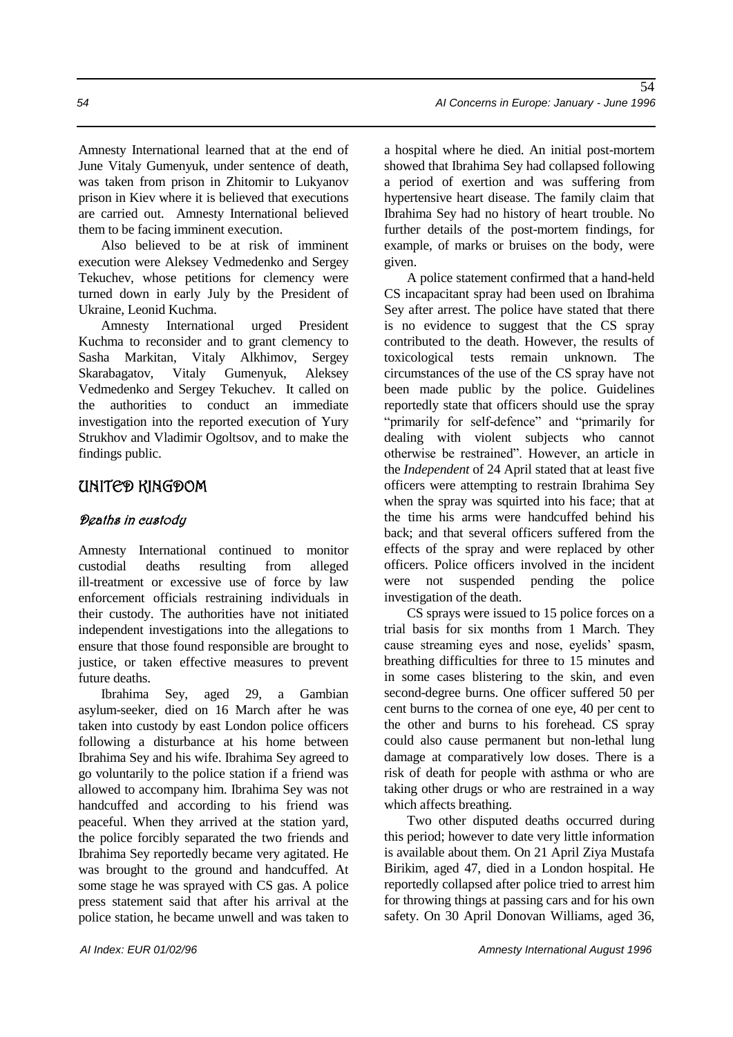Amnesty International learned that at the end of June Vitaly Gumenyuk, under sentence of death, was taken from prison in Zhitomir to Lukyanov prison in Kiev where it is believed that executions are carried out. Amnesty International believed them to be facing imminent execution.

Also believed to be at risk of imminent execution were Aleksey Vedmedenko and Sergey Tekuchev, whose petitions for clemency were turned down in early July by the President of Ukraine, Leonid Kuchma.

Amnesty International urged President Kuchma to reconsider and to grant clemency to Sasha Markitan, Vitaly Alkhimov, Sergey Skarabagatov, Vitaly Gumenyuk, Aleksey Vedmedenko and Sergey Tekuchev. It called on the authorities to conduct an immediate investigation into the reported execution of Yury Strukhov and Vladimir Ogoltsov, and to make the findings public.

## UNITED KINGDOM

### *Deaths in custody*

Amnesty International continued to monitor custodial deaths resulting from alleged ill-treatment or excessive use of force by law enforcement officials restraining individuals in their custody. The authorities have not initiated independent investigations into the allegations to ensure that those found responsible are brought to justice, or taken effective measures to prevent future deaths.

Ibrahima Sey, aged 29, a Gambian asylum-seeker, died on 16 March after he was taken into custody by east London police officers following a disturbance at his home between Ibrahima Sey and his wife. Ibrahima Sey agreed to go voluntarily to the police station if a friend was allowed to accompany him. Ibrahima Sey was not handcuffed and according to his friend was peaceful. When they arrived at the station yard, the police forcibly separated the two friends and Ibrahima Sey reportedly became very agitated. He was brought to the ground and handcuffed. At some stage he was sprayed with CS gas. A police press statement said that after his arrival at the police station, he became unwell and was taken to a hospital where he died. An initial post-mortem showed that Ibrahima Sey had collapsed following a period of exertion and was suffering from hypertensive heart disease. The family claim that Ibrahima Sey had no history of heart trouble. No further details of the post-mortem findings, for example, of marks or bruises on the body, were given.

A police statement confirmed that a hand-held CS incapacitant spray had been used on Ibrahima Sey after arrest. The police have stated that there is no evidence to suggest that the CS spray contributed to the death. However, the results of toxicological tests remain unknown. The circumstances of the use of the CS spray have not been made public by the police. Guidelines reportedly state that officers should use the spray "primarily for self-defence" and "primarily for dealing with violent subjects who cannot otherwise be restrained". However, an article in the *Independent* of 24 April stated that at least five officers were attempting to restrain Ibrahima Sey when the spray was squirted into his face; that at the time his arms were handcuffed behind his back; and that several officers suffered from the effects of the spray and were replaced by other officers. Police officers involved in the incident were not suspended pending the police investigation of the death.

CS sprays were issued to 15 police forces on a trial basis for six months from 1 March. They cause streaming eyes and nose, eyelids' spasm, breathing difficulties for three to 15 minutes and in some cases blistering to the skin, and even second-degree burns. One officer suffered 50 per cent burns to the cornea of one eye, 40 per cent to the other and burns to his forehead. CS spray could also cause permanent but non-lethal lung damage at comparatively low doses. There is a risk of death for people with asthma or who are taking other drugs or who are restrained in a way which affects breathing.

Two other disputed deaths occurred during this period; however to date very little information is available about them. On 21 April Ziya Mustafa Birikim, aged 47, died in a London hospital. He reportedly collapsed after police tried to arrest him for throwing things at passing cars and for his own safety. On 30 April Donovan Williams, aged 36,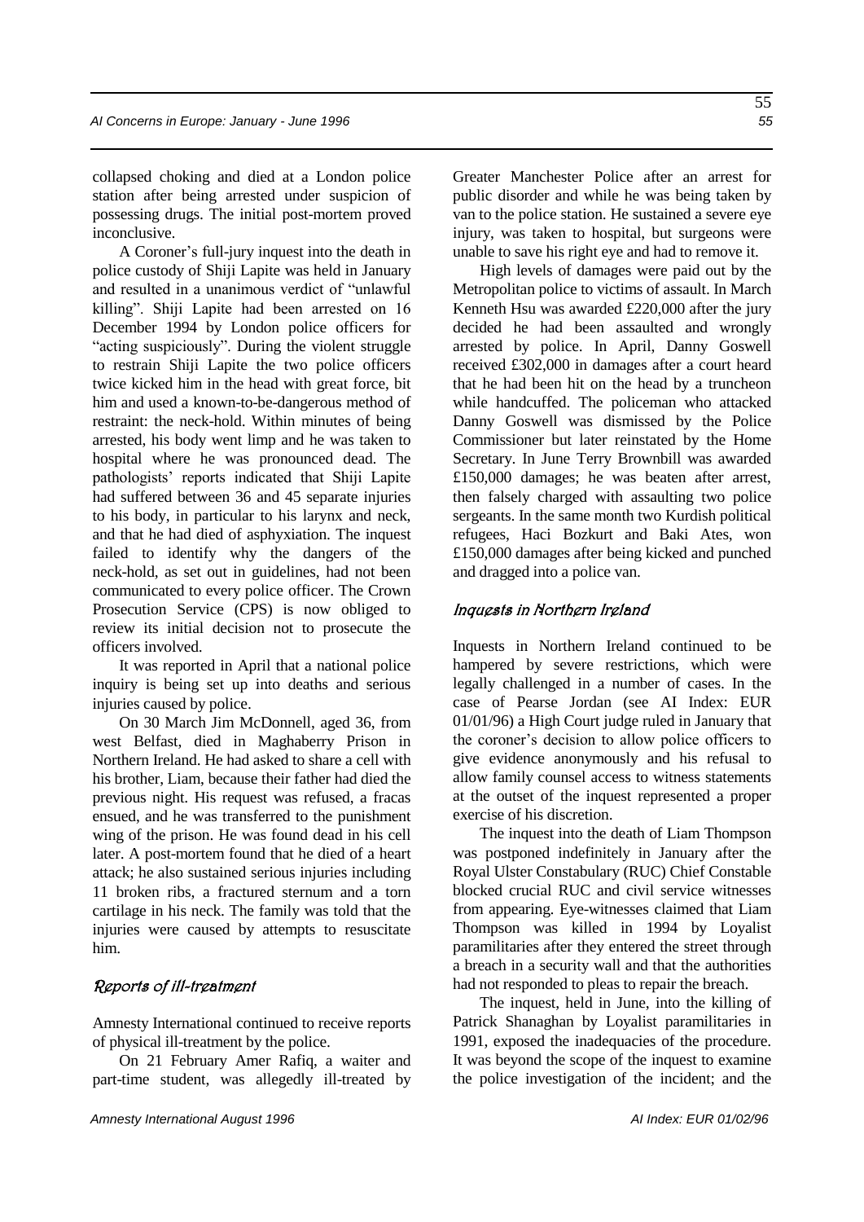collapsed choking and died at a London police station after being arrested under suspicion of possessing drugs. The initial post-mortem proved inconclusive.

A Coroner's full-jury inquest into the death in police custody of Shiji Lapite was held in January and resulted in a unanimous verdict of "unlawful killing". Shiji Lapite had been arrested on 16 December 1994 by London police officers for "acting suspiciously". During the violent struggle to restrain Shiji Lapite the two police officers twice kicked him in the head with great force, bit him and used a known-to-be-dangerous method of restraint: the neck-hold. Within minutes of being arrested, his body went limp and he was taken to hospital where he was pronounced dead. The pathologists' reports indicated that Shiji Lapite had suffered between 36 and 45 separate injuries to his body, in particular to his larynx and neck, and that he had died of asphyxiation. The inquest failed to identify why the dangers of the neck-hold, as set out in guidelines, had not been communicated to every police officer. The Crown Prosecution Service (CPS) is now obliged to review its initial decision not to prosecute the officers involved.

It was reported in April that a national police inquiry is being set up into deaths and serious injuries caused by police.

On 30 March Jim McDonnell, aged 36, from west Belfast, died in Maghaberry Prison in Northern Ireland. He had asked to share a cell with his brother, Liam, because their father had died the previous night. His request was refused, a fracas ensued, and he was transferred to the punishment wing of the prison. He was found dead in his cell later. A post-mortem found that he died of a heart attack; he also sustained serious injuries including 11 broken ribs, a fractured sternum and a torn cartilage in his neck. The family was told that the injuries were caused by attempts to resuscitate him.

### *Reports of ill-treatment*

Amnesty International continued to receive reports of physical ill-treatment by the police.

On 21 February Amer Rafiq, a waiter and part-time student, was allegedly ill-treated by Greater Manchester Police after an arrest for public disorder and while he was being taken by van to the police station. He sustained a severe eye injury, was taken to hospital, but surgeons were unable to save his right eye and had to remove it.

High levels of damages were paid out by the Metropolitan police to victims of assault. In March Kenneth Hsu was awarded £220,000 after the jury decided he had been assaulted and wrongly arrested by police. In April, Danny Goswell received £302,000 in damages after a court heard that he had been hit on the head by a truncheon while handcuffed. The policeman who attacked Danny Goswell was dismissed by the Police Commissioner but later reinstated by the Home Secretary. In June Terry Brownbill was awarded £150,000 damages; he was beaten after arrest, then falsely charged with assaulting two police sergeants. In the same month two Kurdish political refugees, Haci Bozkurt and Baki Ates, won £150,000 damages after being kicked and punched and dragged into a police van.

### *Inquests in Northern Ireland*

Inquests in Northern Ireland continued to be hampered by severe restrictions, which were legally challenged in a number of cases. In the case of Pearse Jordan (see AI Index: EUR 01/01/96) a High Court judge ruled in January that the coroner's decision to allow police officers to give evidence anonymously and his refusal to allow family counsel access to witness statements at the outset of the inquest represented a proper exercise of his discretion.

The inquest into the death of Liam Thompson was postponed indefinitely in January after the Royal Ulster Constabulary (RUC) Chief Constable blocked crucial RUC and civil service witnesses from appearing. Eye-witnesses claimed that Liam Thompson was killed in 1994 by Loyalist paramilitaries after they entered the street through a breach in a security wall and that the authorities had not responded to pleas to repair the breach.

The inquest, held in June, into the killing of Patrick Shanaghan by Loyalist paramilitaries in 1991, exposed the inadequacies of the procedure. It was beyond the scope of the inquest to examine the police investigation of the incident; and the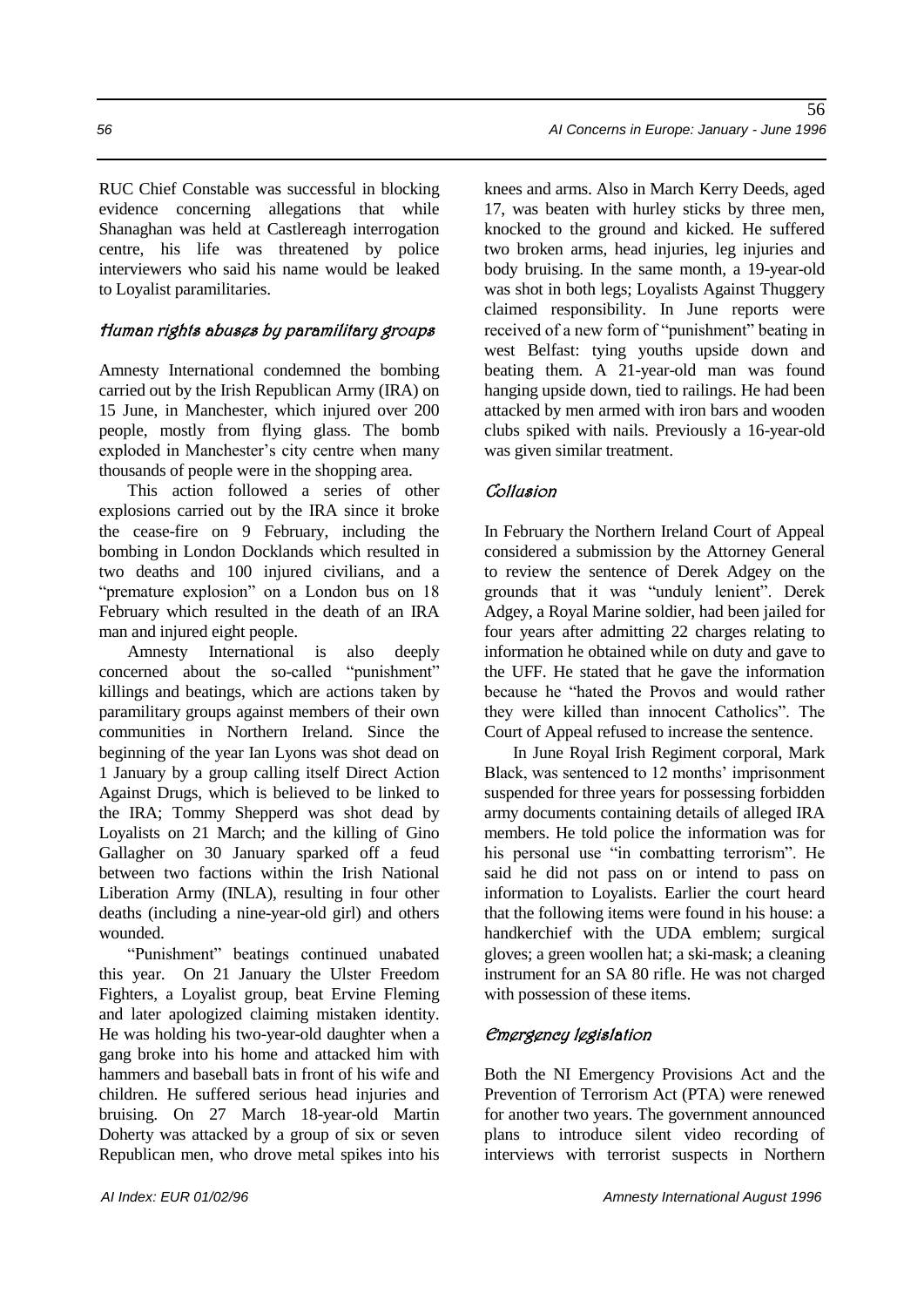RUC Chief Constable was successful in blocking evidence concerning allegations that while Shanaghan was held at Castlereagh interrogation centre, his life was threatened by police interviewers who said his name would be leaked to Loyalist paramilitaries.

### *Human rights abuses by paramilitary groups*

Amnesty International condemned the bombing carried out by the Irish Republican Army (IRA) on 15 June, in Manchester, which injured over 200 people, mostly from flying glass. The bomb exploded in Manchester's city centre when many thousands of people were in the shopping area.

This action followed a series of other explosions carried out by the IRA since it broke the cease-fire on 9 February, including the bombing in London Docklands which resulted in two deaths and 100 injured civilians, and a "premature explosion" on a London bus on 18 February which resulted in the death of an IRA man and injured eight people.

Amnesty International is also deeply concerned about the so-called "punishment" killings and beatings, which are actions taken by paramilitary groups against members of their own communities in Northern Ireland. Since the beginning of the year Ian Lyons was shot dead on 1 January by a group calling itself Direct Action Against Drugs, which is believed to be linked to the IRA; Tommy Shepperd was shot dead by Loyalists on 21 March; and the killing of Gino Gallagher on 30 January sparked off a feud between two factions within the Irish National Liberation Army (INLA), resulting in four other deaths (including a nine-year-old girl) and others wounded.

"Punishment" beatings continued unabated this year. On 21 January the Ulster Freedom Fighters, a Loyalist group, beat Ervine Fleming and later apologized claiming mistaken identity. He was holding his two-year-old daughter when a gang broke into his home and attacked him with hammers and baseball bats in front of his wife and children. He suffered serious head injuries and bruising. On 27 March 18-year-old Martin Doherty was attacked by a group of six or seven Republican men, who drove metal spikes into his knees and arms. Also in March Kerry Deeds, aged 17, was beaten with hurley sticks by three men, knocked to the ground and kicked. He suffered two broken arms, head injuries, leg injuries and body bruising. In the same month, a 19-year-old was shot in both legs; Loyalists Against Thuggery claimed responsibility. In June reports were received of a new form of "punishment" beating in west Belfast: tying youths upside down and beating them. A 21-year-old man was found hanging upside down, tied to railings. He had been attacked by men armed with iron bars and wooden clubs spiked with nails. Previously a 16-year-old was given similar treatment.

### *Collusion*

In February the Northern Ireland Court of Appeal considered a submission by the Attorney General to review the sentence of Derek Adgey on the grounds that it was "unduly lenient". Derek Adgey, a Royal Marine soldier, had been jailed for four years after admitting 22 charges relating to information he obtained while on duty and gave to the UFF. He stated that he gave the information because he "hated the Provos and would rather they were killed than innocent Catholics". The Court of Appeal refused to increase the sentence.

In June Royal Irish Regiment corporal, Mark Black, was sentenced to 12 months' imprisonment suspended for three years for possessing forbidden army documents containing details of alleged IRA members. He told police the information was for his personal use "in combatting terrorism". He said he did not pass on or intend to pass on information to Loyalists. Earlier the court heard that the following items were found in his house: a handkerchief with the UDA emblem; surgical gloves; a green woollen hat; a ski-mask; a cleaning instrument for an SA 80 rifle. He was not charged with possession of these items.

### *Emergency legislation*

Both the NI Emergency Provisions Act and the Prevention of Terrorism Act (PTA) were renewed for another two years. The government announced plans to introduce silent video recording of interviews with terrorist suspects in Northern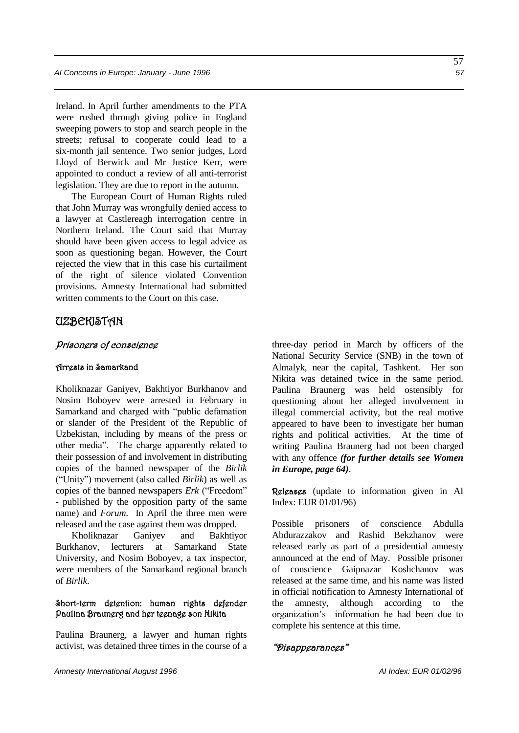Ireland. In April further amendments to the PTA were rushed through giving police in England sweeping powers to stop and search people in the streets; refusal to cooperate could lead to a six-month jail sentence. Two senior judges, Lord Lloyd of Berwick and Mr Justice Kerr, were appointed to conduct a review of all anti-terrorist legislation. They are due to report in the autumn.

The European Court of Human Rights ruled that John Murray was wrongfully denied access to a lawyer at Castlereagh interrogation centre in Northern Ireland. The Court said that Murray should have been given access to legal advice as soon as questioning began. However, the Court rejected the view that in this case his curtailment of the right of silence violated Convention provisions. Amnesty International had submitted written comments to the Court on this case.

## UZBEKISTAN

### *Prisoners of conscience*

#### Arrests in Samarkand

Kholiknazar Ganiyev, Bakhtiyor Burkhanov and Nosim Boboyev were arrested in February in Samarkand and charged with "public defamation or slander of the President of the Republic of Uzbekistan, including by means of the press or other media". The charge apparently related to their possession of and involvement in distributing copies of the banned newspaper of the *Birlik* ("Unity") movement (also called *Birlik*) as well as copies of the banned newspapers *Erk* ("Freedom" - published by the opposition party of the same name) and *Forum*. In April the three men were released and the case against them was dropped.

Kholiknazar Ganiyev and Bakhtiyor Burkhanov, lecturers at Samarkand State University, and Nosim Boboyev, a tax inspector, were members of the Samarkand regional branch of *Birlik*.

#### Short-term detention: human rights defender Paulina Braunerg and her teenage son Nikita

Paulina Braunerg, a lawyer and human rights activist, was detained three times in the course of a three-day period in March by officers of the National Security Service (SNB) in the town of Almalyk, near the capital, Tashkent. Her son Nikita was detained twice in the same period. Paulina Braunerg was held ostensibly for questioning about her alleged involvement in illegal commercial activity, but the real motive appeared to have been to investigate her human rights and political activities. At the time of writing Paulina Braunerg had not been charged with any offence ***(for further details see Women in Europe, page 64)***.

#### Releases (update to information given in AI Index: EUR 01/01/96)

Possible prisoners of conscience Abdulla Abdurazzakov and Rashid Bekzhanov were released early as part of a presidential amnesty announced at the end of May. Possible prisoner of conscience Gaipnazar Koshchanov was released at the same time, and his name was listed in official notification to Amnesty International of the amnesty, although according to the organization's information he had been due to complete his sentence at this time.

### *"Disappearances"*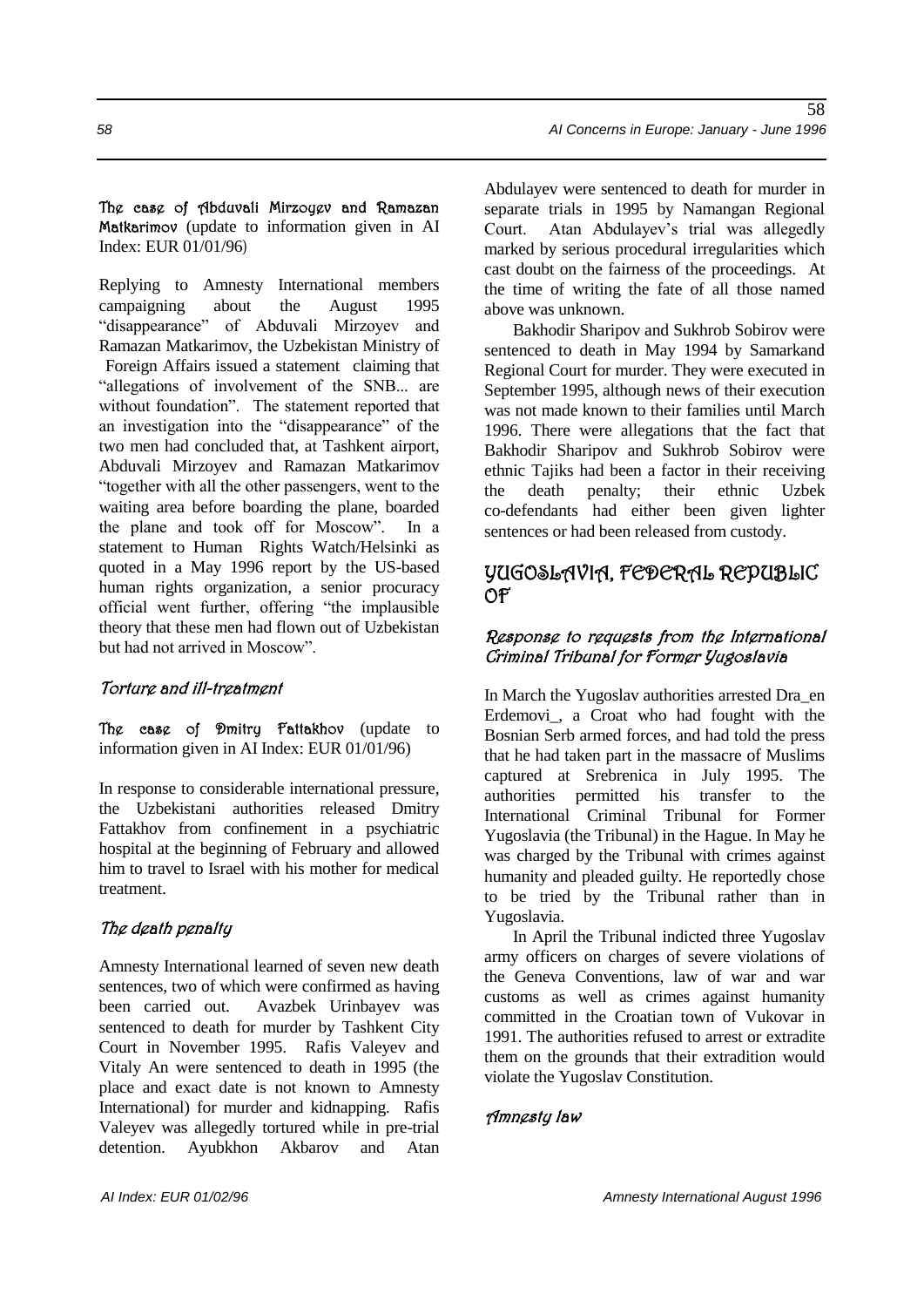**The case of Abduvali Mirzoyev and Ramazan Matkarimov** (update to information given in AI Index: EUR 01/01/96)

Replying to Amnesty International members campaigning about the August 1995 "disappearance" of Abduvali Mirzoyev and Ramazan Matkarimov, the Uzbekistan Ministry of Foreign Affairs issued a statement claiming that "allegations of involvement of the SNB... are without foundation". The statement reported that an investigation into the "disappearance" of the two men had concluded that, at Tashkent airport, Abduvali Mirzoyev and Ramazan Matkarimov "together with all the other passengers, went to the waiting area before boarding the plane, boarded the plane and took off for Moscow". In a statement to Human Rights Watch/Helsinki as quoted in a May 1996 report by the US-based human rights organization, a senior procuracy official went further, offering "the implausible theory that these men had flown out of Uzbekistan but had not arrived in Moscow".

### *Torture and ill-treatment*

**The case of Dmitry Fattakhov** (update to information given in AI Index: EUR 01/01/96)

In response to considerable international pressure, the Uzbekistani authorities released Dmitry Fattakhov from confinement in a psychiatric hospital at the beginning of February and allowed him to travel to Israel with his mother for medical treatment.

### *The death penalty*

Amnesty International learned of seven new death sentences, two of which were confirmed as having been carried out. Avazbek Urinbayev was sentenced to death for murder by Tashkent City Court in November 1995. Rafis Valeyev and Vitaly An were sentenced to death in 1995 (the place and exact date is not known to Amnesty International) for murder and kidnapping. Rafis Valeyev was allegedly tortured while in pre-trial detention. Ayubkhon Akbarov and Atan Abdulayev were sentenced to death for murder in separate trials in 1995 by Namangan Regional Court. Atan Abdulayev's trial was allegedly marked by serious procedural irregularities which cast doubt on the fairness of the proceedings. At the time of writing the fate of all those named above was unknown.

Bakhodir Sharipov and Sukhrob Sobirov were sentenced to death in May 1994 by Samarkand Regional Court for murder. They were executed in September 1995, although news of their execution was not made known to their families until March 1996. There were allegations that the fact that Bakhodir Sharipov and Sukhrob Sobirov were ethnic Tajiks had been a factor in their receiving the death penalty; their ethnic Uzbek co-defendants had either been given lighter sentences or had been released from custody.

## YUGOSLAVIA, FEDERAL REPUBLIC OF

### *Response to requests from the International Criminal Tribunal for Former Yugoslavia*

In March the Yugoslav authorities arrested Dra_en Erdemovi_, a Croat who had fought with the Bosnian Serb armed forces, and had told the press that he had taken part in the massacre of Muslims captured at Srebrenica in July 1995. The authorities permitted his transfer to the International Criminal Tribunal for Former Yugoslavia (the Tribunal) in the Hague. In May he was charged by the Tribunal with crimes against humanity and pleaded guilty. He reportedly chose to be tried by the Tribunal rather than in Yugoslavia.

In April the Tribunal indicted three Yugoslav army officers on charges of severe violations of the Geneva Conventions, law of war and war customs as well as crimes against humanity committed in the Croatian town of Vukovar in 1991. The authorities refused to arrest or extradite them on the grounds that their extradition would violate the Yugoslav Constitution.

### *Amnesty law*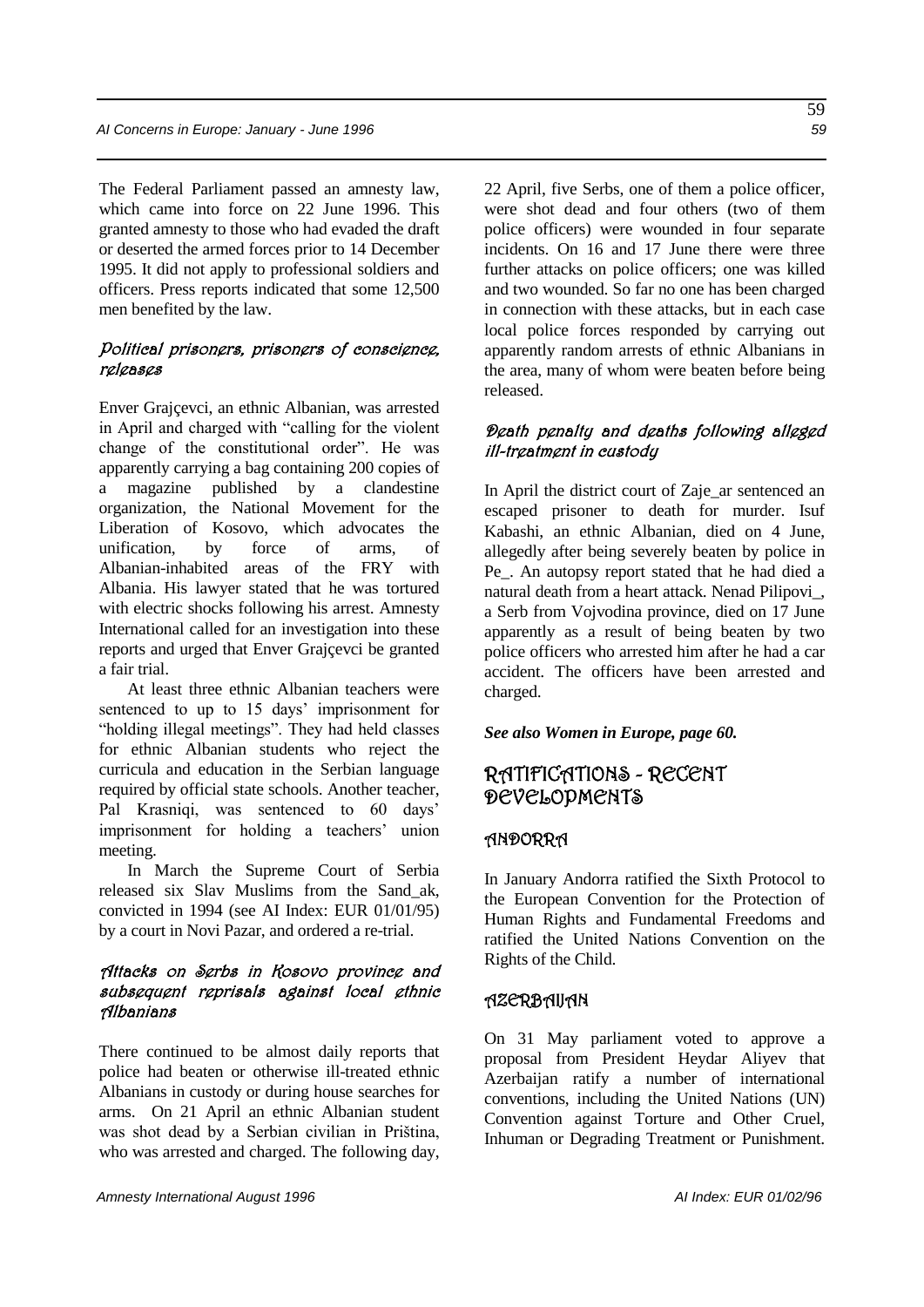The Federal Parliament passed an amnesty law, which came into force on 22 June 1996. This granted amnesty to those who had evaded the draft or deserted the armed forces prior to 14 December 1995. It did not apply to professional soldiers and officers. Press reports indicated that some 12,500 men benefited by the law.

### *Political prisoners, prisoners of conscience, releases*

Enver Grajçevci, an ethnic Albanian, was arrested in April and charged with "calling for the violent change of the constitutional order". He was apparently carrying a bag containing 200 copies of a magazine published by a clandestine organization, the National Movement for the Liberation of Kosovo, which advocates the unification, by force of arms, of Albanian-inhabited areas of the FRY with Albania. His lawyer stated that he was tortured with electric shocks following his arrest. Amnesty International called for an investigation into these reports and urged that Enver Grajçevci be granted a fair trial.

At least three ethnic Albanian teachers were sentenced to up to 15 days' imprisonment for "holding illegal meetings". They had held classes for ethnic Albanian students who reject the curricula and education in the Serbian language required by official state schools. Another teacher, Pal Krasniqi, was sentenced to 60 days' imprisonment for holding a teachers' union meeting.

In March the Supreme Court of Serbia released six Slav Muslims from the Sand_ak, convicted in 1994 (see AI Index: EUR 01/01/95) by a court in Novi Pazar, and ordered a re-trial.

### *Attacks on Serbs in Kosovo province and subsequent reprisals against local ethnic Albanians*

There continued to be almost daily reports that police had beaten or otherwise ill-treated ethnic Albanians in custody or during house searches for arms. On 21 April an ethnic Albanian student was shot dead by a Serbian civilian in Priština, who was arrested and charged. The following day, 22 April, five Serbs, one of them a police officer, were shot dead and four others (two of them police officers) were wounded in four separate incidents. On 16 and 17 June there were three further attacks on police officers; one was killed and two wounded. So far no one has been charged in connection with these attacks, but in each case local police forces responded by carrying out apparently random arrests of ethnic Albanians in the area, many of whom were beaten before being released.

### *Death penalty and deaths following alleged ill-treatment in custody*

In April the district court of Zaje_ar sentenced an escaped prisoner to death for murder. Isuf Kabashi, an ethnic Albanian, died on 4 June, allegedly after being severely beaten by police in Pe_. An autopsy report stated that he had died a natural death from a heart attack. Nenad Pilipovi_, a Serb from Vojvodina province, died on 17 June apparently as a result of being beaten by two police officers who arrested him after he had a car accident. The officers have been arrested and charged.

***See also Women in Europe, page 60.***

# RATIFICATIONS - RECENT DEVELOPMENTS

## ANDORRA

In January Andorra ratified the Sixth Protocol to the European Convention for the Protection of Human Rights and Fundamental Freedoms and ratified the United Nations Convention on the Rights of the Child.

## AZERBAIJAN

On 31 May parliament voted to approve a proposal from President Heydar Aliyev that Azerbaijan ratify a number of international conventions, including the United Nations (UN) Convention against Torture and Other Cruel, Inhuman or Degrading Treatment or Punishment.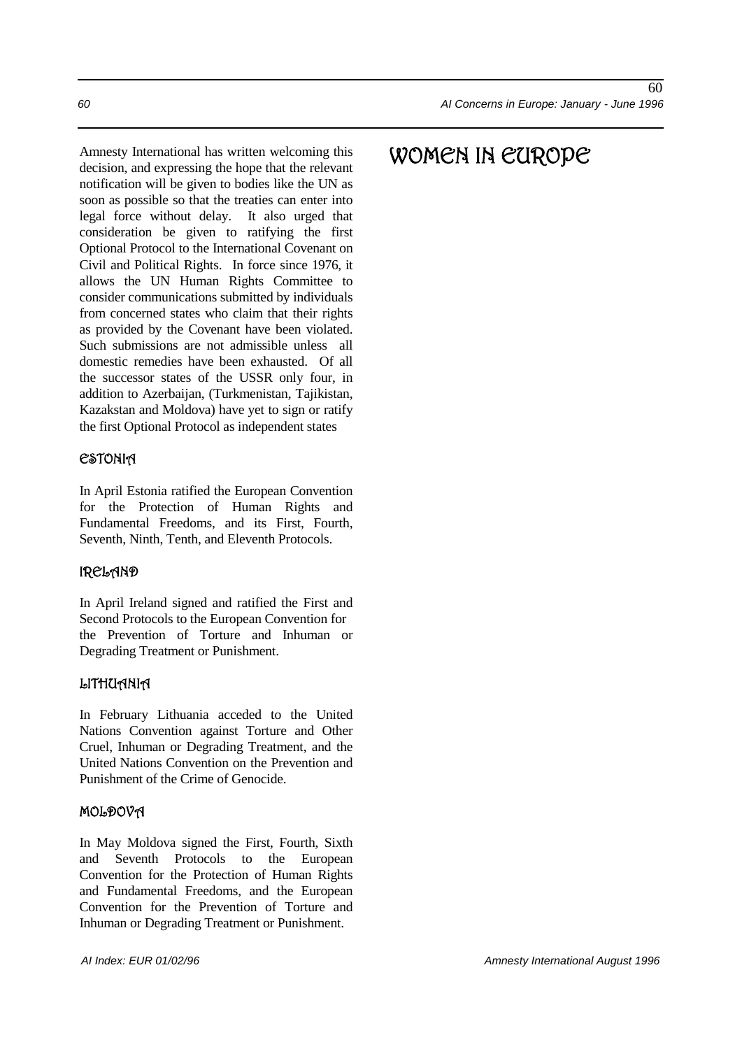Amnesty International has written welcoming this decision, and expressing the hope that the relevant notification will be given to bodies like the UN as soon as possible so that the treaties can enter into legal force without delay. It also urged that consideration be given to ratifying the first Optional Protocol to the International Covenant on Civil and Political Rights. In force since 1976, it allows the UN Human Rights Committee to consider communications submitted by individuals from concerned states who claim that their rights as provided by the Covenant have been violated. Such submissions are not admissible unless all domestic remedies have been exhausted. Of all the successor states of the USSR only four, in addition to Azerbaijan, (Turkmenistan, Tajikistan, Kazakstan and Moldova) have yet to sign or ratify the first Optional Protocol as independent states

### ESTONIA

In April Estonia ratified the European Convention for the Protection of Human Rights and Fundamental Freedoms, and its First, Fourth, Seventh, Ninth, Tenth, and Eleventh Protocols.

### IRELAND

In April Ireland signed and ratified the First and Second Protocols to the European Convention for the Prevention of Torture and Inhuman or Degrading Treatment or Punishment.

### LITHUANIA

In February Lithuania acceded to the United Nations Convention against Torture and Other Cruel, Inhuman or Degrading Treatment, and the United Nations Convention on the Prevention and Punishment of the Crime of Genocide.

### MOLDOVA

In May Moldova signed the First, Fourth, Sixth and Seventh Protocols to the European Convention for the Protection of Human Rights and Fundamental Freedoms, and the European Convention for the Prevention of Torture and Inhuman or Degrading Treatment or Punishment.

# WOMEN IN EUROPE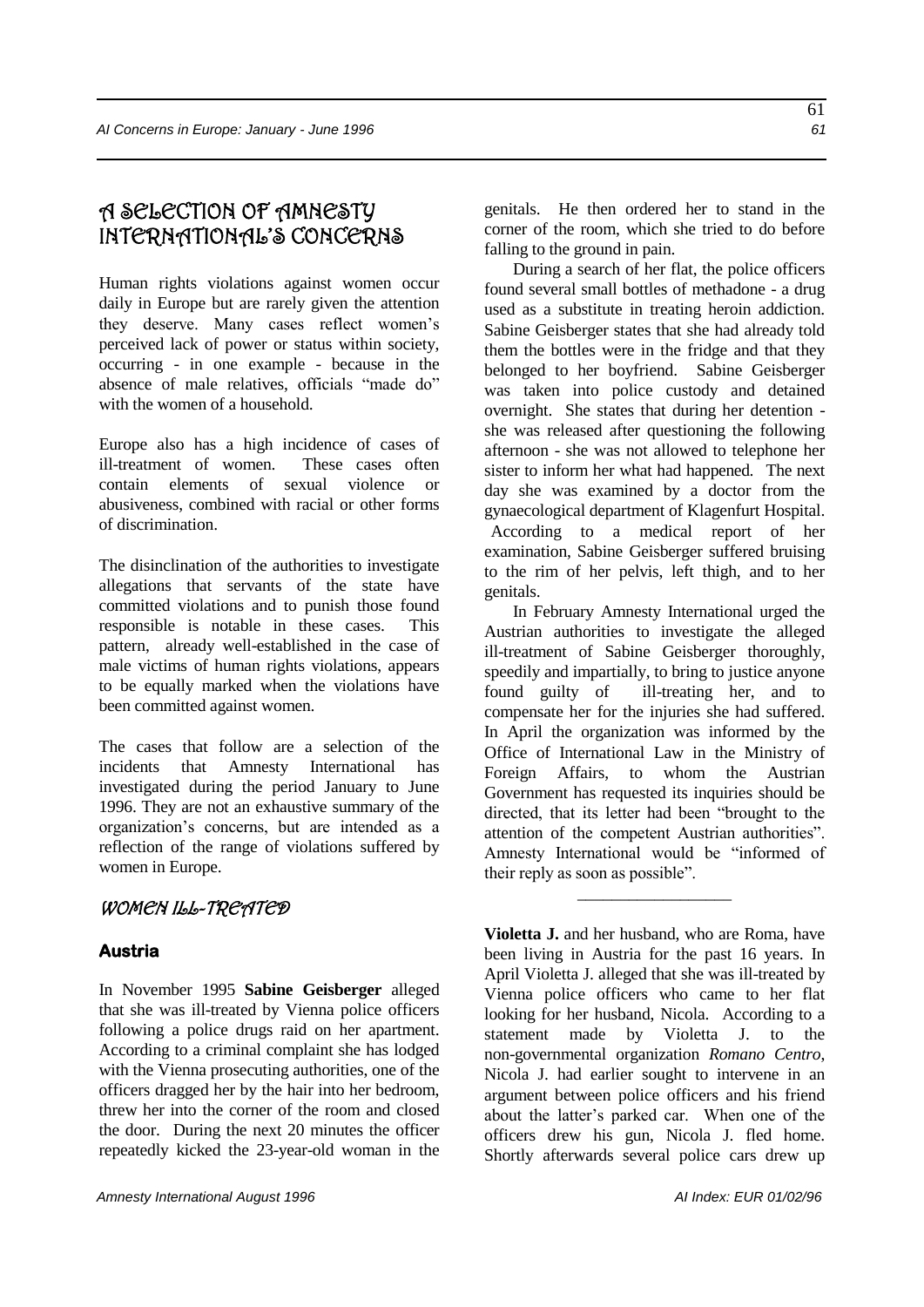# A SELECTION OF AMNESTY INTERNATIONAL'S CONCERNS

Human rights violations against women occur daily in Europe but are rarely given the attention they deserve. Many cases reflect women's perceived lack of power or status within society, occurring - in one example - because in the absence of male relatives, officials "made do" with the women of a household.

Europe also has a high incidence of cases of ill-treatment of women. These cases often contain elements of sexual violence or abusiveness, combined with racial or other forms of discrimination.

The disinclination of the authorities to investigate allegations that servants of the state have committed violations and to punish those found responsible is notable in these cases. This pattern, already well-established in the case of male victims of human rights violations, appears to be equally marked when the violations have been committed against women.

The cases that follow are a selection of the incidents that Amnesty International has investigated during the period January to June 1996. They are not an exhaustive summary of the organization's concerns, but are intended as a reflection of the range of violations suffered by women in Europe.

## WOMEN ILL-TREATED

### Austria

In November 1995 **Sabine Geisberger** alleged that she was ill-treated by Vienna police officers following a police drugs raid on her apartment. According to a criminal complaint she has lodged with the Vienna prosecuting authorities, one of the officers dragged her by the hair into her bedroom, threw her into the corner of the room and closed the door. During the next 20 minutes the officer repeatedly kicked the 23-year-old woman in the genitals. He then ordered her to stand in the corner of the room, which she tried to do before falling to the ground in pain.

During a search of her flat, the police officers found several small bottles of methadone - a drug used as a substitute in treating heroin addiction. Sabine Geisberger states that she had already told them the bottles were in the fridge and that they belonged to her boyfriend. Sabine Geisberger was taken into police custody and detained overnight. She states that during her detention - she was released after questioning the following afternoon - she was not allowed to telephone her sister to inform her what had happened. The next day she was examined by a doctor from the gynaecological department of Klagenfurt Hospital. According to a medical report of her examination, Sabine Geisberger suffered bruising to the rim of her pelvis, left thigh, and to her genitals.

In February Amnesty International urged the Austrian authorities to investigate the alleged ill-treatment of Sabine Geisberger thoroughly, speedily and impartially, to bring to justice anyone found guilty of ill-treating her, and to compensate her for the injuries she had suffered. In April the organization was informed by the Office of International Law in the Ministry of Foreign Affairs, to whom the Austrian Government has requested its inquiries should be directed, that its letter had been "brought to the attention of the competent Austrian authorities". Amnesty International would be "informed of their reply as soon as possible".

---

**Violetta J.** and her husband, who are Roma, have been living in Austria for the past 16 years. In April Violetta J. alleged that she was ill-treated by Vienna police officers who came to her flat looking for her husband, Nicola. According to a statement made by Violetta J. to the non-governmental organization *Romano Centro*, Nicola J. had earlier sought to intervene in an argument between police officers and his friend about the latter's parked car. When one of the officers drew his gun, Nicola J. fled home. Shortly afterwards several police cars drew up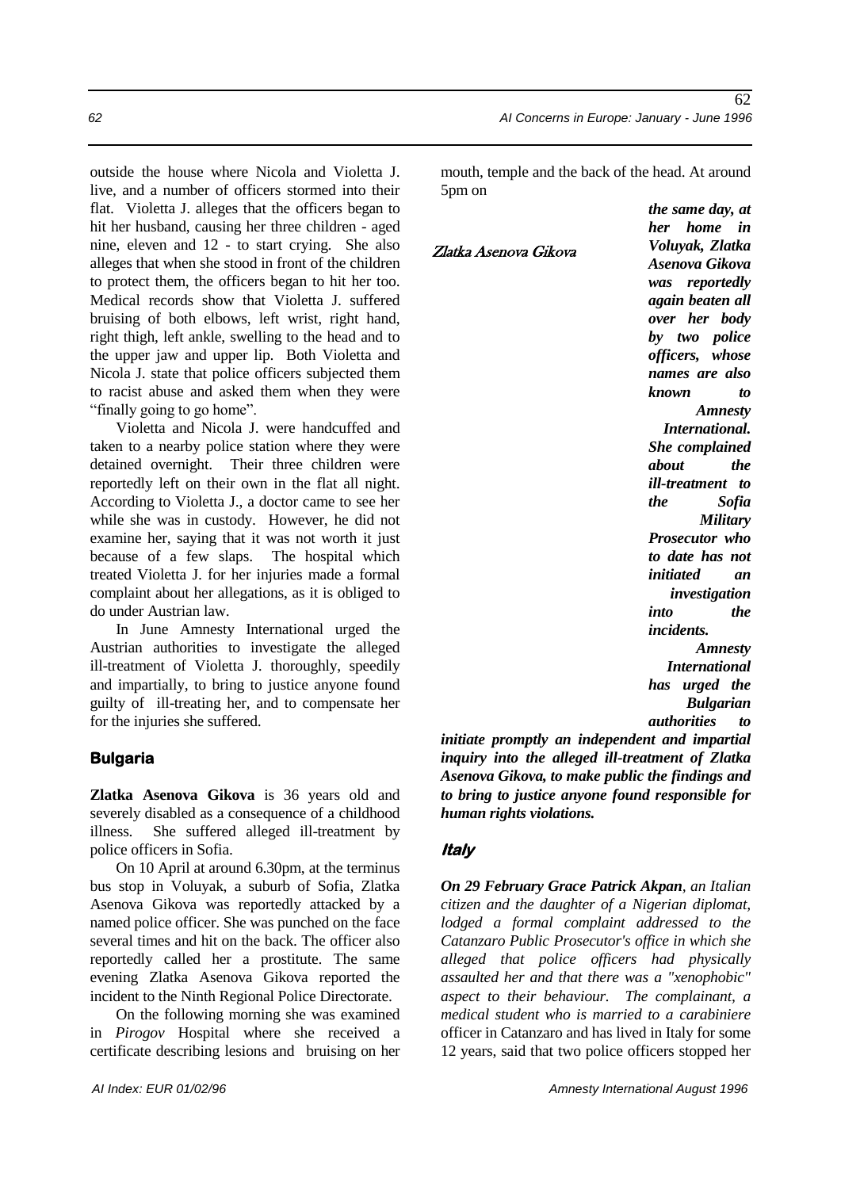outside the house where Nicola and Violetta J. live, and a number of officers stormed into their flat. Violetta J. alleges that the officers began to hit her husband, causing her three children - aged nine, eleven and 12 - to start crying. She also alleges that when she stood in front of the children to protect them, the officers began to hit her too. Medical records show that Violetta J. suffered bruising of both elbows, left wrist, right hand, right thigh, left ankle, swelling to the head and to the upper jaw and upper lip. Both Violetta and Nicola J. state that police officers subjected them to racist abuse and asked them when they were "finally going to go home".

Violetta and Nicola J. were handcuffed and taken to a nearby police station where they were detained overnight. Their three children were reportedly left on their own in the flat all night. According to Violetta J., a doctor came to see her while she was in custody. However, he did not examine her, saying that it was not worth it just because of a few slaps. The hospital which treated Violetta J. for her injuries made a formal complaint about her allegations, as it is obliged to do under Austrian law.

In June Amnesty International urged the Austrian authorities to investigate the alleged ill-treatment of Violetta J. thoroughly, speedily and impartially, to bring to justice anyone found guilty of ill-treating her, and to compensate her for the injuries she suffered.

## Bulgaria

**Zlatka Asenova Gikova** is 36 years old and severely disabled as a consequence of a childhood illness. She suffered alleged ill-treatment by police officers in Sofia.

On 10 April at around 6.30pm, at the terminus bus stop in Voluyak, a suburb of Sofia, Zlatka Asenova Gikova was reportedly attacked by a named police officer. She was punched on the face several times and hit on the back. The officer also reportedly called her a prostitute. The same evening Zlatka Asenova Gikova reported the incident to the Ninth Regional Police Directorate.

On the following morning she was examined in *Pirogov* Hospital where she received a certificate describing lesions and bruising on her mouth, temple and the back of the head. At around 5pm on

Zlatka Asenova Gikova

***the same day, at her home in Voluyak, Zlatka Asenova Gikova was reportedly again beaten all over her body by two police officers, whose names are also known to Amnesty International. She complained about the ill-treatment to the Sofia Military Prosecutor who to date has not initiated an investigation into the incidents.***

***Amnesty International has urged the Bulgarian authorities to initiate promptly an independent and impartial inquiry into the alleged ill-treatment of Zlatka Asenova Gikova, to make public the findings and to bring to justice anyone found responsible for human rights violations.***

## Italy

***On 29 February Grace Patrick Akpan****, an Italian citizen and the daughter of a Nigerian diplomat, lodged a formal complaint addressed to the Catanzaro Public Prosecutor's office in which she alleged that police officers had physically assaulted her and that there was a "xenophobic" aspect to their behaviour. The complainant, a medical student who is married to a carabiniere* officer in Catanzaro and has lived in Italy for some 12 years, said that two police officers stopped her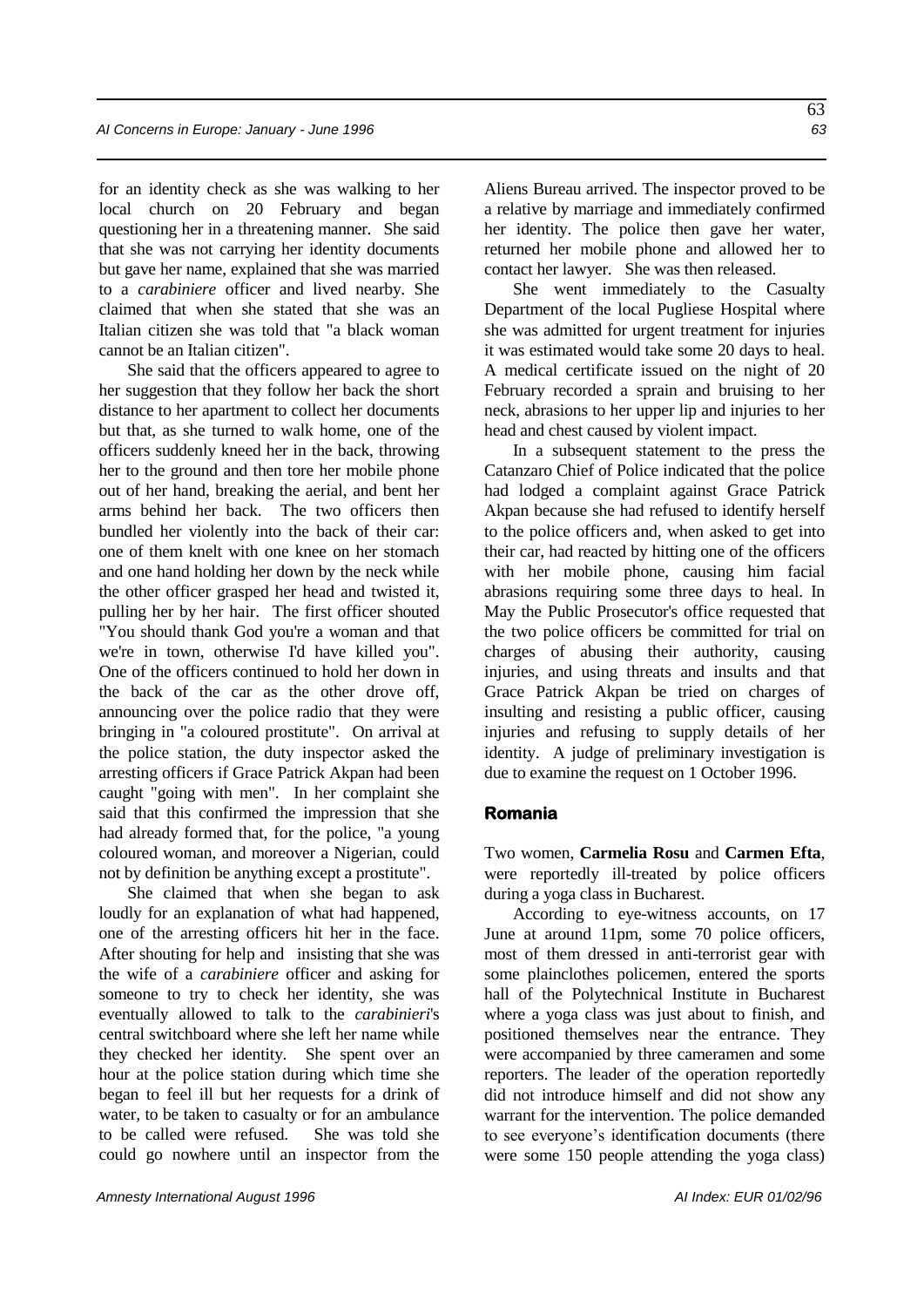for an identity check as she was walking to her local church on 20 February and began questioning her in a threatening manner. She said that she was not carrying her identity documents but gave her name, explained that she was married to a *carabiniere* officer and lived nearby. She claimed that when she stated that she was an Italian citizen she was told that "a black woman cannot be an Italian citizen".

She said that the officers appeared to agree to her suggestion that they follow her back the short distance to her apartment to collect her documents but that, as she turned to walk home, one of the officers suddenly kneed her in the back, throwing her to the ground and then tore her mobile phone out of her hand, breaking the aerial, and bent her arms behind her back. The two officers then bundled her violently into the back of their car: one of them knelt with one knee on her stomach and one hand holding her down by the neck while the other officer grasped her head and twisted it, pulling her by her hair. The first officer shouted "You should thank God you're a woman and that we're in town, otherwise I'd have killed you". One of the officers continued to hold her down in the back of the car as the other drove off, announcing over the police radio that they were bringing in "a coloured prostitute". On arrival at the police station, the duty inspector asked the arresting officers if Grace Patrick Akpan had been caught "going with men". In her complaint she said that this confirmed the impression that she had already formed that, for the police, "a young coloured woman, and moreover a Nigerian, could not by definition be anything except a prostitute".

She claimed that when she began to ask loudly for an explanation of what had happened, one of the arresting officers hit her in the face. After shouting for help and insisting that she was the wife of a *carabiniere* officer and asking for someone to try to check her identity, she was eventually allowed to talk to the *carabinieri*'s central switchboard where she left her name while they checked her identity. She spent over an hour at the police station during which time she began to feel ill but her requests for a drink of water, to be taken to casualty or for an ambulance to be called were refused. She was told she could go nowhere until an inspector from the Aliens Bureau arrived. The inspector proved to be a relative by marriage and immediately confirmed her identity. The police then gave her water, returned her mobile phone and allowed her to contact her lawyer. She was then released.

She went immediately to the Casualty Department of the local Pugliese Hospital where she was admitted for urgent treatment for injuries it was estimated would take some 20 days to heal. A medical certificate issued on the night of 20 February recorded a sprain and bruising to her neck, abrasions to her upper lip and injuries to her head and chest caused by violent impact.

In a subsequent statement to the press the Catanzaro Chief of Police indicated that the police had lodged a complaint against Grace Patrick Akpan because she had refused to identify herself to the police officers and, when asked to get into their car, had reacted by hitting one of the officers with her mobile phone, causing him facial abrasions requiring some three days to heal. In May the Public Prosecutor's office requested that the two police officers be committed for trial on charges of abusing their authority, causing injuries, and using threats and insults and that Grace Patrick Akpan be tried on charges of insulting and resisting a public officer, causing injuries and refusing to supply details of her identity. A judge of preliminary investigation is due to examine the request on 1 October 1996.

## Romania

Two women, **Carmelia Rosu** and **Carmen Efta**, were reportedly ill-treated by police officers during a yoga class in Bucharest.

According to eye-witness accounts, on 17 June at around 11pm, some 70 police officers, most of them dressed in anti-terrorist gear with some plainclothes policemen, entered the sports hall of the Polytechnical Institute in Bucharest where a yoga class was just about to finish, and positioned themselves near the entrance. They were accompanied by three cameramen and some reporters. The leader of the operation reportedly did not introduce himself and did not show any warrant for the intervention. The police demanded to see everyone's identification documents (there were some 150 people attending the yoga class)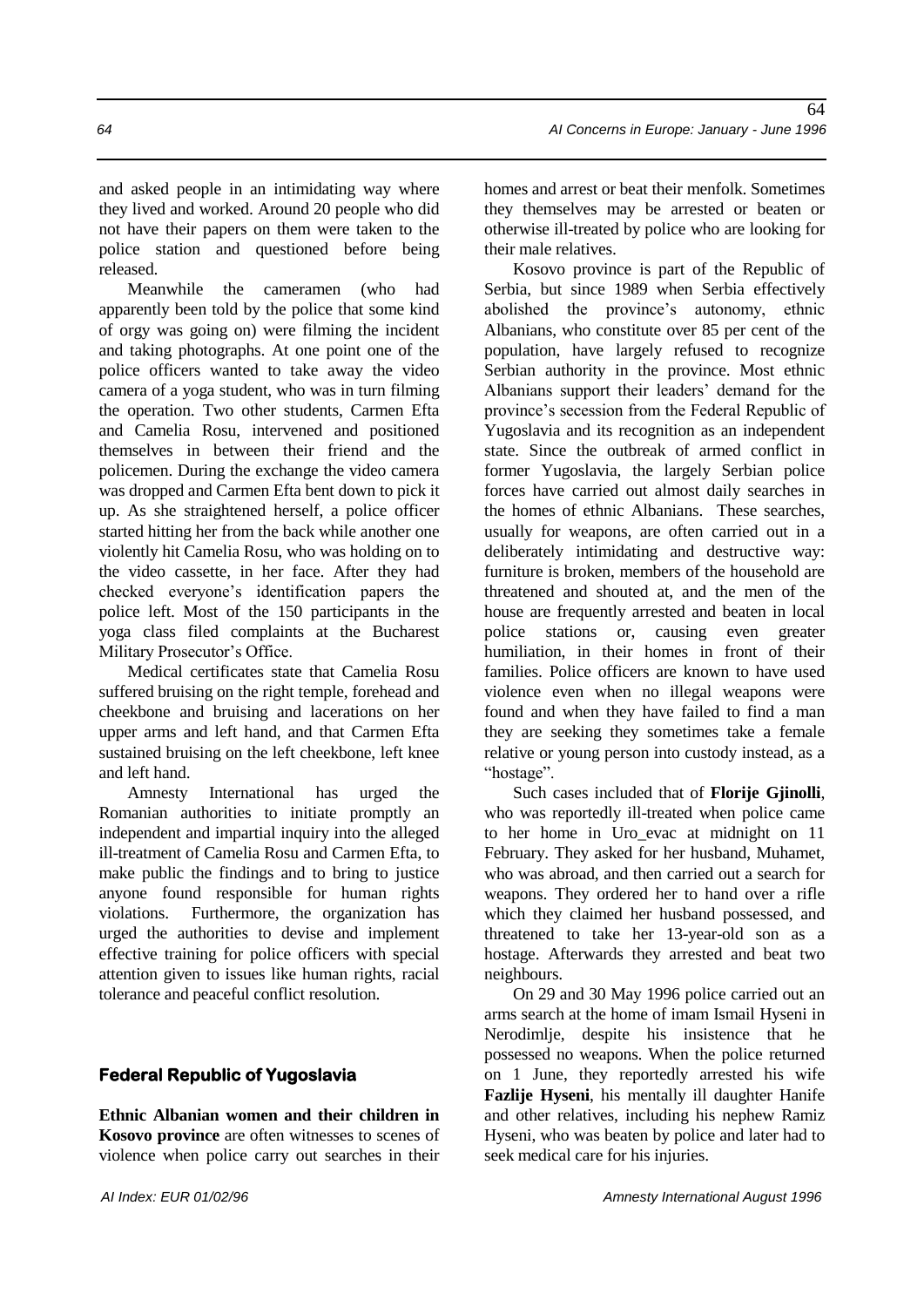and asked people in an intimidating way where they lived and worked. Around 20 people who did not have their papers on them were taken to the police station and questioned before being released.

Meanwhile the cameramen (who had apparently been told by the police that some kind of orgy was going on) were filming the incident and taking photographs. At one point one of the police officers wanted to take away the video camera of a yoga student, who was in turn filming the operation. Two other students, Carmen Efta and Camelia Rosu, intervened and positioned themselves in between their friend and the policemen. During the exchange the video camera was dropped and Carmen Efta bent down to pick it up. As she straightened herself, a police officer started hitting her from the back while another one violently hit Camelia Rosu, who was holding on to the video cassette, in her face. After they had checked everyone's identification papers the police left. Most of the 150 participants in the yoga class filed complaints at the Bucharest Military Prosecutor's Office.

Medical certificates state that Camelia Rosu suffered bruising on the right temple, forehead and cheekbone and bruising and lacerations on her upper arms and left hand, and that Carmen Efta sustained bruising on the left cheekbone, left knee and left hand.

Amnesty International has urged the Romanian authorities to initiate promptly an independent and impartial inquiry into the alleged ill-treatment of Camelia Rosu and Carmen Efta, to make public the findings and to bring to justice anyone found responsible for human rights violations. Furthermore, the organization has urged the authorities to devise and implement effective training for police officers with special attention given to issues like human rights, racial tolerance and peaceful conflict resolution.

## Federal Republic of Yugoslavia

**Ethnic Albanian women and their children in Kosovo province** are often witnesses to scenes of violence when police carry out searches in their homes and arrest or beat their menfolk. Sometimes they themselves may be arrested or beaten or otherwise ill-treated by police who are looking for their male relatives.

Kosovo province is part of the Republic of Serbia, but since 1989 when Serbia effectively abolished the province's autonomy, ethnic Albanians, who constitute over 85 per cent of the population, have largely refused to recognize Serbian authority in the province. Most ethnic Albanians support their leaders' demand for the province's secession from the Federal Republic of Yugoslavia and its recognition as an independent state. Since the outbreak of armed conflict in former Yugoslavia, the largely Serbian police forces have carried out almost daily searches in the homes of ethnic Albanians. These searches, usually for weapons, are often carried out in a deliberately intimidating and destructive way: furniture is broken, members of the household are threatened and shouted at, and the men of the house are frequently arrested and beaten in local police stations or, causing even greater humiliation, in their homes in front of their families. Police officers are known to have used violence even when no illegal weapons were found and when they have failed to find a man they are seeking they sometimes take a female relative or young person into custody instead, as a "hostage".

Such cases included that of **Florije Gjinolli**, who was reportedly ill-treated when police came to her home in Uro_evac at midnight on 11 February. They asked for her husband, Muhamet, who was abroad, and then carried out a search for weapons. They ordered her to hand over a rifle which they claimed her husband possessed, and threatened to take her 13-year-old son as a hostage. Afterwards they arrested and beat two neighbours.

On 29 and 30 May 1996 police carried out an arms search at the home of imam Ismail Hyseni in Nerodimlje, despite his insistence that he possessed no weapons. When the police returned on 1 June, they reportedly arrested his wife **Fazlije Hyseni**, his mentally ill daughter Hanife and other relatives, including his nephew Ramiz Hyseni, who was beaten by police and later had to seek medical care for his injuries.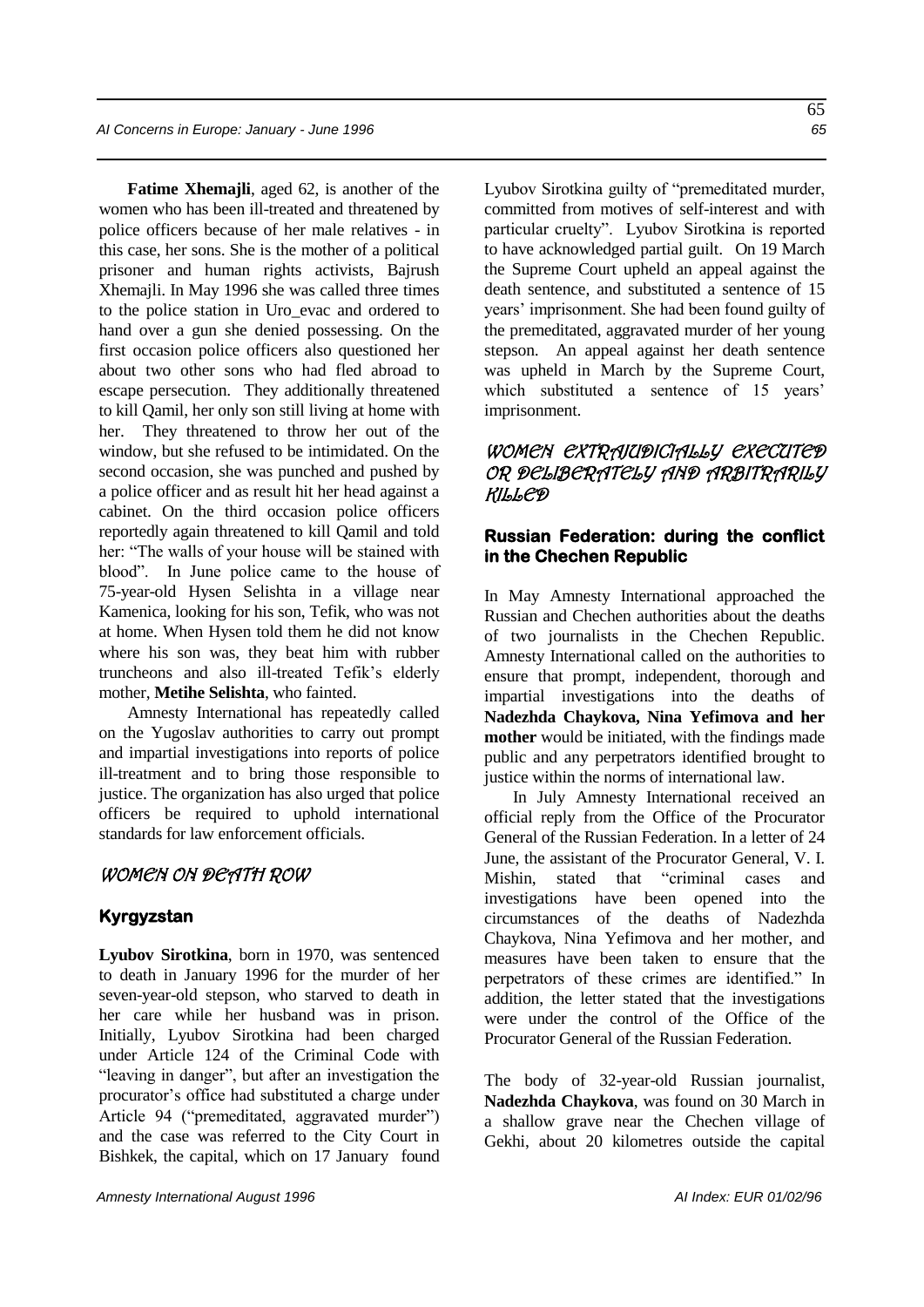**Fatime Xhemajli**, aged 62, is another of the women who has been ill-treated and threatened by police officers because of her male relatives - in this case, her sons. She is the mother of a political prisoner and human rights activists, Bajrush Xhemajli. In May 1996 she was called three times to the police station in Uro_evac and ordered to hand over a gun she denied possessing. On the first occasion police officers also questioned her about two other sons who had fled abroad to escape persecution. They additionally threatened to kill Qamil, her only son still living at home with her. They threatened to throw her out of the window, but she refused to be intimidated. On the second occasion, she was punched and pushed by a police officer and as result hit her head against a cabinet. On the third occasion police officers reportedly again threatened to kill Qamil and told her: "The walls of your house will be stained with blood". In June police came to the house of 75-year-old Hysen Selishta in a village near Kamenica, looking for his son, Tefik, who was not at home. When Hysen told them he did not know where his son was, they beat him with rubber truncheons and also ill-treated Tefik's elderly mother, **Metihe Selishta**, who fainted.

Amnesty International has repeatedly called on the Yugoslav authorities to carry out prompt and impartial investigations into reports of police ill-treatment and to bring those responsible to justice. The organization has also urged that police officers be required to uphold international standards for law enforcement officials.

## WOMEN ON DEATH ROW

### Kyrgyzstan

**Lyubov Sirotkina**, born in 1970, was sentenced to death in January 1996 for the murder of her seven-year-old stepson, who starved to death in her care while her husband was in prison. Initially, Lyubov Sirotkina had been charged under Article 124 of the Criminal Code with "leaving in danger", but after an investigation the procurator's office had substituted a charge under Article 94 ("premeditated, aggravated murder") and the case was referred to the City Court in Bishkek, the capital, which on 17 January found Lyubov Sirotkina guilty of "premeditated murder, committed from motives of self-interest and with particular cruelty". Lyubov Sirotkina is reported to have acknowledged partial guilt. On 19 March the Supreme Court upheld an appeal against the death sentence, and substituted a sentence of 15 years' imprisonment. She had been found guilty of the premeditated, aggravated murder of her young stepson. An appeal against her death sentence was upheld in March by the Supreme Court, which substituted a sentence of 15 years' imprisonment.

## WOMEN EXTRAJUDICIALLY EXECUTED OR DELIBERATELY AND ARBITRARILY KILLED

### Russian Federation: during the conflict in the Chechen Republic

In May Amnesty International approached the Russian and Chechen authorities about the deaths of two journalists in the Chechen Republic. Amnesty International called on the authorities to ensure that prompt, independent, thorough and impartial investigations into the deaths of **Nadezhda Chaykova, Nina Yefimova and her mother** would be initiated, with the findings made public and any perpetrators identified brought to justice within the norms of international law.

In July Amnesty International received an official reply from the Office of the Procurator General of the Russian Federation. In a letter of 24 June, the assistant of the Procurator General, V. I. Mishin, stated that "criminal cases and investigations have been opened into the circumstances of the deaths of Nadezhda Chaykova, Nina Yefimova and her mother, and measures have been taken to ensure that the perpetrators of these crimes are identified." In addition, the letter stated that the investigations were under the control of the Office of the Procurator General of the Russian Federation.

The body of 32-year-old Russian journalist, **Nadezhda Chaykova**, was found on 30 March in a shallow grave near the Chechen village of Gekhi, about 20 kilometres outside the capital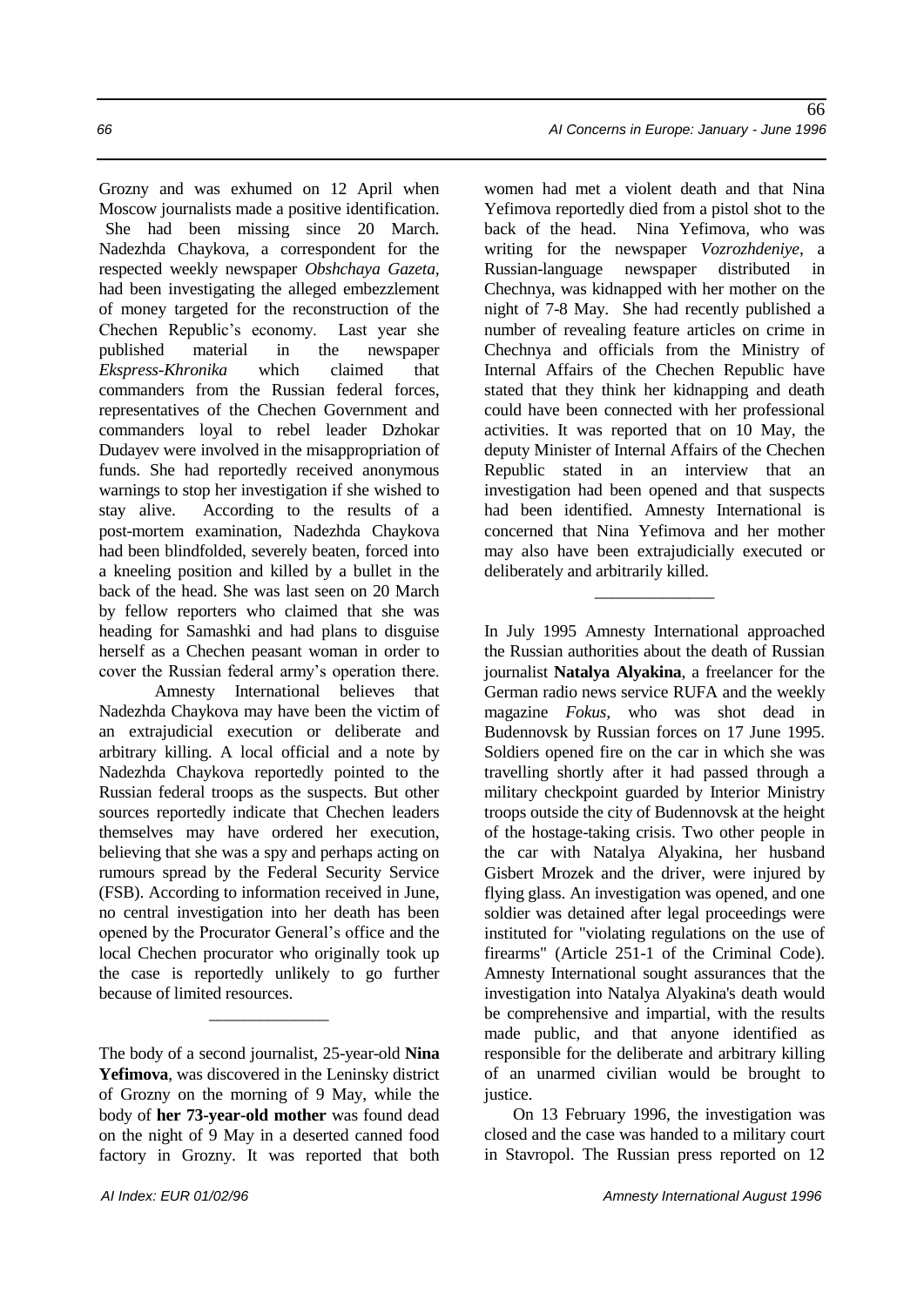Grozny and was exhumed on 12 April when Moscow journalists made a positive identification. She had been missing since 20 March. Nadezhda Chaykova, a correspondent for the respected weekly newspaper *Obshchaya Gazeta*, had been investigating the alleged embezzlement of money targeted for the reconstruction of the Chechen Republic's economy. Last year she published material in the newspaper *Ekspress-Khronika* which claimed that commanders from the Russian federal forces, representatives of the Chechen Government and commanders loyal to rebel leader Dzhokar Dudayev were involved in the misappropriation of funds. She had reportedly received anonymous warnings to stop her investigation if she wished to stay alive. According to the results of a post-mortem examination, Nadezhda Chaykova had been blindfolded, severely beaten, forced into a kneeling position and killed by a bullet in the back of the head. She was last seen on 20 March by fellow reporters who claimed that she was heading for Samashki and had plans to disguise herself as a Chechen peasant woman in order to cover the Russian federal army's operation there.

Amnesty International believes that Nadezhda Chaykova may have been the victim of an extrajudicial execution or deliberate and arbitrary killing. A local official and a note by Nadezhda Chaykova reportedly pointed to the Russian federal troops as the suspects. But other sources reportedly indicate that Chechen leaders themselves may have ordered her execution, believing that she was a spy and perhaps acting on rumours spread by the Federal Security Service (FSB). According to information received in June, no central investigation into her death has been opened by the Procurator General's office and the local Chechen procurator who originally took up the case is reportedly unlikely to go further because of limited resources.

______________

The body of a second journalist, 25-year-old **Nina Yefimova**, was discovered in the Leninsky district of Grozny on the morning of 9 May, while the body of **her 73-year-old mother** was found dead on the night of 9 May in a deserted canned food factory in Grozny. It was reported that both women had met a violent death and that Nina Yefimova reportedly died from a pistol shot to the back of the head. Nina Yefimova, who was writing for the newspaper *Vozrozhdeniye*, a Russian-language newspaper distributed in Chechnya, was kidnapped with her mother on the night of 7-8 May. She had recently published a number of revealing feature articles on crime in Chechnya and officials from the Ministry of Internal Affairs of the Chechen Republic have stated that they think her kidnapping and death could have been connected with her professional activities. It was reported that on 10 May, the deputy Minister of Internal Affairs of the Chechen Republic stated in an interview that an investigation had been opened and that suspects had been identified. Amnesty International is concerned that Nina Yefimova and her mother may also have been extrajudicially executed or deliberately and arbitrarily killed.

______________

In July 1995 Amnesty International approached the Russian authorities about the death of Russian journalist **Natalya Alyakina**, a freelancer for the German radio news service RUFA and the weekly magazine *Fokus*, who was shot dead in Budennovsk by Russian forces on 17 June 1995. Soldiers opened fire on the car in which she was travelling shortly after it had passed through a military checkpoint guarded by Interior Ministry troops outside the city of Budennovsk at the height of the hostage-taking crisis. Two other people in the car with Natalya Alyakina, her husband Gisbert Mrozek and the driver, were injured by flying glass. An investigation was opened, and one soldier was detained after legal proceedings were instituted for "violating regulations on the use of firearms" (Article 251-1 of the Criminal Code). Amnesty International sought assurances that the investigation into Natalya Alyakina's death would be comprehensive and impartial, with the results made public, and that anyone identified as responsible for the deliberate and arbitrary killing of an unarmed civilian would be brought to justice.

On 13 February 1996, the investigation was closed and the case was handed to a military court in Stavropol. The Russian press reported on 12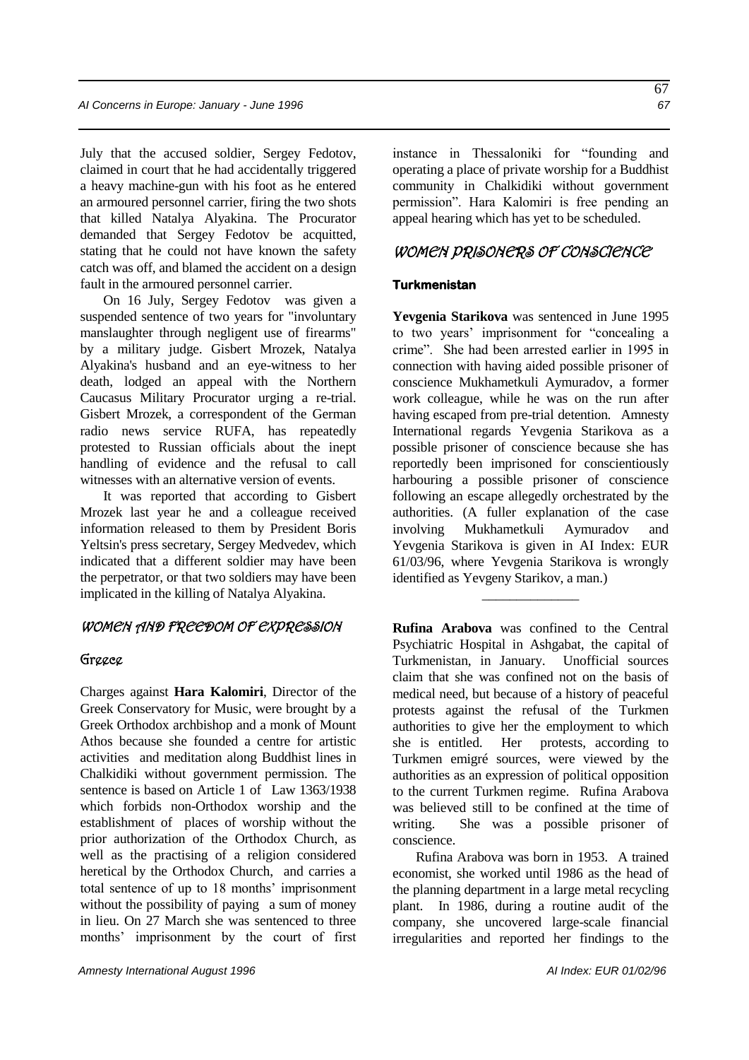July that the accused soldier, Sergey Fedotov, claimed in court that he had accidentally triggered a heavy machine-gun with his foot as he entered an armoured personnel carrier, firing the two shots that killed Natalya Alyakina. The Procurator demanded that Sergey Fedotov be acquitted, stating that he could not have known the safety catch was off, and blamed the accident on a design fault in the armoured personnel carrier.

On 16 July, Sergey Fedotov was given a suspended sentence of two years for "involuntary manslaughter through negligent use of firearms" by a military judge. Gisbert Mrozek, Natalya Alyakina's husband and an eye-witness to her death, lodged an appeal with the Northern Caucasus Military Procurator urging a re-trial. Gisbert Mrozek, a correspondent of the German radio news service RUFA, has repeatedly protested to Russian officials about the inept handling of evidence and the refusal to call witnesses with an alternative version of events.

It was reported that according to Gisbert Mrozek last year he and a colleague received information released to them by President Boris Yeltsin's press secretary, Sergey Medvedev, which indicated that a different soldier may have been the perpetrator, or that two soldiers may have been implicated in the killing of Natalya Alyakina.

## WOMEN AND FREEDOM OF EXPRESSION

### Greece

Charges against **Hara Kalomiri**, Director of the Greek Conservatory for Music, were brought by a Greek Orthodox archbishop and a monk of Mount Athos because she founded a centre for artistic activities and meditation along Buddhist lines in Chalkidiki without government permission. The sentence is based on Article 1 of Law 1363/1938 which forbids non-Orthodox worship and the establishment of places of worship without the prior authorization of the Orthodox Church, as well as the practising of a religion considered heretical by the Orthodox Church, and carries a total sentence of up to 18 months' imprisonment without the possibility of paying a sum of money in lieu. On 27 March she was sentenced to three months' imprisonment by the court of first instance in Thessaloniki for "founding and operating a place of private worship for a Buddhist community in Chalkidiki without government permission". Hara Kalomiri is free pending an appeal hearing which has yet to be scheduled.

## WOMEN PRISONERS OF CONSCIENCE

### Turkmenistan

**Yevgenia Starikova** was sentenced in June 1995 to two years' imprisonment for "concealing a crime". She had been arrested earlier in 1995 in connection with having aided possible prisoner of conscience Mukhametkuli Aymuradov, a former work colleague, while he was on the run after having escaped from pre-trial detention. Amnesty International regards Yevgenia Starikova as a possible prisoner of conscience because she has reportedly been imprisoned for conscientiously harbouring a possible prisoner of conscience following an escape allegedly orchestrated by the authorities. (A fuller explanation of the case involving Mukhametkuli Aymuradov and Yevgenia Starikova is given in AI Index: EUR 61/03/96, where Yevgenia Starikova is wrongly identified as Yevgeny Starikov, a man.)

---

**Rufina Arabova** was confined to the Central Psychiatric Hospital in Ashgabat, the capital of Turkmenistan, in January. Unofficial sources claim that she was confined not on the basis of medical need, but because of a history of peaceful protests against the refusal of the Turkmen authorities to give her the employment to which she is entitled. Her protests, according to Turkmen emigré sources, were viewed by the authorities as an expression of political opposition to the current Turkmen regime. Rufina Arabova was believed still to be confined at the time of writing. She was a possible prisoner of conscience.

Rufina Arabova was born in 1953. A trained economist, she worked until 1986 as the head of the planning department in a large metal recycling plant. In 1986, during a routine audit of the company, she uncovered large-scale financial irregularities and reported her findings to the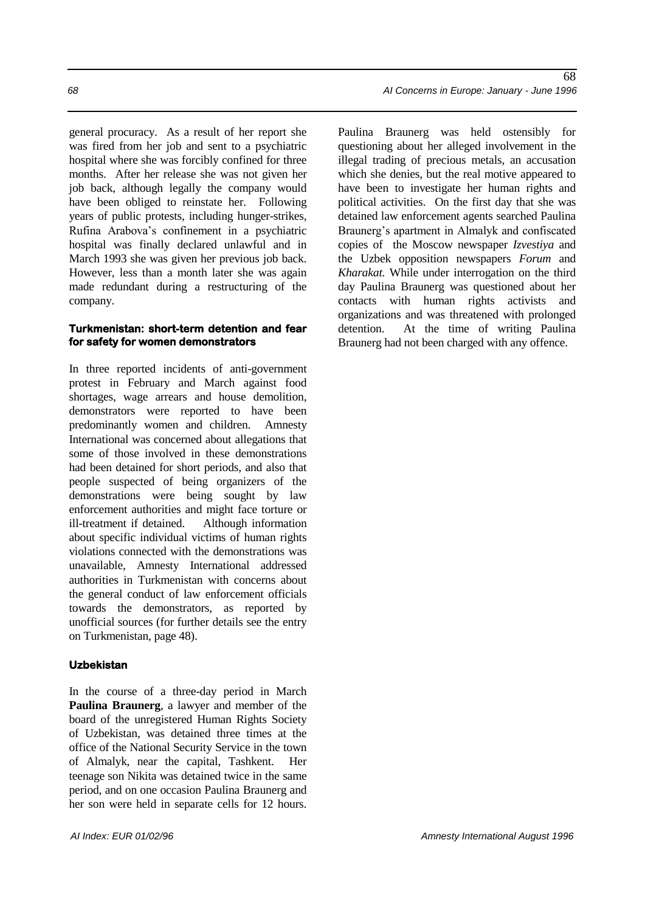general procuracy. As a result of her report she was fired from her job and sent to a psychiatric hospital where she was forcibly confined for three months. After her release she was not given her job back, although legally the company would have been obliged to reinstate her. Following years of public protests, including hunger-strikes, Rufina Arabova's confinement in a psychiatric hospital was finally declared unlawful and in March 1993 she was given her previous job back. However, less than a month later she was again made redundant during a restructuring of the company.

#### Turkmenistan: short-term detention and fear for safety for women demonstrators

In three reported incidents of anti-government protest in February and March against food shortages, wage arrears and house demolition, demonstrators were reported to have been predominantly women and children. Amnesty International was concerned about allegations that some of those involved in these demonstrations had been detained for short periods, and also that people suspected of being organizers of the demonstrations were being sought by law enforcement authorities and might face torture or ill-treatment if detained. Although information about specific individual victims of human rights violations connected with the demonstrations was unavailable, Amnesty International addressed authorities in Turkmenistan with concerns about the general conduct of law enforcement officials towards the demonstrators, as reported by unofficial sources (for further details see the entry on Turkmenistan, page 48).

#### Uzbekistan

In the course of a three-day period in March **Paulina Braunerg**, a lawyer and member of the board of the unregistered Human Rights Society of Uzbekistan, was detained three times at the office of the National Security Service in the town of Almalyk, near the capital, Tashkent. Her teenage son Nikita was detained twice in the same period, and on one occasion Paulina Braunerg and her son were held in separate cells for 12 hours. Paulina Braunerg was held ostensibly for questioning about her alleged involvement in the illegal trading of precious metals, an accusation which she denies, but the real motive appeared to have been to investigate her human rights and political activities. On the first day that she was detained law enforcement agents searched Paulina Braunerg's apartment in Almalyk and confiscated copies of the Moscow newspaper *Izvestiya* and the Uzbek opposition newspapers *Forum* and *Kharakat.* While under interrogation on the third day Paulina Braunerg was questioned about her contacts with human rights activists and organizations and was threatened with prolonged detention. At the time of writing Paulina Braunerg had not been charged with any offence.